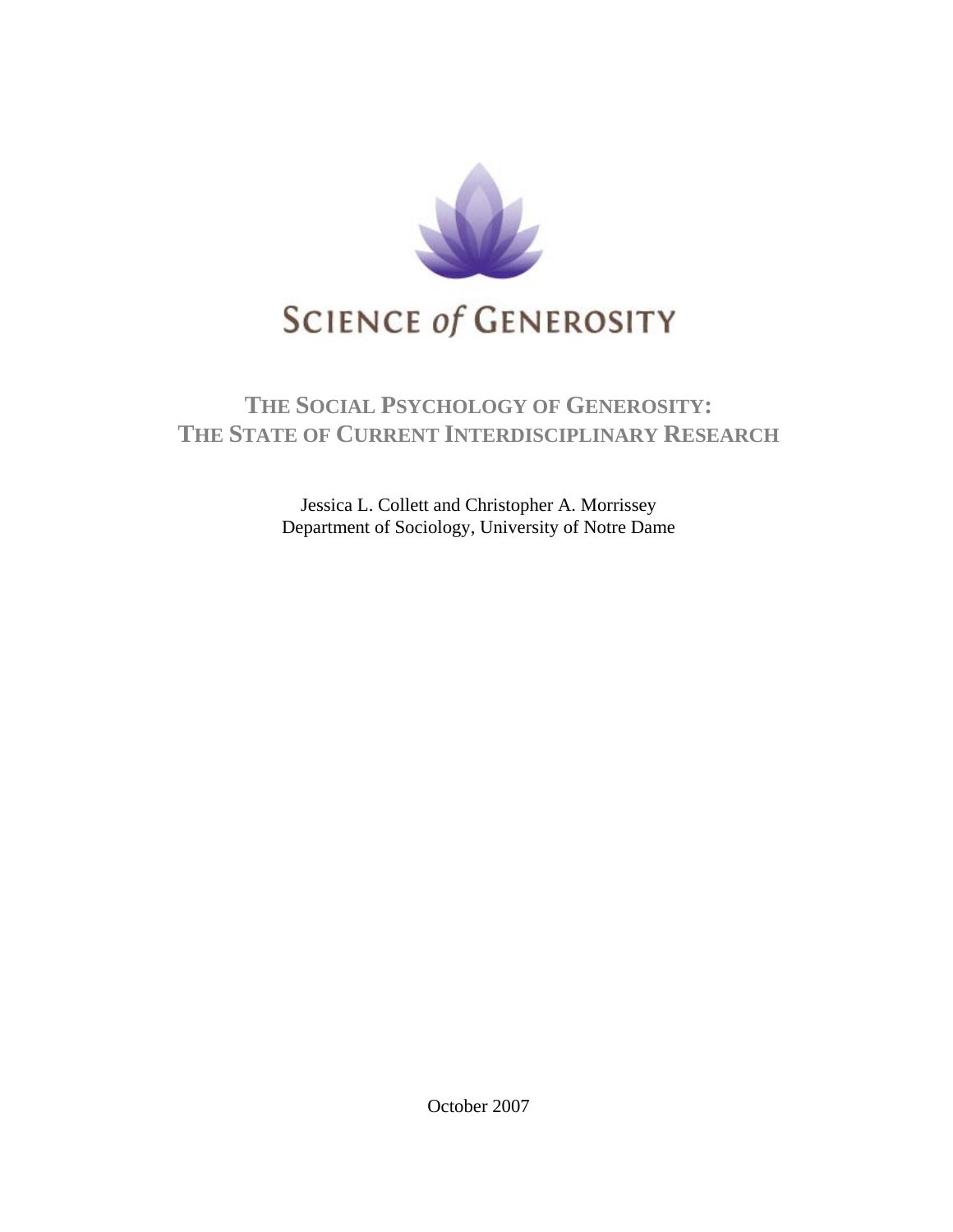SCIENCE of GENEROSITY

# THE SOCIAL PSYCHOLOGY OF GENEROSITY: THE STATE OF CURRENT INTERDISCIPLINARY RESEARCH

Jessica L. Collett and Christopher A. Morrissey
Department of Sociology, University of Notre Dame

October 2007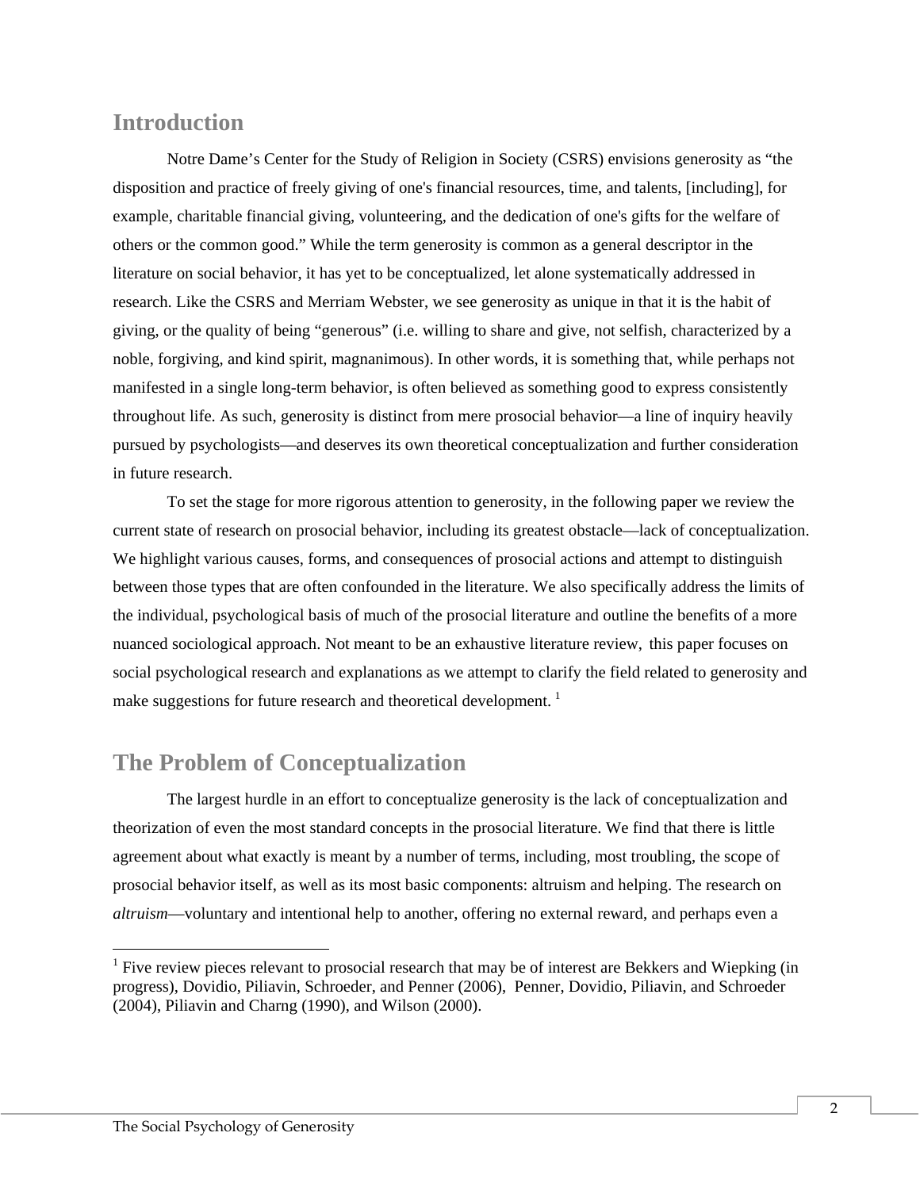## Introduction

Notre Dame's Center for the Study of Religion in Society (CSRS) envisions generosity as "the disposition and practice of freely giving of one's financial resources, time, and talents, [including], for example, charitable financial giving, volunteering, and the dedication of one's gifts for the welfare of others or the common good." While the term generosity is common as a general descriptor in the literature on social behavior, it has yet to be conceptualized, let alone systematically addressed in research. Like the CSRS and Merriam Webster, we see generosity as unique in that it is the habit of giving, or the quality of being "generous" (i.e. willing to share and give, not selfish, characterized by a noble, forgiving, and kind spirit, magnanimous). In other words, it is something that, while perhaps not manifested in a single long-term behavior, is often believed as something good to express consistently throughout life. As such, generosity is distinct from mere prosocial behavior—a line of inquiry heavily pursued by psychologists—and deserves its own theoretical conceptualization and further consideration in future research.

To set the stage for more rigorous attention to generosity, in the following paper we review the current state of research on prosocial behavior, including its greatest obstacle—lack of conceptualization. We highlight various causes, forms, and consequences of prosocial actions and attempt to distinguish between those types that are often confounded in the literature. We also specifically address the limits of the individual, psychological basis of much of the prosocial literature and outline the benefits of a more nuanced sociological approach. Not meant to be an exhaustive literature review, this paper focuses on social psychological research and explanations as we attempt to clarify the field related to generosity and make suggestions for future research and theoretical development. [1]

## The Problem of Conceptualization

The largest hurdle in an effort to conceptualize generosity is the lack of conceptualization and theorization of even the most standard concepts in the prosocial literature. We find that there is little agreement about what exactly is meant by a number of terms, including, most troubling, the scope of prosocial behavior itself, as well as its most basic components: altruism and helping. The research on *altruism*—voluntary and intentional help to another, offering no external reward, and perhaps even a

[1] Five review pieces relevant to prosocial research that may be of interest are Bekkers and Wiepking (in progress), Dovidio, Piliavin, Schroeder, and Penner (2006), Penner, Dovidio, Piliavin, and Schroeder (2004), Piliavin and Charng (1990), and Wilson (2000).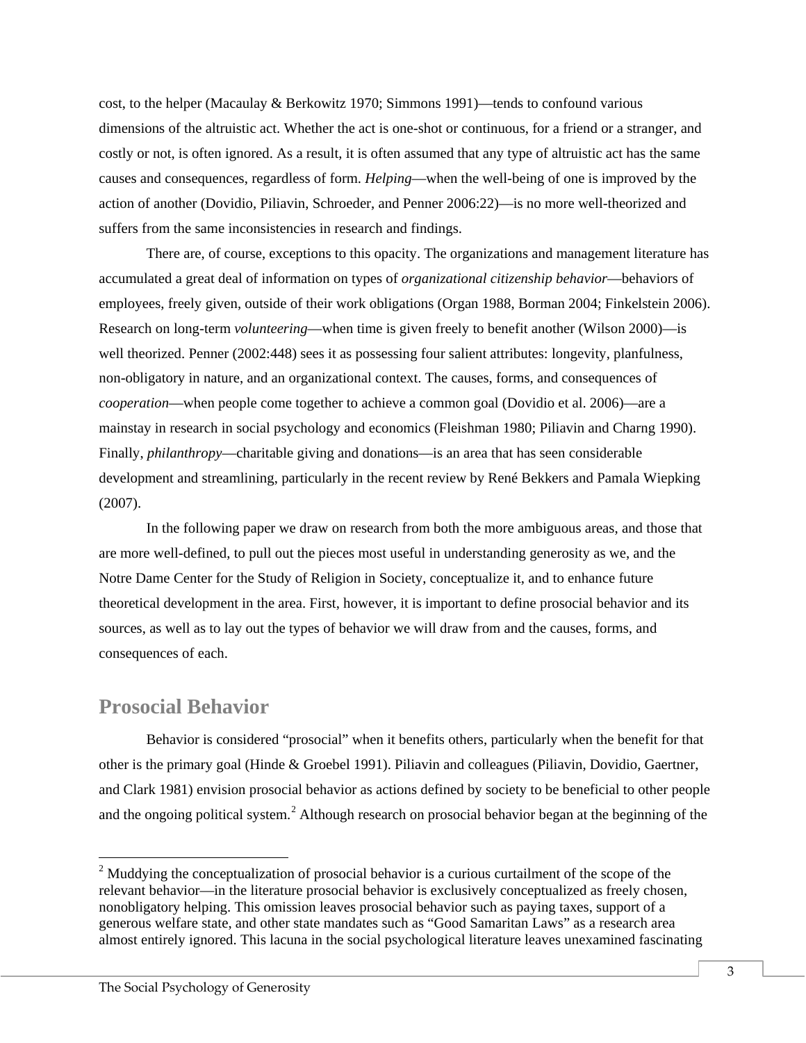cost, to the helper (Macaulay & Berkowitz 1970; Simmons 1991)—tends to confound various dimensions of the altruistic act. Whether the act is one-shot or continuous, for a friend or a stranger, and costly or not, is often ignored. As a result, it is often assumed that any type of altruistic act has the same causes and consequences, regardless of form. *Helping*—when the well-being of one is improved by the action of another (Dovidio, Piliavin, Schroeder, and Penner 2006:22)—is no more well-theorized and suffers from the same inconsistencies in research and findings.

There are, of course, exceptions to this opacity. The organizations and management literature has accumulated a great deal of information on types of *organizational citizenship behavior*—behaviors of employees, freely given, outside of their work obligations (Organ 1988, Borman 2004; Finkelstein 2006). Research on long-term *volunteering*—when time is given freely to benefit another (Wilson 2000)—is well theorized. Penner (2002:448) sees it as possessing four salient attributes: longevity, planfulness, non-obligatory in nature, and an organizational context. The causes, forms, and consequences of *cooperation*—when people come together to achieve a common goal (Dovidio et al. 2006)—are a mainstay in research in social psychology and economics (Fleishman 1980; Piliavin and Charng 1990). Finally, *philanthropy*—charitable giving and donations—is an area that has seen considerable development and streamlining, particularly in the recent review by René Bekkers and Pamala Wiepking (2007).

In the following paper we draw on research from both the more ambiguous areas, and those that are more well-defined, to pull out the pieces most useful in understanding generosity as we, and the Notre Dame Center for the Study of Religion in Society, conceptualize it, and to enhance future theoretical development in the area. First, however, it is important to define prosocial behavior and its sources, as well as to lay out the types of behavior we will draw from and the causes, forms, and consequences of each.

## Prosocial Behavior

Behavior is considered "prosocial" when it benefits others, particularly when the benefit for that other is the primary goal (Hinde & Groebel 1991). Piliavin and colleagues (Piliavin, Dovidio, Gaertner, and Clark 1981) envision prosocial behavior as actions defined by society to be beneficial to other people and the ongoing political system.[2] Although research on prosocial behavior began at the beginning of the

---

[2] Muddying the conceptualization of prosocial behavior is a curious curtailment of the scope of the relevant behavior—in the literature prosocial behavior is exclusively conceptualized as freely chosen, nonobligatory helping. This omission leaves prosocial behavior such as paying taxes, support of a generous welfare state, and other state mandates such as "Good Samaritan Laws" as a research area almost entirely ignored. This lacuna in the social psychological literature leaves unexamined fascinating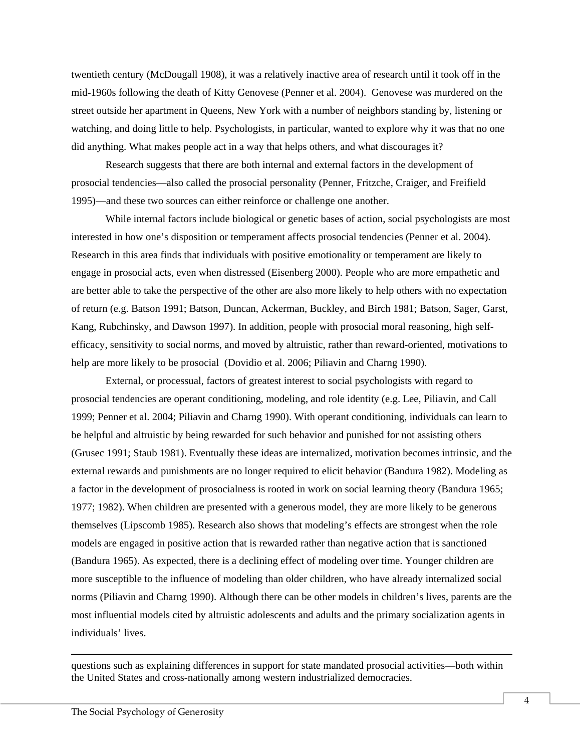twentieth century (McDougall 1908), it was a relatively inactive area of research until it took off in the mid-1960s following the death of Kitty Genovese (Penner et al. 2004). Genovese was murdered on the street outside her apartment in Queens, New York with a number of neighbors standing by, listening or watching, and doing little to help. Psychologists, in particular, wanted to explore why it was that no one did anything. What makes people act in a way that helps others, and what discourages it?

Research suggests that there are both internal and external factors in the development of prosocial tendencies—also called the prosocial personality (Penner, Fritzche, Craiger, and Freifield 1995)—and these two sources can either reinforce or challenge one another.

While internal factors include biological or genetic bases of action, social psychologists are most interested in how one's disposition or temperament affects prosocial tendencies (Penner et al. 2004). Research in this area finds that individuals with positive emotionality or temperament are likely to engage in prosocial acts, even when distressed (Eisenberg 2000). People who are more empathetic and are better able to take the perspective of the other are also more likely to help others with no expectation of return (e.g. Batson 1991; Batson, Duncan, Ackerman, Buckley, and Birch 1981; Batson, Sager, Garst, Kang, Rubchinsky, and Dawson 1997). In addition, people with prosocial moral reasoning, high self-efficacy, sensitivity to social norms, and moved by altruistic, rather than reward-oriented, motivations to help are more likely to be prosocial (Dovidio et al. 2006; Piliavin and Charng 1990).

External, or processual, factors of greatest interest to social psychologists with regard to prosocial tendencies are operant conditioning, modeling, and role identity (e.g. Lee, Piliavin, and Call 1999; Penner et al. 2004; Piliavin and Charng 1990). With operant conditioning, individuals can learn to be helpful and altruistic by being rewarded for such behavior and punished for not assisting others (Grusec 1991; Staub 1981). Eventually these ideas are internalized, motivation becomes intrinsic, and the external rewards and punishments are no longer required to elicit behavior (Bandura 1982). Modeling as a factor in the development of prosocialness is rooted in work on social learning theory (Bandura 1965; 1977; 1982). When children are presented with a generous model, they are more likely to be generous themselves (Lipscomb 1985). Research also shows that modeling's effects are strongest when the role models are engaged in positive action that is rewarded rather than negative action that is sanctioned (Bandura 1965). As expected, there is a declining effect of modeling over time. Younger children are more susceptible to the influence of modeling than older children, who have already internalized social norms (Piliavin and Charng 1990). Although there can be other models in children's lives, parents are the most influential models cited by altruistic adolescents and adults and the primary socialization agents in individuals' lives.

---

questions such as explaining differences in support for state mandated prosocial activities—both within the United States and cross-nationally among western industrialized democracies.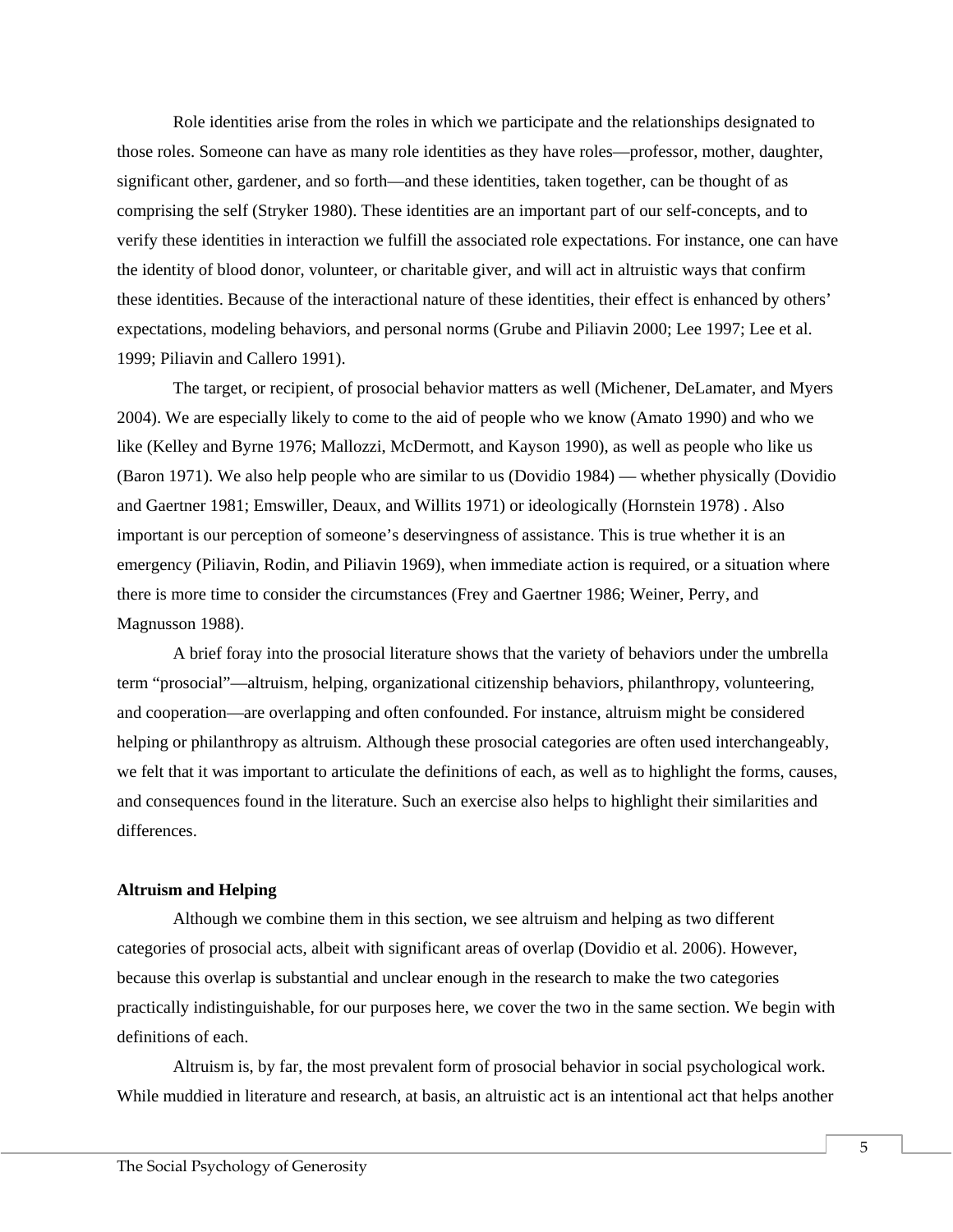Role identities arise from the roles in which we participate and the relationships designated to those roles. Someone can have as many role identities as they have roles—professor, mother, daughter, significant other, gardener, and so forth—and these identities, taken together, can be thought of as comprising the self (Stryker 1980). These identities are an important part of our self-concepts, and to verify these identities in interaction we fulfill the associated role expectations. For instance, one can have the identity of blood donor, volunteer, or charitable giver, and will act in altruistic ways that confirm these identities. Because of the interactional nature of these identities, their effect is enhanced by others' expectations, modeling behaviors, and personal norms (Grube and Piliavin 2000; Lee 1997; Lee et al. 1999; Piliavin and Callero 1991).

The target, or recipient, of prosocial behavior matters as well (Michener, DeLamater, and Myers 2004). We are especially likely to come to the aid of people who we know (Amato 1990) and who we like (Kelley and Byrne 1976; Mallozzi, McDermott, and Kayson 1990), as well as people who like us (Baron 1971). We also help people who are similar to us (Dovidio 1984) — whether physically (Dovidio and Gaertner 1981; Emswiller, Deaux, and Willits 1971) or ideologically (Hornstein 1978) . Also important is our perception of someone's deservingness of assistance. This is true whether it is an emergency (Piliavin, Rodin, and Piliavin 1969), when immediate action is required, or a situation where there is more time to consider the circumstances (Frey and Gaertner 1986; Weiner, Perry, and Magnusson 1988).

A brief foray into the prosocial literature shows that the variety of behaviors under the umbrella term "prosocial"—altruism, helping, organizational citizenship behaviors, philanthropy, volunteering, and cooperation—are overlapping and often confounded. For instance, altruism might be considered helping or philanthropy as altruism. Although these prosocial categories are often used interchangeably, we felt that it was important to articulate the definitions of each, as well as to highlight the forms, causes, and consequences found in the literature. Such an exercise also helps to highlight their similarities and differences.

**Altruism and Helping**

Although we combine them in this section, we see altruism and helping as two different categories of prosocial acts, albeit with significant areas of overlap (Dovidio et al. 2006). However, because this overlap is substantial and unclear enough in the research to make the two categories practically indistinguishable, for our purposes here, we cover the two in the same section. We begin with definitions of each.

Altruism is, by far, the most prevalent form of prosocial behavior in social psychological work. While muddied in literature and research, at basis, an altruistic act is an intentional act that helps another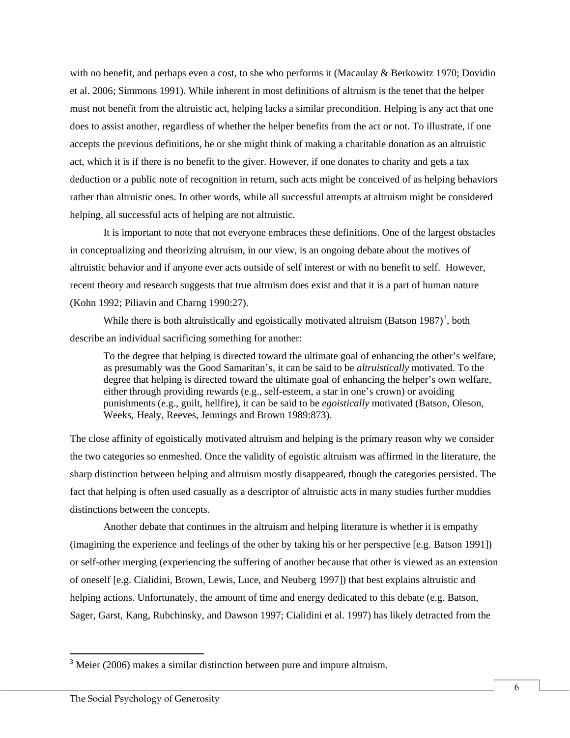with no benefit, and perhaps even a cost, to she who performs it (Macaulay & Berkowitz 1970; Dovidio et al. 2006; Simmons 1991). While inherent in most definitions of altruism is the tenet that the helper must not benefit from the altruistic act, helping lacks a similar precondition. Helping is any act that one does to assist another, regardless of whether the helper benefits from the act or not. To illustrate, if one accepts the previous definitions, he or she might think of making a charitable donation as an altruistic act, which it is if there is no benefit to the giver. However, if one donates to charity and gets a tax deduction or a public note of recognition in return, such acts might be conceived of as helping behaviors rather than altruistic ones. In other words, while all successful attempts at altruism might be considered helping, all successful acts of helping are not altruistic.

It is important to note that not everyone embraces these definitions. One of the largest obstacles in conceptualizing and theorizing altruism, in our view, is an ongoing debate about the motives of altruistic behavior and if anyone ever acts outside of self interest or with no benefit to self. However, recent theory and research suggests that true altruism does exist and that it is a part of human nature (Kohn 1992; Piliavin and Charng 1990:27).

While there is both altruistically and egoistically motivated altruism (Batson 1987)[3], both describe an individual sacrificing something for another:

> To the degree that helping is directed toward the ultimate goal of enhancing the other's welfare, as presumably was the Good Samaritan's, it can be said to be *altruistically* motivated. To the degree that helping is directed toward the ultimate goal of enhancing the helper's own welfare, either through providing rewards (e.g., self-esteem, a star in one's crown) or avoiding punishments (e.g., guilt, hellfire), it can be said to be *egoistically* motivated (Batson, Oleson, Weeks, Healy, Reeves, Jennings and Brown 1989:873).

The close affinity of egoistically motivated altruism and helping is the primary reason why we consider the two categories so enmeshed. Once the validity of egoistic altruism was affirmed in the literature, the sharp distinction between helping and altruism mostly disappeared, though the categories persisted. The fact that helping is often used casually as a descriptor of altruistic acts in many studies further muddies distinctions between the concepts.

Another debate that continues in the altruism and helping literature is whether it is empathy (imagining the experience and feelings of the other by taking his or her perspective [e.g. Batson 1991]) or self-other merging (experiencing the suffering of another because that other is viewed as an extension of oneself [e.g. Cialidini, Brown, Lewis, Luce, and Neuberg 1997]) that best explains altruistic and helping actions. Unfortunately, the amount of time and energy dedicated to this debate (e.g. Batson, Sager, Garst, Kang, Rubchinsky, and Dawson 1997; Cialidini et al. 1997) has likely detracted from the

[3] Meier (2006) makes a similar distinction between pure and impure altruism.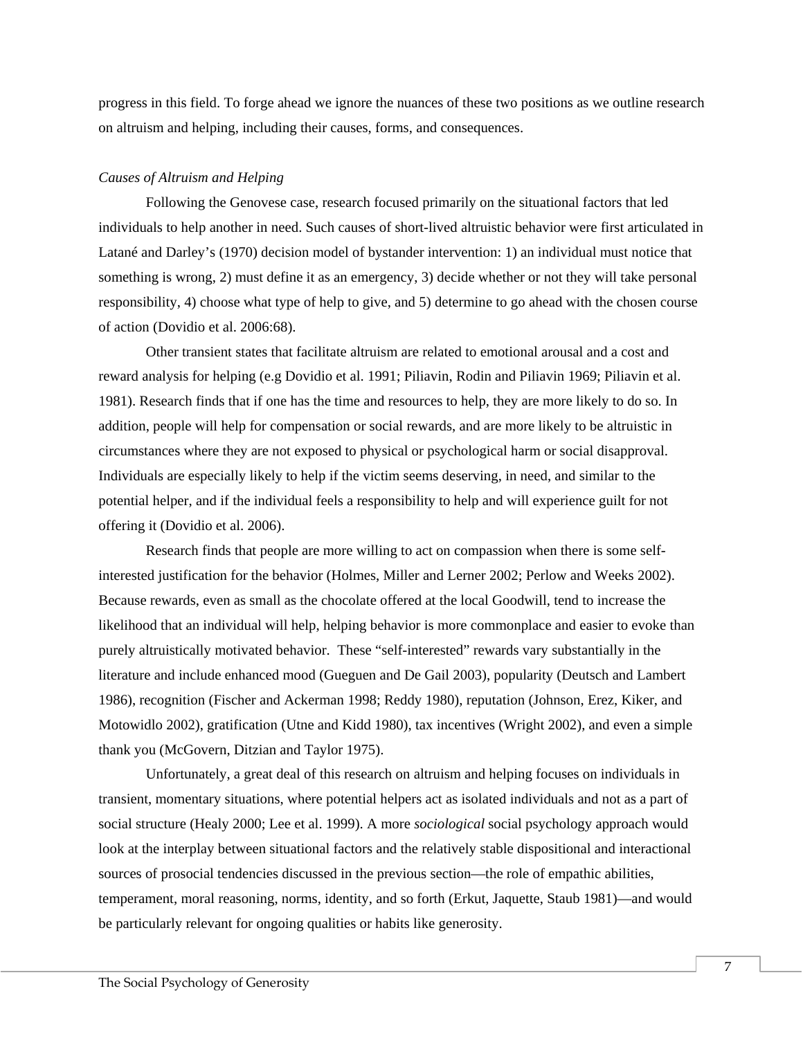progress in this field. To forge ahead we ignore the nuances of these two positions as we outline research on altruism and helping, including their causes, forms, and consequences.

*Causes of Altruism and Helping*

Following the Genovese case, research focused primarily on the situational factors that led individuals to help another in need. Such causes of short-lived altruistic behavior were first articulated in Latané and Darley's (1970) decision model of bystander intervention: 1) an individual must notice that something is wrong, 2) must define it as an emergency, 3) decide whether or not they will take personal responsibility, 4) choose what type of help to give, and 5) determine to go ahead with the chosen course of action (Dovidio et al. 2006:68).

Other transient states that facilitate altruism are related to emotional arousal and a cost and reward analysis for helping (e.g Dovidio et al. 1991; Piliavin, Rodin and Piliavin 1969; Piliavin et al. 1981). Research finds that if one has the time and resources to help, they are more likely to do so. In addition, people will help for compensation or social rewards, and are more likely to be altruistic in circumstances where they are not exposed to physical or psychological harm or social disapproval. Individuals are especially likely to help if the victim seems deserving, in need, and similar to the potential helper, and if the individual feels a responsibility to help and will experience guilt for not offering it (Dovidio et al. 2006).

Research finds that people are more willing to act on compassion when there is some self-interested justification for the behavior (Holmes, Miller and Lerner 2002; Perlow and Weeks 2002). Because rewards, even as small as the chocolate offered at the local Goodwill, tend to increase the likelihood that an individual will help, helping behavior is more commonplace and easier to evoke than purely altruistically motivated behavior. These "self-interested" rewards vary substantially in the literature and include enhanced mood (Gueguen and De Gail 2003), popularity (Deutsch and Lambert 1986), recognition (Fischer and Ackerman 1998; Reddy 1980), reputation (Johnson, Erez, Kiker, and Motowidlo 2002), gratification (Utne and Kidd 1980), tax incentives (Wright 2002), and even a simple thank you (McGovern, Ditzian and Taylor 1975).

Unfortunately, a great deal of this research on altruism and helping focuses on individuals in transient, momentary situations, where potential helpers act as isolated individuals and not as a part of social structure (Healy 2000; Lee et al. 1999). A more *sociological* social psychology approach would look at the interplay between situational factors and the relatively stable dispositional and interactional sources of prosocial tendencies discussed in the previous section—the role of empathic abilities, temperament, moral reasoning, norms, identity, and so forth (Erkut, Jaquette, Staub 1981)—and would be particularly relevant for ongoing qualities or habits like generosity.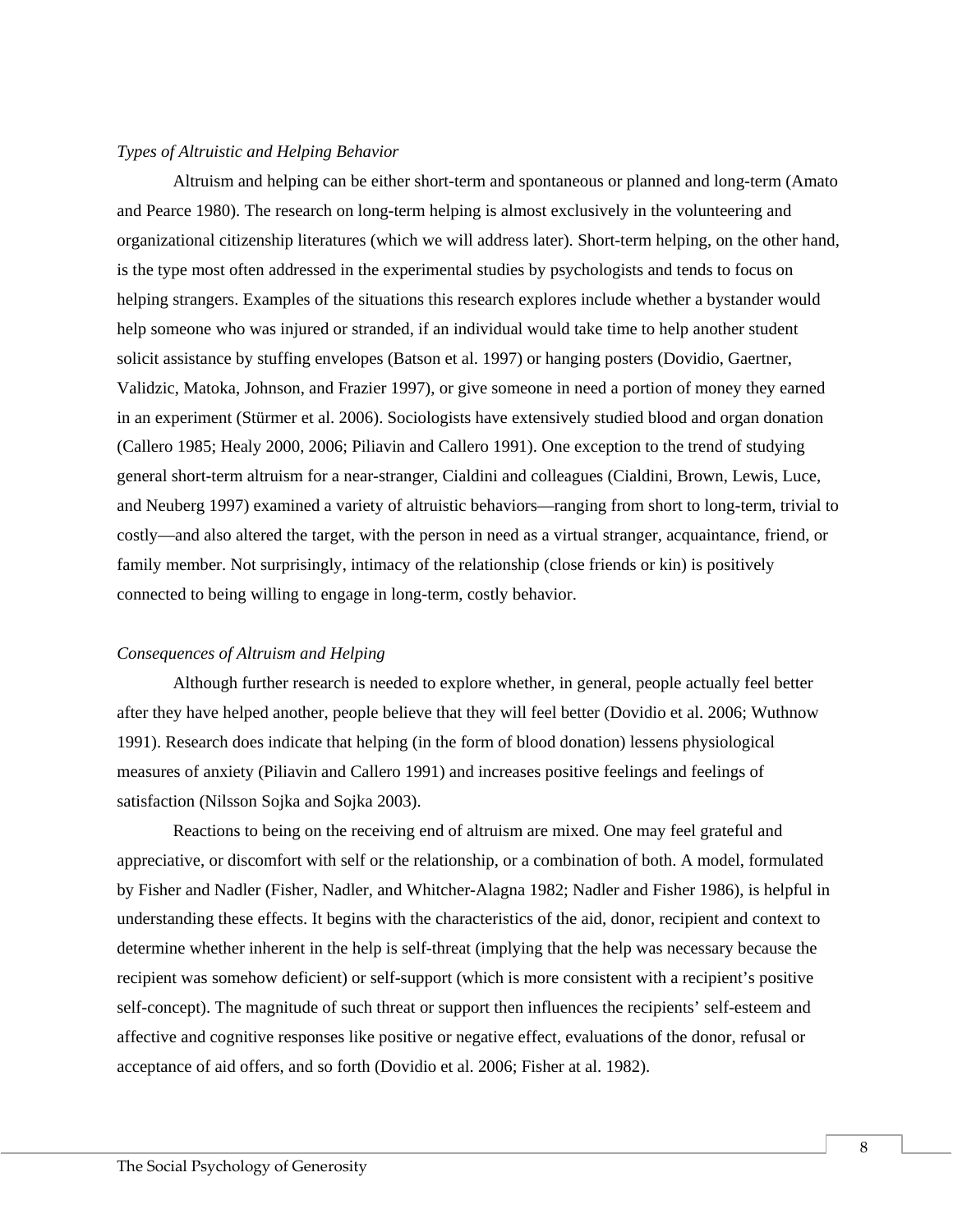*Types of Altruistic and Helping Behavior*

Altruism and helping can be either short-term and spontaneous or planned and long-term (Amato and Pearce 1980). The research on long-term helping is almost exclusively in the volunteering and organizational citizenship literatures (which we will address later). Short-term helping, on the other hand, is the type most often addressed in the experimental studies by psychologists and tends to focus on helping strangers. Examples of the situations this research explores include whether a bystander would help someone who was injured or stranded, if an individual would take time to help another student solicit assistance by stuffing envelopes (Batson et al. 1997) or hanging posters (Dovidio, Gaertner, Validzic, Matoka, Johnson, and Frazier 1997), or give someone in need a portion of money they earned in an experiment (Stürmer et al. 2006). Sociologists have extensively studied blood and organ donation (Callero 1985; Healy 2000, 2006; Piliavin and Callero 1991). One exception to the trend of studying general short-term altruism for a near-stranger, Cialdini and colleagues (Cialdini, Brown, Lewis, Luce, and Neuberg 1997) examined a variety of altruistic behaviors—ranging from short to long-term, trivial to costly—and also altered the target, with the person in need as a virtual stranger, acquaintance, friend, or family member. Not surprisingly, intimacy of the relationship (close friends or kin) is positively connected to being willing to engage in long-term, costly behavior.

*Consequences of Altruism and Helping*

Although further research is needed to explore whether, in general, people actually feel better after they have helped another, people believe that they will feel better (Dovidio et al. 2006; Wuthnow 1991). Research does indicate that helping (in the form of blood donation) lessens physiological measures of anxiety (Piliavin and Callero 1991) and increases positive feelings and feelings of satisfaction (Nilsson Sojka and Sojka 2003).

Reactions to being on the receiving end of altruism are mixed. One may feel grateful and appreciative, or discomfort with self or the relationship, or a combination of both. A model, formulated by Fisher and Nadler (Fisher, Nadler, and Whitcher-Alagna 1982; Nadler and Fisher 1986), is helpful in understanding these effects. It begins with the characteristics of the aid, donor, recipient and context to determine whether inherent in the help is self-threat (implying that the help was necessary because the recipient was somehow deficient) or self-support (which is more consistent with a recipient's positive self-concept). The magnitude of such threat or support then influences the recipients' self-esteem and affective and cognitive responses like positive or negative effect, evaluations of the donor, refusal or acceptance of aid offers, and so forth (Dovidio et al. 2006; Fisher at al. 1982).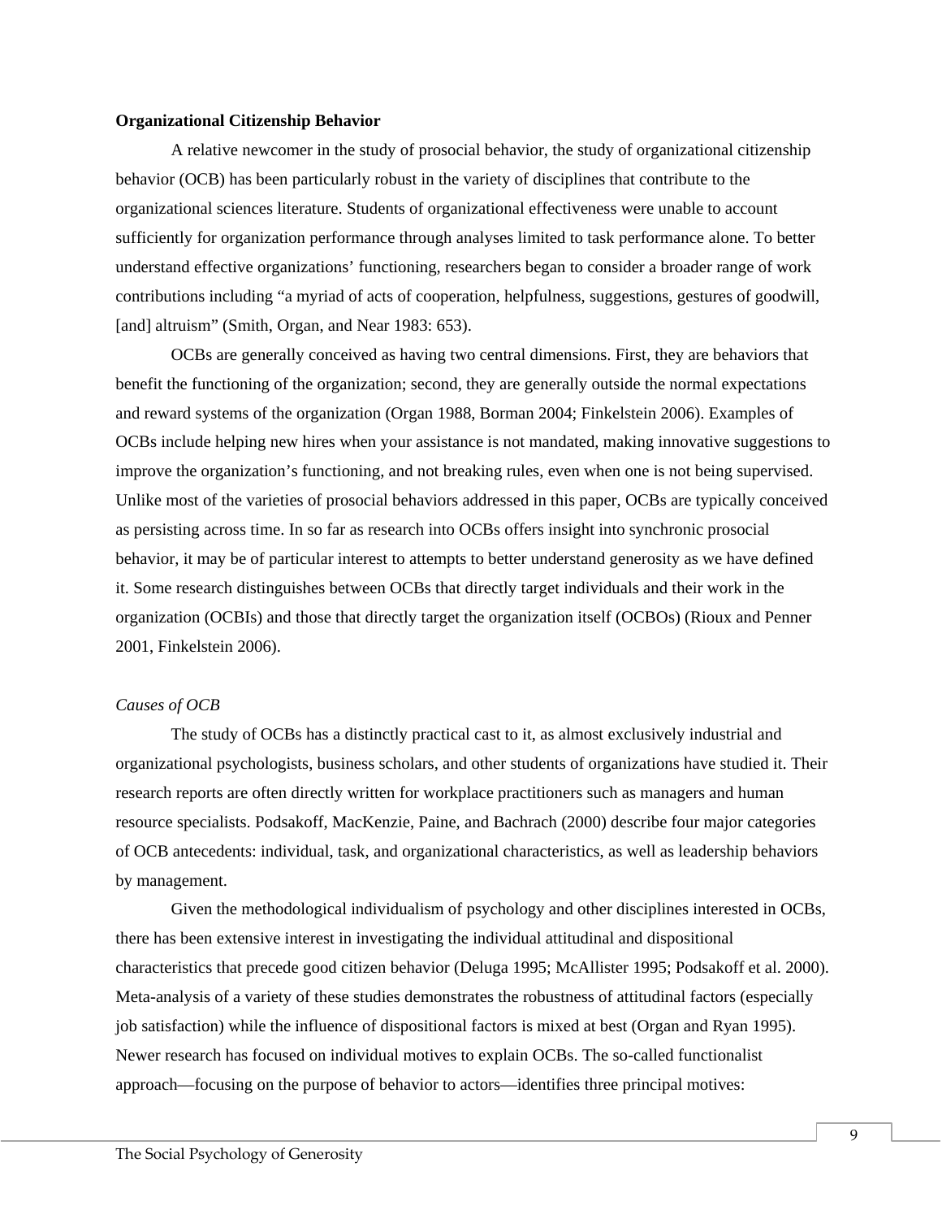**Organizational Citizenship Behavior**

A relative newcomer in the study of prosocial behavior, the study of organizational citizenship behavior (OCB) has been particularly robust in the variety of disciplines that contribute to the organizational sciences literature. Students of organizational effectiveness were unable to account sufficiently for organization performance through analyses limited to task performance alone. To better understand effective organizations' functioning, researchers began to consider a broader range of work contributions including "a myriad of acts of cooperation, helpfulness, suggestions, gestures of goodwill, [and] altruism" (Smith, Organ, and Near 1983: 653).

OCBs are generally conceived as having two central dimensions. First, they are behaviors that benefit the functioning of the organization; second, they are generally outside the normal expectations and reward systems of the organization (Organ 1988, Borman 2004; Finkelstein 2006). Examples of OCBs include helping new hires when your assistance is not mandated, making innovative suggestions to improve the organization's functioning, and not breaking rules, even when one is not being supervised. Unlike most of the varieties of prosocial behaviors addressed in this paper, OCBs are typically conceived as persisting across time. In so far as research into OCBs offers insight into synchronic prosocial behavior, it may be of particular interest to attempts to better understand generosity as we have defined it. Some research distinguishes between OCBs that directly target individuals and their work in the organization (OCBIs) and those that directly target the organization itself (OCBOs) (Rioux and Penner 2001, Finkelstein 2006).

*Causes of OCB*

The study of OCBs has a distinctly practical cast to it, as almost exclusively industrial and organizational psychologists, business scholars, and other students of organizations have studied it. Their research reports are often directly written for workplace practitioners such as managers and human resource specialists. Podsakoff, MacKenzie, Paine, and Bachrach (2000) describe four major categories of OCB antecedents: individual, task, and organizational characteristics, as well as leadership behaviors by management.

Given the methodological individualism of psychology and other disciplines interested in OCBs, there has been extensive interest in investigating the individual attitudinal and dispositional characteristics that precede good citizen behavior (Deluga 1995; McAllister 1995; Podsakoff et al. 2000). Meta-analysis of a variety of these studies demonstrates the robustness of attitudinal factors (especially job satisfaction) while the influence of dispositional factors is mixed at best (Organ and Ryan 1995). Newer research has focused on individual motives to explain OCBs. The so-called functionalist approach—focusing on the purpose of behavior to actors—identifies three principal motives: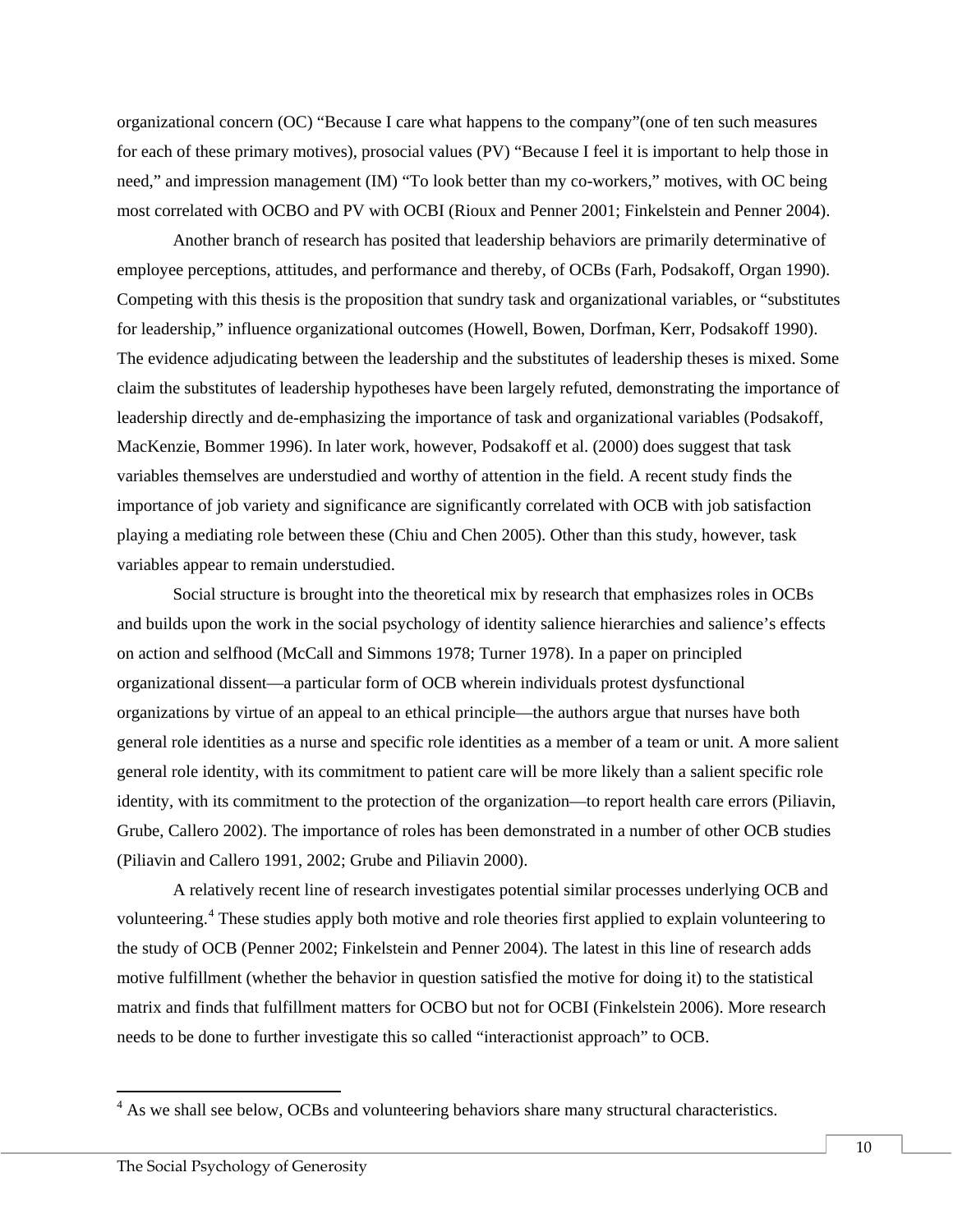organizational concern (OC) “Because I care what happens to the company”(one of ten such measures for each of these primary motives), prosocial values (PV) “Because I feel it is important to help those in need,” and impression management (IM) “To look better than my co-workers,” motives, with OC being most correlated with OCBO and PV with OCBI (Rioux and Penner 2001; Finkelstein and Penner 2004).

Another branch of research has posited that leadership behaviors are primarily determinative of employee perceptions, attitudes, and performance and thereby, of OCBs (Farh, Podsakoff, Organ 1990). Competing with this thesis is the proposition that sundry task and organizational variables, or “substitutes for leadership,” influence organizational outcomes (Howell, Bowen, Dorfman, Kerr, Podsakoff 1990). The evidence adjudicating between the leadership and the substitutes of leadership theses is mixed. Some claim the substitutes of leadership hypotheses have been largely refuted, demonstrating the importance of leadership directly and de-emphasizing the importance of task and organizational variables (Podsakoff, MacKenzie, Bommer 1996). In later work, however, Podsakoff et al. (2000) does suggest that task variables themselves are understudied and worthy of attention in the field. A recent study finds the importance of job variety and significance are significantly correlated with OCB with job satisfaction playing a mediating role between these (Chiu and Chen 2005). Other than this study, however, task variables appear to remain understudied.

Social structure is brought into the theoretical mix by research that emphasizes roles in OCBs and builds upon the work in the social psychology of identity salience hierarchies and salience’s effects on action and selfhood (McCall and Simmons 1978; Turner 1978). In a paper on principled organizational dissent—a particular form of OCB wherein individuals protest dysfunctional organizations by virtue of an appeal to an ethical principle—the authors argue that nurses have both general role identities as a nurse and specific role identities as a member of a team or unit. A more salient general role identity, with its commitment to patient care will be more likely than a salient specific role identity, with its commitment to the protection of the organization—to report health care errors (Piliavin, Grube, Callero 2002). The importance of roles has been demonstrated in a number of other OCB studies (Piliavin and Callero 1991, 2002; Grube and Piliavin 2000).

A relatively recent line of research investigates potential similar processes underlying OCB and volunteering.[4] These studies apply both motive and role theories first applied to explain volunteering to the study of OCB (Penner 2002; Finkelstein and Penner 2004). The latest in this line of research adds motive fulfillment (whether the behavior in question satisfied the motive for doing it) to the statistical matrix and finds that fulfillment matters for OCBO but not for OCBI (Finkelstein 2006). More research needs to be done to further investigate this so called “interactionist approach” to OCB.

[4] As we shall see below, OCBs and volunteering behaviors share many structural characteristics.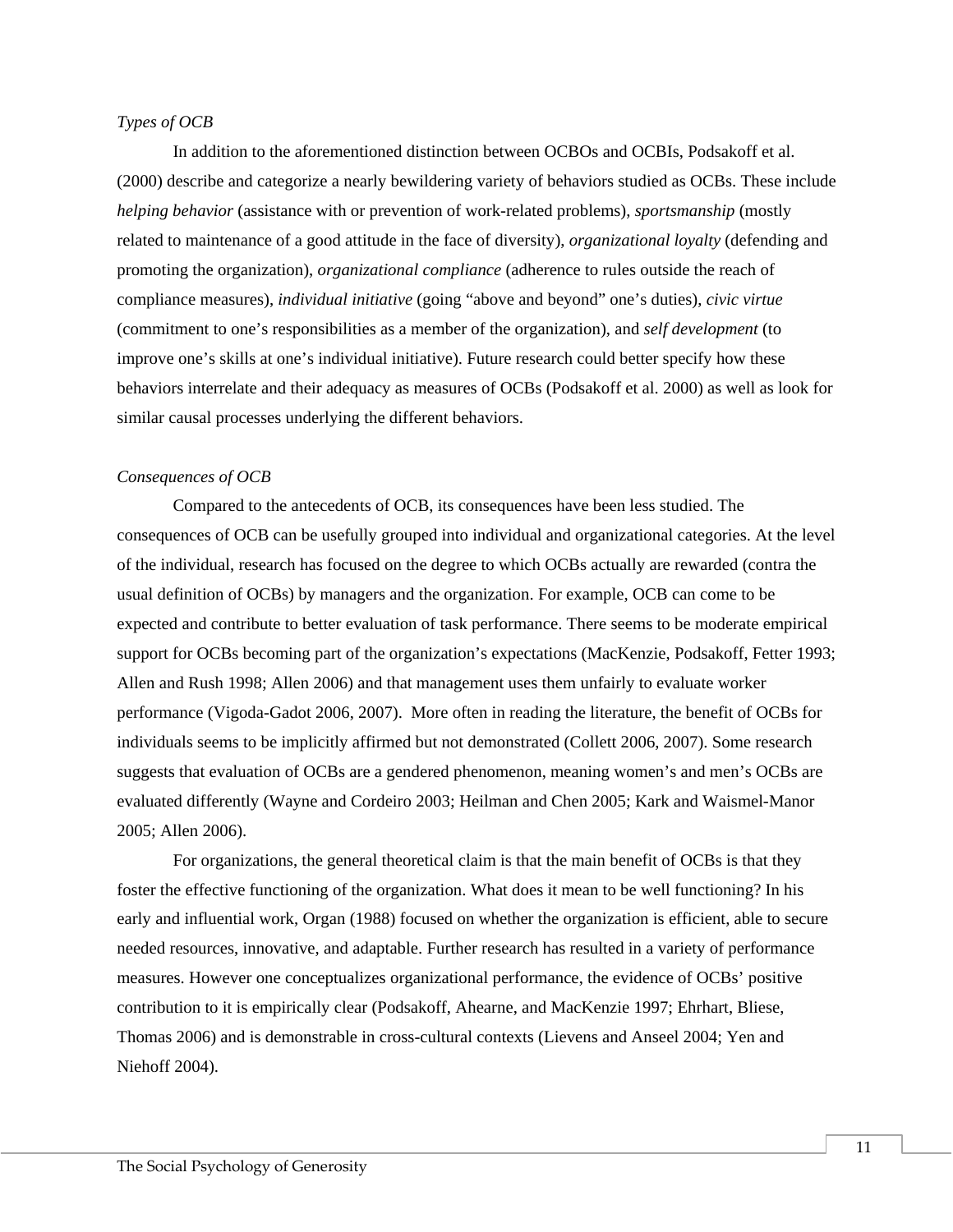*Types of OCB*

In addition to the aforementioned distinction between OCBOs and OCBIs, Podsakoff et al. (2000) describe and categorize a nearly bewildering variety of behaviors studied as OCBs. These include *helping behavior* (assistance with or prevention of work-related problems), *sportsmanship* (mostly related to maintenance of a good attitude in the face of diversity), *organizational loyalty* (defending and promoting the organization), *organizational compliance* (adherence to rules outside the reach of compliance measures), *individual initiative* (going "above and beyond" one's duties), *civic virtue* (commitment to one's responsibilities as a member of the organization), and *self development* (to improve one's skills at one's individual initiative). Future research could better specify how these behaviors interrelate and their adequacy as measures of OCBs (Podsakoff et al. 2000) as well as look for similar causal processes underlying the different behaviors.

*Consequences of OCB*

Compared to the antecedents of OCB, its consequences have been less studied. The consequences of OCB can be usefully grouped into individual and organizational categories. At the level of the individual, research has focused on the degree to which OCBs actually are rewarded (contra the usual definition of OCBs) by managers and the organization. For example, OCB can come to be expected and contribute to better evaluation of task performance. There seems to be moderate empirical support for OCBs becoming part of the organization's expectations (MacKenzie, Podsakoff, Fetter 1993; Allen and Rush 1998; Allen 2006) and that management uses them unfairly to evaluate worker performance (Vigoda-Gadot 2006, 2007). More often in reading the literature, the benefit of OCBs for individuals seems to be implicitly affirmed but not demonstrated (Collett 2006, 2007). Some research suggests that evaluation of OCBs are a gendered phenomenon, meaning women's and men's OCBs are evaluated differently (Wayne and Cordeiro 2003; Heilman and Chen 2005; Kark and Waismel-Manor 2005; Allen 2006).

For organizations, the general theoretical claim is that the main benefit of OCBs is that they foster the effective functioning of the organization. What does it mean to be well functioning? In his early and influential work, Organ (1988) focused on whether the organization is efficient, able to secure needed resources, innovative, and adaptable. Further research has resulted in a variety of performance measures. However one conceptualizes organizational performance, the evidence of OCBs' positive contribution to it is empirically clear (Podsakoff, Ahearne, and MacKenzie 1997; Ehrhart, Bliese, Thomas 2006) and is demonstrable in cross-cultural contexts (Lievens and Anseel 2004; Yen and Niehoff 2004).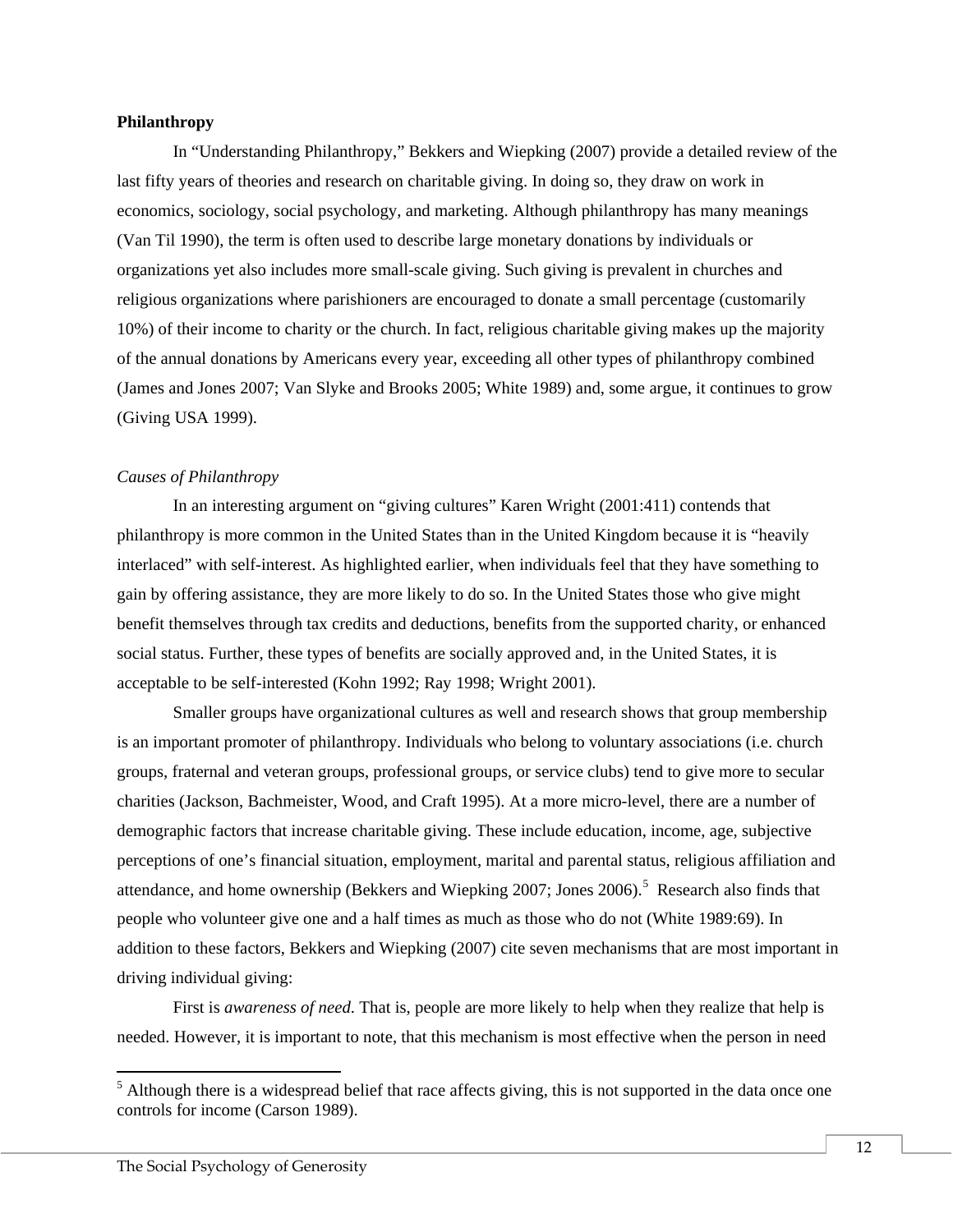**Philanthropy**

In "Understanding Philanthropy," Bekkers and Wiepking (2007) provide a detailed review of the last fifty years of theories and research on charitable giving. In doing so, they draw on work in economics, sociology, social psychology, and marketing. Although philanthropy has many meanings (Van Til 1990), the term is often used to describe large monetary donations by individuals or organizations yet also includes more small-scale giving. Such giving is prevalent in churches and religious organizations where parishioners are encouraged to donate a small percentage (customarily 10%) of their income to charity or the church. In fact, religious charitable giving makes up the majority of the annual donations by Americans every year, exceeding all other types of philanthropy combined (James and Jones 2007; Van Slyke and Brooks 2005; White 1989) and, some argue, it continues to grow (Giving USA 1999).

*Causes of Philanthropy*

In an interesting argument on "giving cultures" Karen Wright (2001:411) contends that philanthropy is more common in the United States than in the United Kingdom because it is "heavily interlaced" with self-interest. As highlighted earlier, when individuals feel that they have something to gain by offering assistance, they are more likely to do so. In the United States those who give might benefit themselves through tax credits and deductions, benefits from the supported charity, or enhanced social status. Further, these types of benefits are socially approved and, in the United States, it is acceptable to be self-interested (Kohn 1992; Ray 1998; Wright 2001).

Smaller groups have organizational cultures as well and research shows that group membership is an important promoter of philanthropy. Individuals who belong to voluntary associations (i.e. church groups, fraternal and veteran groups, professional groups, or service clubs) tend to give more to secular charities (Jackson, Bachmeister, Wood, and Craft 1995). At a more micro-level, there are a number of demographic factors that increase charitable giving. These include education, income, age, subjective perceptions of one's financial situation, employment, marital and parental status, religious affiliation and attendance, and home ownership (Bekkers and Wiepking 2007; Jones 2006).[5] Research also finds that people who volunteer give one and a half times as much as those who do not (White 1989:69). In addition to these factors, Bekkers and Wiepking (2007) cite seven mechanisms that are most important in driving individual giving:

First is *awareness of need*. That is, people are more likely to help when they realize that help is needed. However, it is important to note, that this mechanism is most effective when the person in need

[5] Although there is a widespread belief that race affects giving, this is not supported in the data once one controls for income (Carson 1989).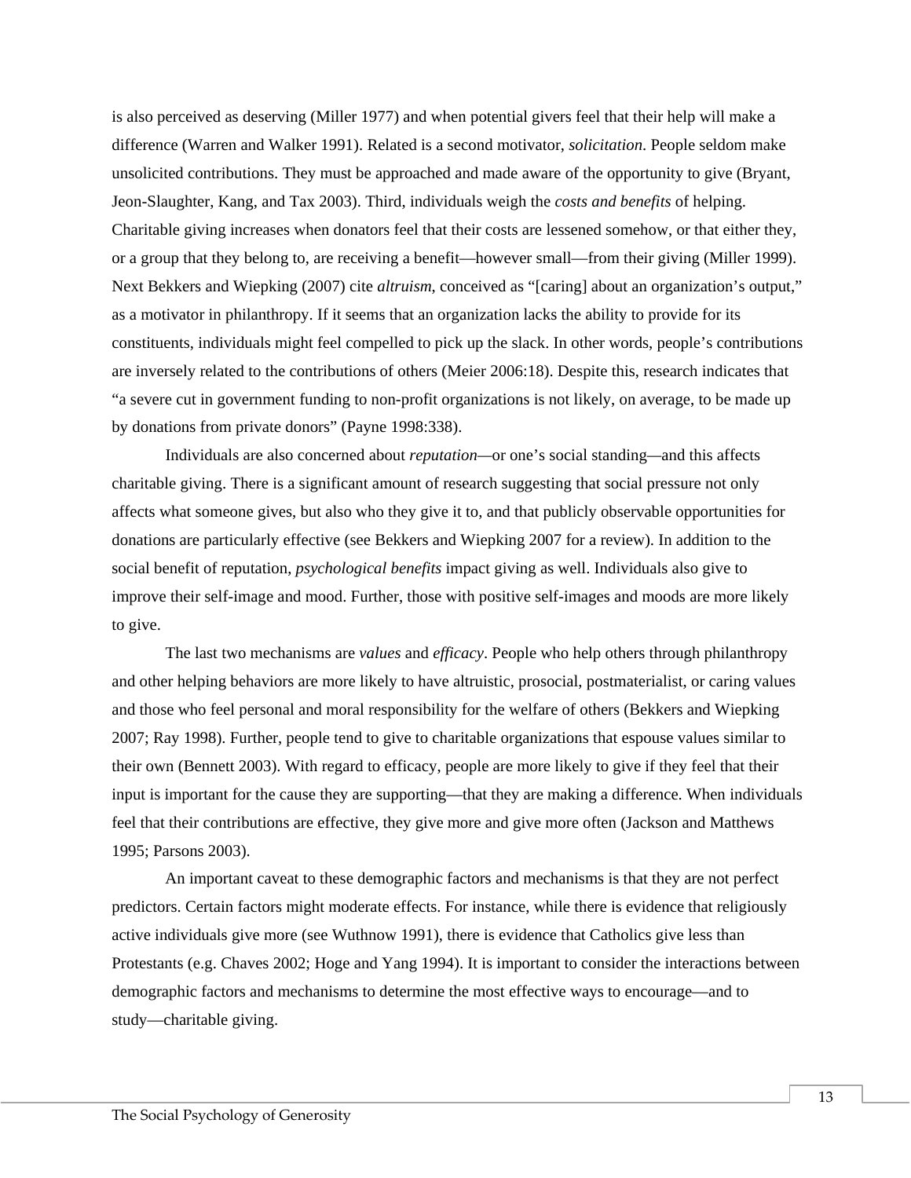is also perceived as deserving (Miller 1977) and when potential givers feel that their help will make a difference (Warren and Walker 1991). Related is a second motivator, *solicitation*. People seldom make unsolicited contributions. They must be approached and made aware of the opportunity to give (Bryant, Jeon-Slaughter, Kang, and Tax 2003). Third, individuals weigh the *costs and benefits* of helping. Charitable giving increases when donators feel that their costs are lessened somehow, or that either they, or a group that they belong to, are receiving a benefit—however small—from their giving (Miller 1999). Next Bekkers and Wiepking (2007) cite *altruism*, conceived as "[caring] about an organization's output," as a motivator in philanthropy. If it seems that an organization lacks the ability to provide for its constituents, individuals might feel compelled to pick up the slack. In other words, people's contributions are inversely related to the contributions of others (Meier 2006:18). Despite this, research indicates that "a severe cut in government funding to non-profit organizations is not likely, on average, to be made up by donations from private donors" (Payne 1998:338).

Individuals are also concerned about *reputation*—or one's social standing—and this affects charitable giving. There is a significant amount of research suggesting that social pressure not only affects what someone gives, but also who they give it to, and that publicly observable opportunities for donations are particularly effective (see Bekkers and Wiepking 2007 for a review). In addition to the social benefit of reputation, *psychological benefits* impact giving as well. Individuals also give to improve their self-image and mood. Further, those with positive self-images and moods are more likely to give.

The last two mechanisms are *values* and *efficacy*. People who help others through philanthropy and other helping behaviors are more likely to have altruistic, prosocial, postmaterialist, or caring values and those who feel personal and moral responsibility for the welfare of others (Bekkers and Wiepking 2007; Ray 1998). Further, people tend to give to charitable organizations that espouse values similar to their own (Bennett 2003). With regard to efficacy, people are more likely to give if they feel that their input is important for the cause they are supporting—that they are making a difference. When individuals feel that their contributions are effective, they give more and give more often (Jackson and Matthews 1995; Parsons 2003).

An important caveat to these demographic factors and mechanisms is that they are not perfect predictors. Certain factors might moderate effects. For instance, while there is evidence that religiously active individuals give more (see Wuthnow 1991), there is evidence that Catholics give less than Protestants (e.g. Chaves 2002; Hoge and Yang 1994). It is important to consider the interactions between demographic factors and mechanisms to determine the most effective ways to encourage—and to study—charitable giving.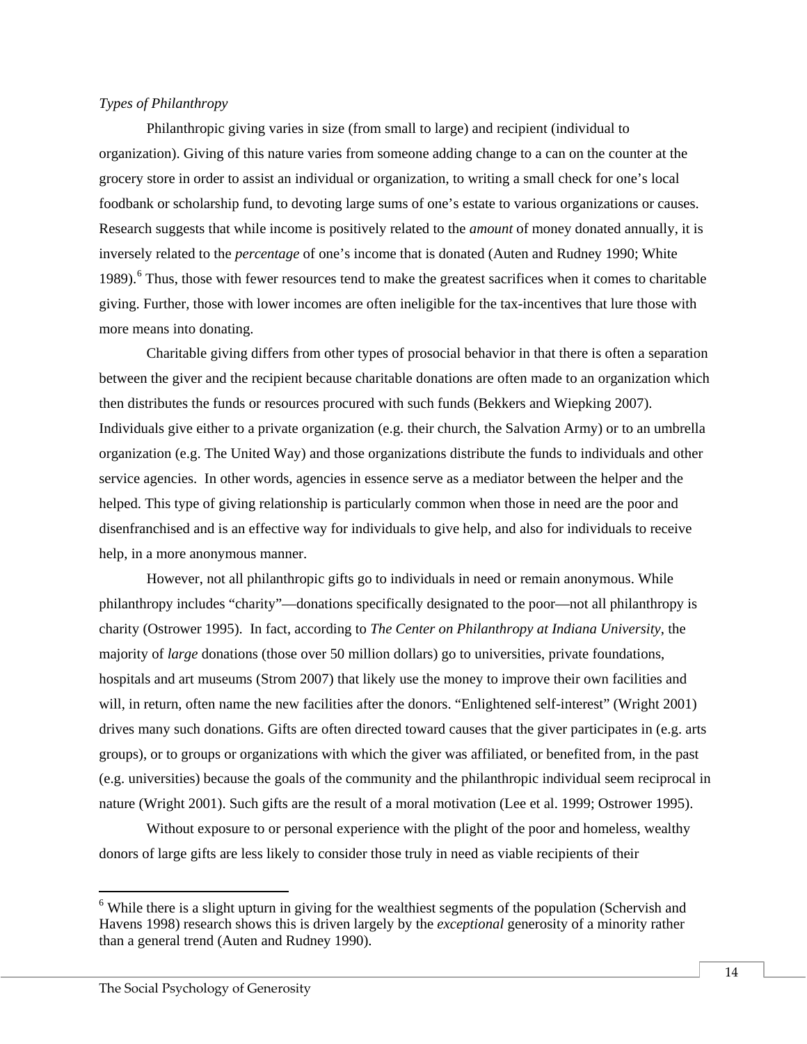*Types of Philanthropy*

Philanthropic giving varies in size (from small to large) and recipient (individual to organization). Giving of this nature varies from someone adding change to a can on the counter at the grocery store in order to assist an individual or organization, to writing a small check for one's local foodbank or scholarship fund, to devoting large sums of one's estate to various organizations or causes. Research suggests that while income is positively related to the *amount* of money donated annually, it is inversely related to the *percentage* of one's income that is donated (Auten and Rudney 1990; White 1989).[6] Thus, those with fewer resources tend to make the greatest sacrifices when it comes to charitable giving. Further, those with lower incomes are often ineligible for the tax-incentives that lure those with more means into donating.

Charitable giving differs from other types of prosocial behavior in that there is often a separation between the giver and the recipient because charitable donations are often made to an organization which then distributes the funds or resources procured with such funds (Bekkers and Wiepking 2007). Individuals give either to a private organization (e.g. their church, the Salvation Army) or to an umbrella organization (e.g. The United Way) and those organizations distribute the funds to individuals and other service agencies. In other words, agencies in essence serve as a mediator between the helper and the helped. This type of giving relationship is particularly common when those in need are the poor and disenfranchised and is an effective way for individuals to give help, and also for individuals to receive help, in a more anonymous manner.

However, not all philanthropic gifts go to individuals in need or remain anonymous. While philanthropy includes "charity"—donations specifically designated to the poor—not all philanthropy is charity (Ostrower 1995). In fact, according to *The Center on Philanthropy at Indiana University*, the majority of *large* donations (those over 50 million dollars) go to universities, private foundations, hospitals and art museums (Strom 2007) that likely use the money to improve their own facilities and will, in return, often name the new facilities after the donors. "Enlightened self-interest" (Wright 2001) drives many such donations. Gifts are often directed toward causes that the giver participates in (e.g. arts groups), or to groups or organizations with which the giver was affiliated, or benefited from, in the past (e.g. universities) because the goals of the community and the philanthropic individual seem reciprocal in nature (Wright 2001). Such gifts are the result of a moral motivation (Lee et al. 1999; Ostrower 1995).

Without exposure to or personal experience with the plight of the poor and homeless, wealthy donors of large gifts are less likely to consider those truly in need as viable recipients of their

[6] While there is a slight upturn in giving for the wealthiest segments of the population (Schervish and Havens 1998) research shows this is driven largely by the *exceptional* generosity of a minority rather than a general trend (Auten and Rudney 1990).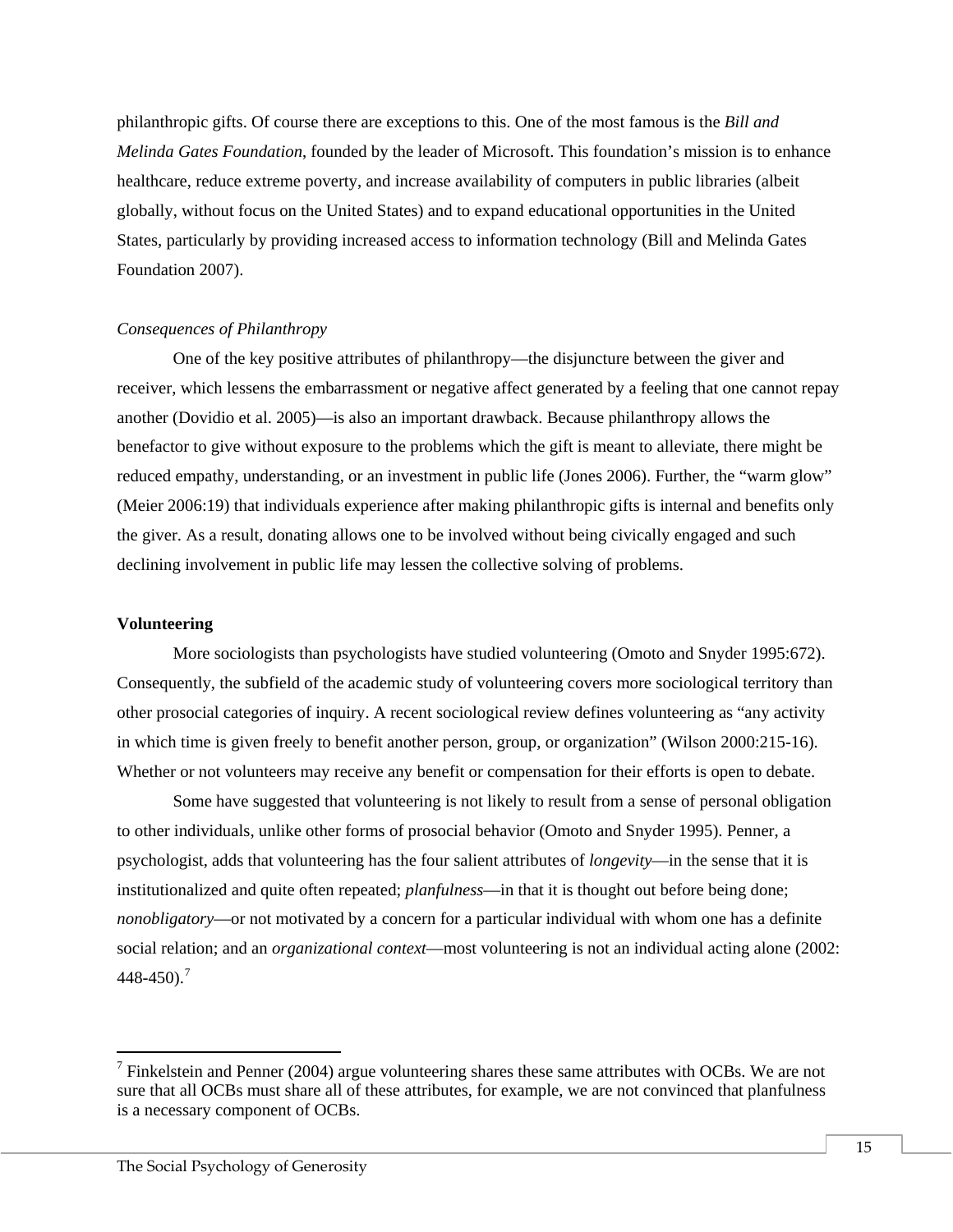philanthropic gifts. Of course there are exceptions to this. One of the most famous is the *Bill and Melinda Gates Foundation*, founded by the leader of Microsoft. This foundation's mission is to enhance healthcare, reduce extreme poverty, and increase availability of computers in public libraries (albeit globally, without focus on the United States) and to expand educational opportunities in the United States, particularly by providing increased access to information technology (Bill and Melinda Gates Foundation 2007).

*Consequences of Philanthropy*

One of the key positive attributes of philanthropy—the disjuncture between the giver and receiver, which lessens the embarrassment or negative affect generated by a feeling that one cannot repay another (Dovidio et al. 2005)—is also an important drawback. Because philanthropy allows the benefactor to give without exposure to the problems which the gift is meant to alleviate, there might be reduced empathy, understanding, or an investment in public life (Jones 2006). Further, the "warm glow" (Meier 2006:19) that individuals experience after making philanthropic gifts is internal and benefits only the giver. As a result, donating allows one to be involved without being civically engaged and such declining involvement in public life may lessen the collective solving of problems.

**Volunteering**

More sociologists than psychologists have studied volunteering (Omoto and Snyder 1995:672). Consequently, the subfield of the academic study of volunteering covers more sociological territory than other prosocial categories of inquiry. A recent sociological review defines volunteering as "any activity in which time is given freely to benefit another person, group, or organization" (Wilson 2000:215-16). Whether or not volunteers may receive any benefit or compensation for their efforts is open to debate.

Some have suggested that volunteering is not likely to result from a sense of personal obligation to other individuals, unlike other forms of prosocial behavior (Omoto and Snyder 1995). Penner, a psychologist, adds that volunteering has the four salient attributes of *longevity*—in the sense that it is institutionalized and quite often repeated; *planfulness*—in that it is thought out before being done; *nonobligatory*—or not motivated by a concern for a particular individual with whom one has a definite social relation; and an *organizational context*—most volunteering is not an individual acting alone (2002: 448-450).[7]

[7] Finkelstein and Penner (2004) argue volunteering shares these same attributes with OCBs. We are not sure that all OCBs must share all of these attributes, for example, we are not convinced that planfulness is a necessary component of OCBs.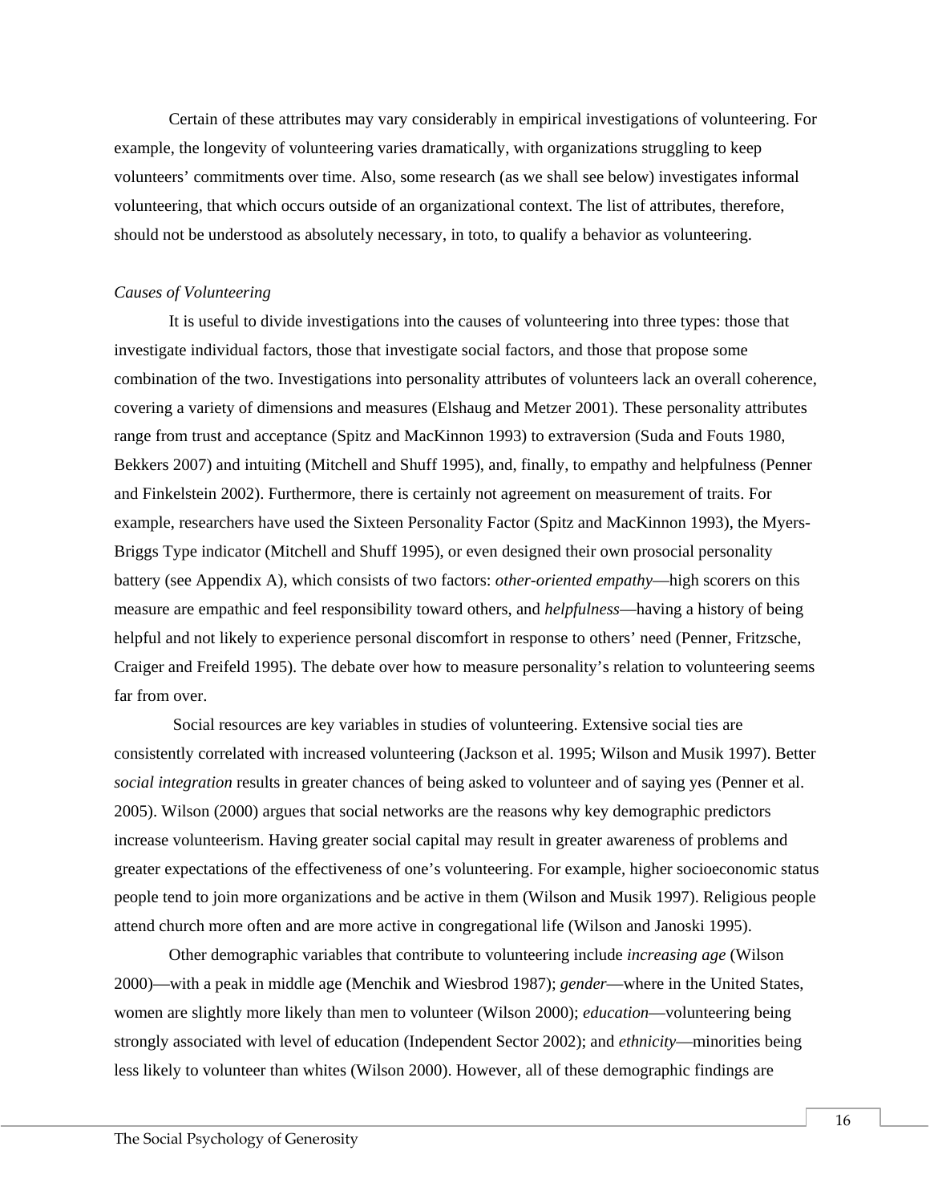Certain of these attributes may vary considerably in empirical investigations of volunteering. For example, the longevity of volunteering varies dramatically, with organizations struggling to keep volunteers' commitments over time. Also, some research (as we shall see below) investigates informal volunteering, that which occurs outside of an organizational context. The list of attributes, therefore, should not be understood as absolutely necessary, in toto, to qualify a behavior as volunteering.

*Causes of Volunteering*

It is useful to divide investigations into the causes of volunteering into three types: those that investigate individual factors, those that investigate social factors, and those that propose some combination of the two. Investigations into personality attributes of volunteers lack an overall coherence, covering a variety of dimensions and measures (Elshaug and Metzer 2001). These personality attributes range from trust and acceptance (Spitz and MacKinnon 1993) to extraversion (Suda and Fouts 1980, Bekkers 2007) and intuiting (Mitchell and Shuff 1995), and, finally, to empathy and helpfulness (Penner and Finkelstein 2002). Furthermore, there is certainly not agreement on measurement of traits. For example, researchers have used the Sixteen Personality Factor (Spitz and MacKinnon 1993), the Myers-Briggs Type indicator (Mitchell and Shuff 1995), or even designed their own prosocial personality battery (see Appendix A), which consists of two factors: *other-oriented empathy*—high scorers on this measure are empathic and feel responsibility toward others, and *helpfulness*—having a history of being helpful and not likely to experience personal discomfort in response to others' need (Penner, Fritzsche, Craiger and Freifeld 1995). The debate over how to measure personality's relation to volunteering seems far from over.

Social resources are key variables in studies of volunteering. Extensive social ties are consistently correlated with increased volunteering (Jackson et al. 1995; Wilson and Musik 1997). Better *social integration* results in greater chances of being asked to volunteer and of saying yes (Penner et al. 2005). Wilson (2000) argues that social networks are the reasons why key demographic predictors increase volunteerism. Having greater social capital may result in greater awareness of problems and greater expectations of the effectiveness of one's volunteering. For example, higher socioeconomic status people tend to join more organizations and be active in them (Wilson and Musik 1997). Religious people attend church more often and are more active in congregational life (Wilson and Janoski 1995).

Other demographic variables that contribute to volunteering include *increasing age* (Wilson 2000)—with a peak in middle age (Menchik and Wiesbrod 1987); *gender*—where in the United States, women are slightly more likely than men to volunteer (Wilson 2000); *education*—volunteering being strongly associated with level of education (Independent Sector 2002); and *ethnicity*—minorities being less likely to volunteer than whites (Wilson 2000). However, all of these demographic findings are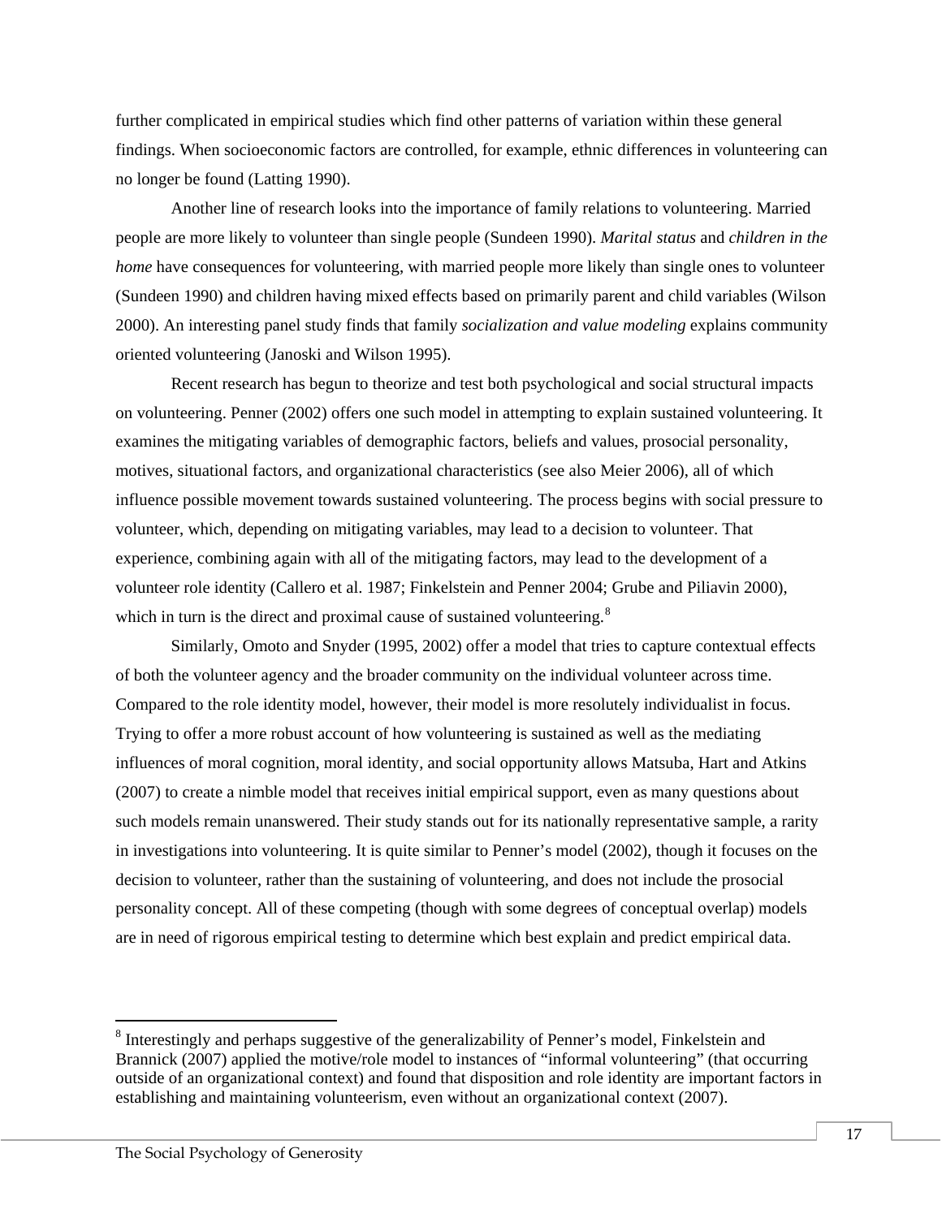further complicated in empirical studies which find other patterns of variation within these general findings. When socioeconomic factors are controlled, for example, ethnic differences in volunteering can no longer be found (Latting 1990).

Another line of research looks into the importance of family relations to volunteering. Married people are more likely to volunteer than single people (Sundeen 1990). *Marital status* and *children in the home* have consequences for volunteering, with married people more likely than single ones to volunteer (Sundeen 1990) and children having mixed effects based on primarily parent and child variables (Wilson 2000). An interesting panel study finds that family *socialization and value modeling* explains community oriented volunteering (Janoski and Wilson 1995).

Recent research has begun to theorize and test both psychological and social structural impacts on volunteering. Penner (2002) offers one such model in attempting to explain sustained volunteering. It examines the mitigating variables of demographic factors, beliefs and values, prosocial personality, motives, situational factors, and organizational characteristics (see also Meier 2006), all of which influence possible movement towards sustained volunteering. The process begins with social pressure to volunteer, which, depending on mitigating variables, may lead to a decision to volunteer. That experience, combining again with all of the mitigating factors, may lead to the development of a volunteer role identity (Callero et al. 1987; Finkelstein and Penner 2004; Grube and Piliavin 2000), which in turn is the direct and proximal cause of sustained volunteering.[8]

Similarly, Omoto and Snyder (1995, 2002) offer a model that tries to capture contextual effects of both the volunteer agency and the broader community on the individual volunteer across time. Compared to the role identity model, however, their model is more resolutely individualist in focus. Trying to offer a more robust account of how volunteering is sustained as well as the mediating influences of moral cognition, moral identity, and social opportunity allows Matsuba, Hart and Atkins (2007) to create a nimble model that receives initial empirical support, even as many questions about such models remain unanswered. Their study stands out for its nationally representative sample, a rarity in investigations into volunteering. It is quite similar to Penner's model (2002), though it focuses on the decision to volunteer, rather than the sustaining of volunteering, and does not include the prosocial personality concept. All of these competing (though with some degrees of conceptual overlap) models are in need of rigorous empirical testing to determine which best explain and predict empirical data.

---

[8] Interestingly and perhaps suggestive of the generalizability of Penner's model, Finkelstein and Brannick (2007) applied the motive/role model to instances of "informal volunteering" (that occurring outside of an organizational context) and found that disposition and role identity are important factors in establishing and maintaining volunteerism, even without an organizational context (2007).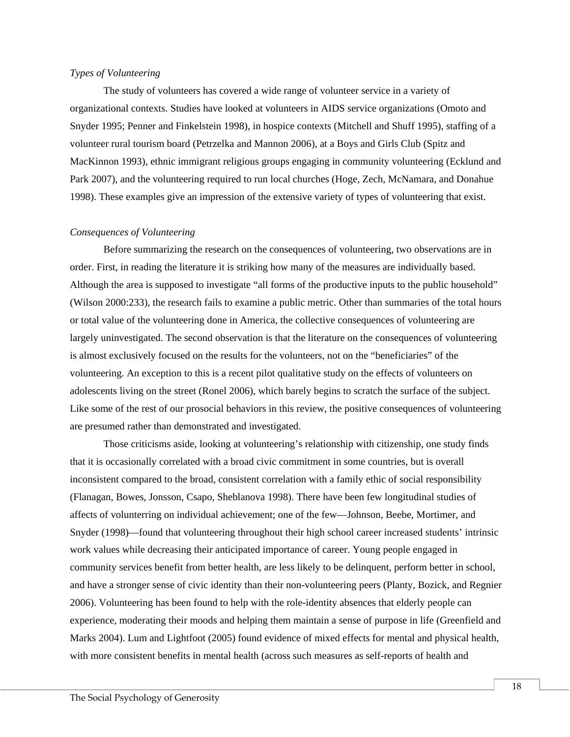*Types of Volunteering*

The study of volunteers has covered a wide range of volunteer service in a variety of organizational contexts. Studies have looked at volunteers in AIDS service organizations (Omoto and Snyder 1995; Penner and Finkelstein 1998), in hospice contexts (Mitchell and Shuff 1995), staffing of a volunteer rural tourism board (Petrzelka and Mannon 2006), at a Boys and Girls Club (Spitz and MacKinnon 1993), ethnic immigrant religious groups engaging in community volunteering (Ecklund and Park 2007), and the volunteering required to run local churches (Hoge, Zech, McNamara, and Donahue 1998). These examples give an impression of the extensive variety of types of volunteering that exist.

*Consequences of Volunteering*

Before summarizing the research on the consequences of volunteering, two observations are in order. First, in reading the literature it is striking how many of the measures are individually based. Although the area is supposed to investigate "all forms of the productive inputs to the public household" (Wilson 2000:233), the research fails to examine a public metric. Other than summaries of the total hours or total value of the volunteering done in America, the collective consequences of volunteering are largely uninvestigated. The second observation is that the literature on the consequences of volunteering is almost exclusively focused on the results for the volunteers, not on the "beneficiaries" of the volunteering. An exception to this is a recent pilot qualitative study on the effects of volunteers on adolescents living on the street (Ronel 2006), which barely begins to scratch the surface of the subject. Like some of the rest of our prosocial behaviors in this review, the positive consequences of volunteering are presumed rather than demonstrated and investigated.

Those criticisms aside, looking at volunteering's relationship with citizenship, one study finds that it is occasionally correlated with a broad civic commitment in some countries, but is overall inconsistent compared to the broad, consistent correlation with a family ethic of social responsibility (Flanagan, Bowes, Jonsson, Csapo, Sheblanova 1998). There have been few longitudinal studies of affects of volunterring on individual achievement; one of the few—Johnson, Beebe, Mortimer, and Snyder (1998)—found that volunteering throughout their high school career increased students' intrinsic work values while decreasing their anticipated importance of career. Young people engaged in community services benefit from better health, are less likely to be delinquent, perform better in school, and have a stronger sense of civic identity than their non-volunteering peers (Planty, Bozick, and Regnier 2006). Volunteering has been found to help with the role-identity absences that elderly people can experience, moderating their moods and helping them maintain a sense of purpose in life (Greenfield and Marks 2004). Lum and Lightfoot (2005) found evidence of mixed effects for mental and physical health, with more consistent benefits in mental health (across such measures as self-reports of health and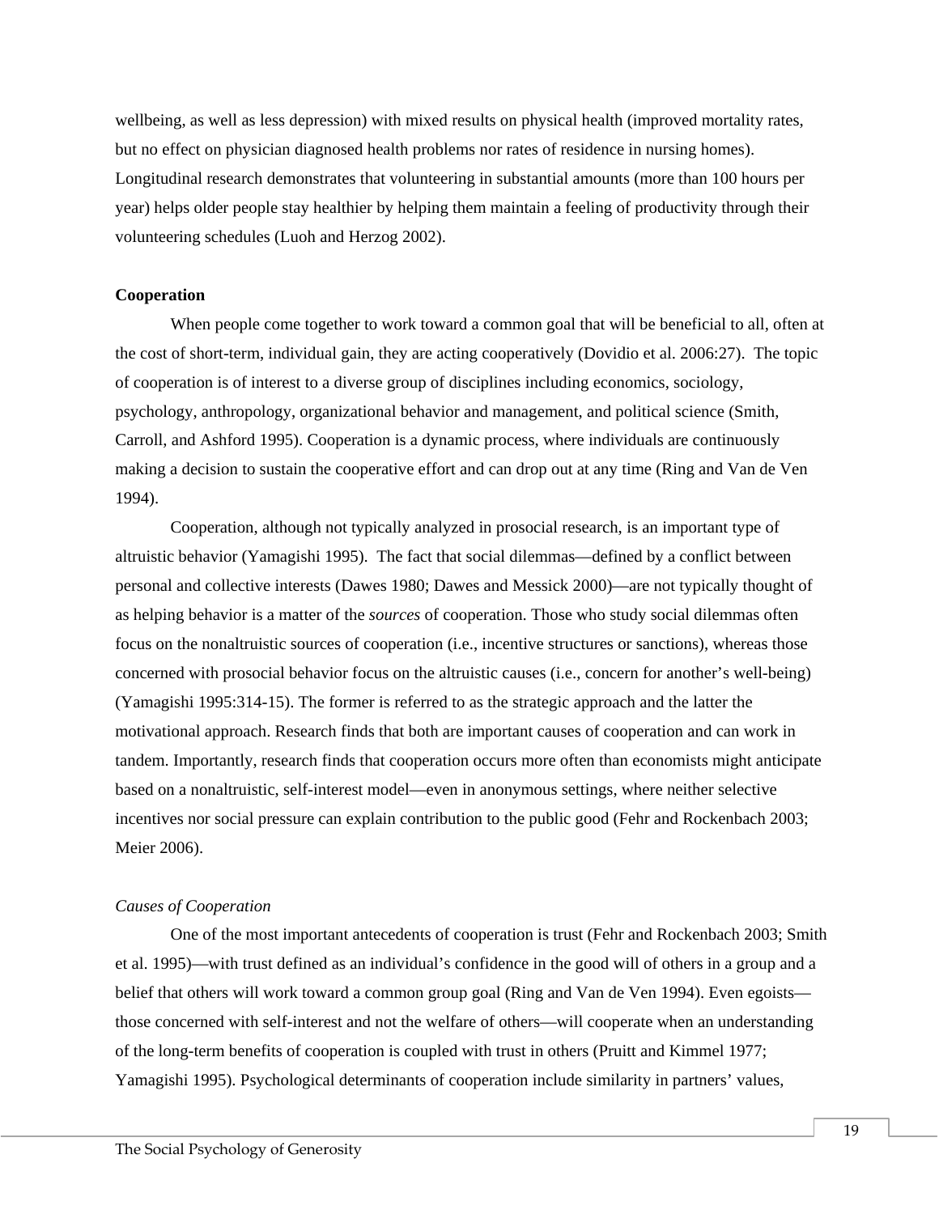wellbeing, as well as less depression) with mixed results on physical health (improved mortality rates, but no effect on physician diagnosed health problems nor rates of residence in nursing homes). Longitudinal research demonstrates that volunteering in substantial amounts (more than 100 hours per year) helps older people stay healthier by helping them maintain a feeling of productivity through their volunteering schedules (Luoh and Herzog 2002).

**Cooperation**

When people come together to work toward a common goal that will be beneficial to all, often at the cost of short-term, individual gain, they are acting cooperatively (Dovidio et al. 2006:27). The topic of cooperation is of interest to a diverse group of disciplines including economics, sociology, psychology, anthropology, organizational behavior and management, and political science (Smith, Carroll, and Ashford 1995). Cooperation is a dynamic process, where individuals are continuously making a decision to sustain the cooperative effort and can drop out at any time (Ring and Van de Ven 1994).

Cooperation, although not typically analyzed in prosocial research, is an important type of altruistic behavior (Yamagishi 1995). The fact that social dilemmas—defined by a conflict between personal and collective interests (Dawes 1980; Dawes and Messick 2000)—are not typically thought of as helping behavior is a matter of the *sources* of cooperation. Those who study social dilemmas often focus on the nonaltruistic sources of cooperation (i.e., incentive structures or sanctions), whereas those concerned with prosocial behavior focus on the altruistic causes (i.e., concern for another's well-being) (Yamagishi 1995:314-15). The former is referred to as the strategic approach and the latter the motivational approach. Research finds that both are important causes of cooperation and can work in tandem. Importantly, research finds that cooperation occurs more often than economists might anticipate based on a nonaltruistic, self-interest model—even in anonymous settings, where neither selective incentives nor social pressure can explain contribution to the public good (Fehr and Rockenbach 2003; Meier 2006).

*Causes of Cooperation*

One of the most important antecedents of cooperation is trust (Fehr and Rockenbach 2003; Smith et al. 1995)—with trust defined as an individual's confidence in the good will of others in a group and a belief that others will work toward a common group goal (Ring and Van de Ven 1994). Even egoists—those concerned with self-interest and not the welfare of others—will cooperate when an understanding of the long-term benefits of cooperation is coupled with trust in others (Pruitt and Kimmel 1977; Yamagishi 1995). Psychological determinants of cooperation include similarity in partners' values,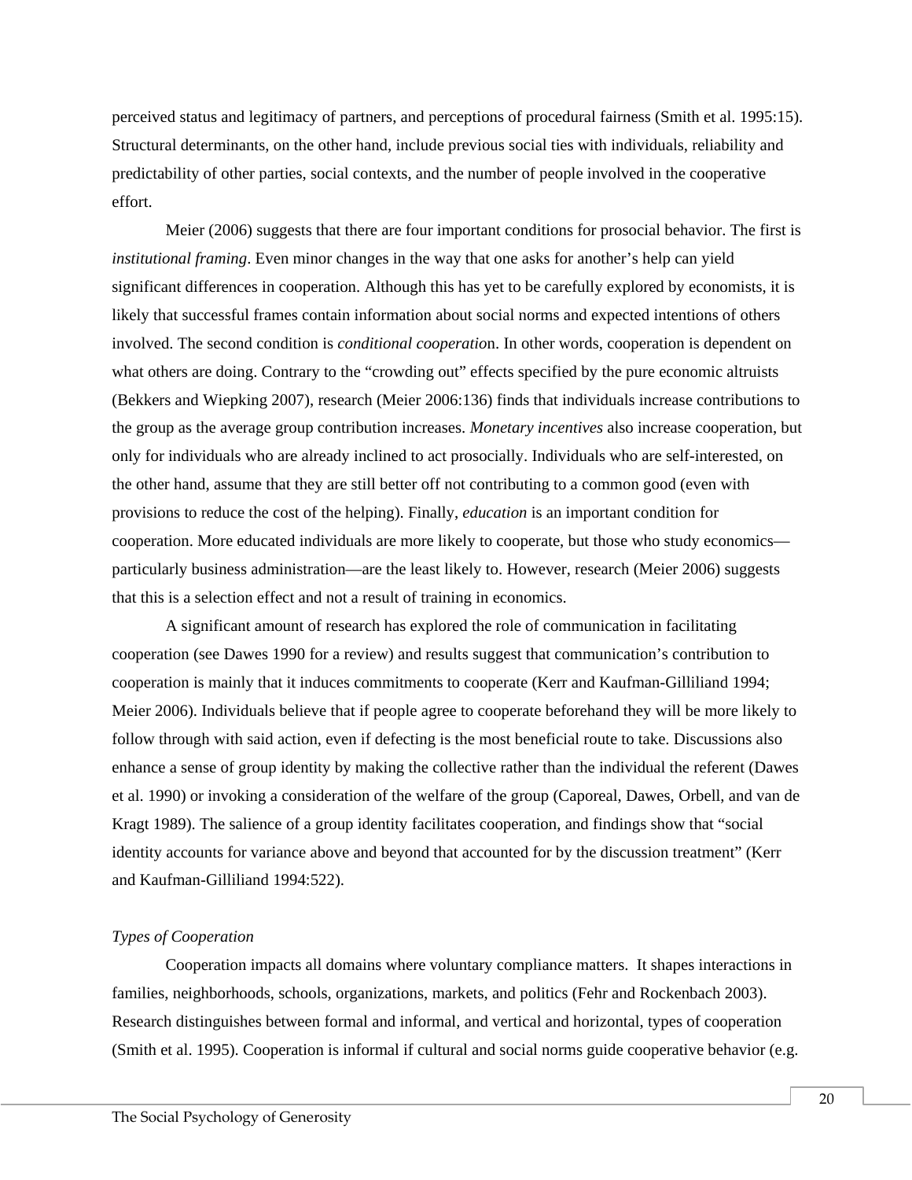perceived status and legitimacy of partners, and perceptions of procedural fairness (Smith et al. 1995:15). Structural determinants, on the other hand, include previous social ties with individuals, reliability and predictability of other parties, social contexts, and the number of people involved in the cooperative effort.

Meier (2006) suggests that there are four important conditions for prosocial behavior. The first is *institutional framing*. Even minor changes in the way that one asks for another's help can yield significant differences in cooperation. Although this has yet to be carefully explored by economists, it is likely that successful frames contain information about social norms and expected intentions of others involved. The second condition is *conditional cooperation*. In other words, cooperation is dependent on what others are doing. Contrary to the "crowding out" effects specified by the pure economic altruists (Bekkers and Wiepking 2007), research (Meier 2006:136) finds that individuals increase contributions to the group as the average group contribution increases. *Monetary incentives* also increase cooperation, but only for individuals who are already inclined to act prosocially. Individuals who are self-interested, on the other hand, assume that they are still better off not contributing to a common good (even with provisions to reduce the cost of the helping). Finally, *education* is an important condition for cooperation. More educated individuals are more likely to cooperate, but those who study economics—particularly business administration—are the least likely to. However, research (Meier 2006) suggests that this is a selection effect and not a result of training in economics.

A significant amount of research has explored the role of communication in facilitating cooperation (see Dawes 1990 for a review) and results suggest that communication's contribution to cooperation is mainly that it induces commitments to cooperate (Kerr and Kaufman-Gilliliand 1994; Meier 2006). Individuals believe that if people agree to cooperate beforehand they will be more likely to follow through with said action, even if defecting is the most beneficial route to take. Discussions also enhance a sense of group identity by making the collective rather than the individual the referent (Dawes et al. 1990) or invoking a consideration of the welfare of the group (Caporeal, Dawes, Orbell, and van de Kragt 1989). The salience of a group identity facilitates cooperation, and findings show that "social identity accounts for variance above and beyond that accounted for by the discussion treatment" (Kerr and Kaufman-Gilliliand 1994:522).

### *Types of Cooperation*

Cooperation impacts all domains where voluntary compliance matters. It shapes interactions in families, neighborhoods, schools, organizations, markets, and politics (Fehr and Rockenbach 2003). Research distinguishes between formal and informal, and vertical and horizontal, types of cooperation (Smith et al. 1995). Cooperation is informal if cultural and social norms guide cooperative behavior (e.g.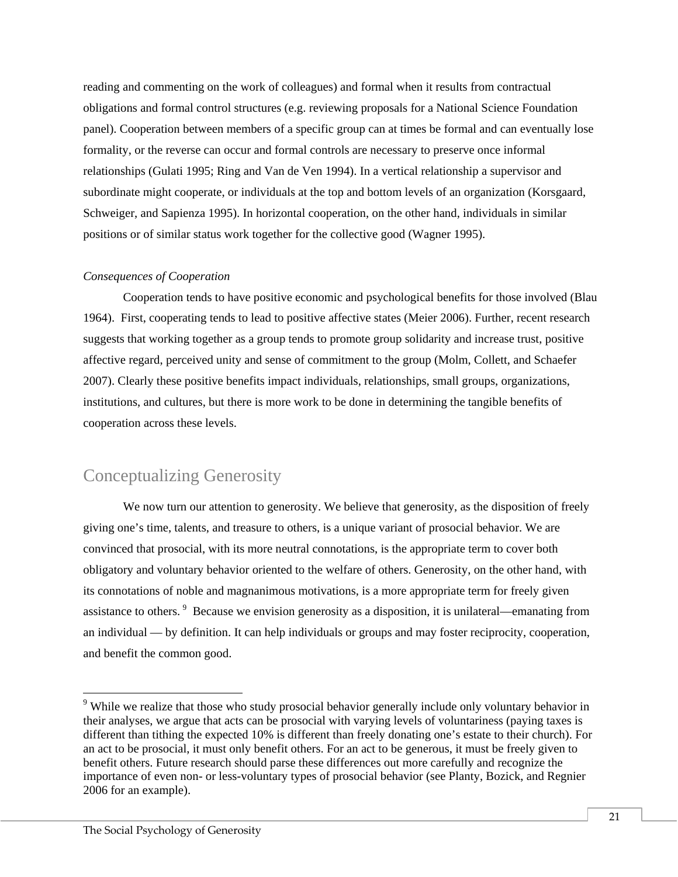reading and commenting on the work of colleagues) and formal when it results from contractual obligations and formal control structures (e.g. reviewing proposals for a National Science Foundation panel). Cooperation between members of a specific group can at times be formal and can eventually lose formality, or the reverse can occur and formal controls are necessary to preserve once informal relationships (Gulati 1995; Ring and Van de Ven 1994). In a vertical relationship a supervisor and subordinate might cooperate, or individuals at the top and bottom levels of an organization (Korsgaard, Schweiger, and Sapienza 1995). In horizontal cooperation, on the other hand, individuals in similar positions or of similar status work together for the collective good (Wagner 1995).

*Consequences of Cooperation*

Cooperation tends to have positive economic and psychological benefits for those involved (Blau 1964). First, cooperating tends to lead to positive affective states (Meier 2006). Further, recent research suggests that working together as a group tends to promote group solidarity and increase trust, positive affective regard, perceived unity and sense of commitment to the group (Molm, Collett, and Schaefer 2007). Clearly these positive benefits impact individuals, relationships, small groups, organizations, institutions, and cultures, but there is more work to be done in determining the tangible benefits of cooperation across these levels.

## Conceptualizing Generosity

We now turn our attention to generosity. We believe that generosity, as the disposition of freely giving one's time, talents, and treasure to others, is a unique variant of prosocial behavior. We are convinced that prosocial, with its more neutral connotations, is the appropriate term to cover both obligatory and voluntary behavior oriented to the welfare of others. Generosity, on the other hand, with its connotations of noble and magnanimous motivations, is a more appropriate term for freely given assistance to others. [9] Because we envision generosity as a disposition, it is unilateral—emanating from an individual — by definition. It can help individuals or groups and may foster reciprocity, cooperation, and benefit the common good.

[9] While we realize that those who study prosocial behavior generally include only voluntary behavior in their analyses, we argue that acts can be prosocial with varying levels of voluntariness (paying taxes is different than tithing the expected 10% is different than freely donating one's estate to their church). For an act to be prosocial, it must only benefit others. For an act to be generous, it must be freely given to benefit others. Future research should parse these differences out more carefully and recognize the importance of even non- or less-voluntary types of prosocial behavior (see Planty, Bozick, and Regnier 2006 for an example).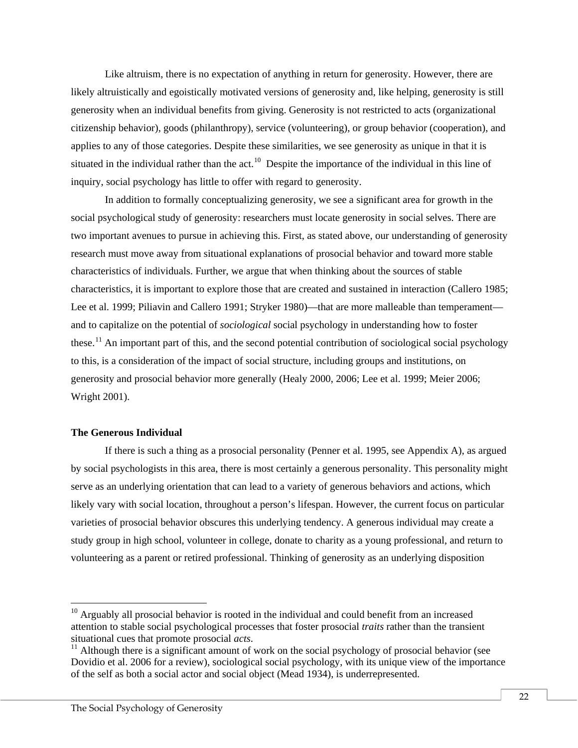Like altruism, there is no expectation of anything in return for generosity. However, there are likely altruistically and egoistically motivated versions of generosity and, like helping, generosity is still generosity when an individual benefits from giving. Generosity is not restricted to acts (organizational citizenship behavior), goods (philanthropy), service (volunteering), or group behavior (cooperation), and applies to any of those categories. Despite these similarities, we see generosity as unique in that it is situated in the individual rather than the act.[10] Despite the importance of the individual in this line of inquiry, social psychology has little to offer with regard to generosity.

In addition to formally conceptualizing generosity, we see a significant area for growth in the social psychological study of generosity: researchers must locate generosity in social selves. There are two important avenues to pursue in achieving this. First, as stated above, our understanding of generosity research must move away from situational explanations of prosocial behavior and toward more stable characteristics of individuals. Further, we argue that when thinking about the sources of stable characteristics, it is important to explore those that are created and sustained in interaction (Callero 1985; Lee et al. 1999; Piliavin and Callero 1991; Stryker 1980)—that are more malleable than temperament—and to capitalize on the potential of *sociological* social psychology in understanding how to foster these.[11] An important part of this, and the second potential contribution of sociological social psychology to this, is a consideration of the impact of social structure, including groups and institutions, on generosity and prosocial behavior more generally (Healy 2000, 2006; Lee et al. 1999; Meier 2006; Wright 2001).

**The Generous Individual**

If there is such a thing as a prosocial personality (Penner et al. 1995, see Appendix A), as argued by social psychologists in this area, there is most certainly a generous personality. This personality might serve as an underlying orientation that can lead to a variety of generous behaviors and actions, which likely vary with social location, throughout a person's lifespan. However, the current focus on particular varieties of prosocial behavior obscures this underlying tendency. A generous individual may create a study group in high school, volunteer in college, donate to charity as a young professional, and return to volunteering as a parent or retired professional. Thinking of generosity as an underlying disposition

---

[10] Arguably all prosocial behavior is rooted in the individual and could benefit from an increased attention to stable social psychological processes that foster prosocial *traits* rather than the transient situational cues that promote prosocial *acts*.

[11] Although there is a significant amount of work on the social psychology of prosocial behavior (see Dovidio et al. 2006 for a review), sociological social psychology, with its unique view of the importance of the self as both a social actor and social object (Mead 1934), is underrepresented.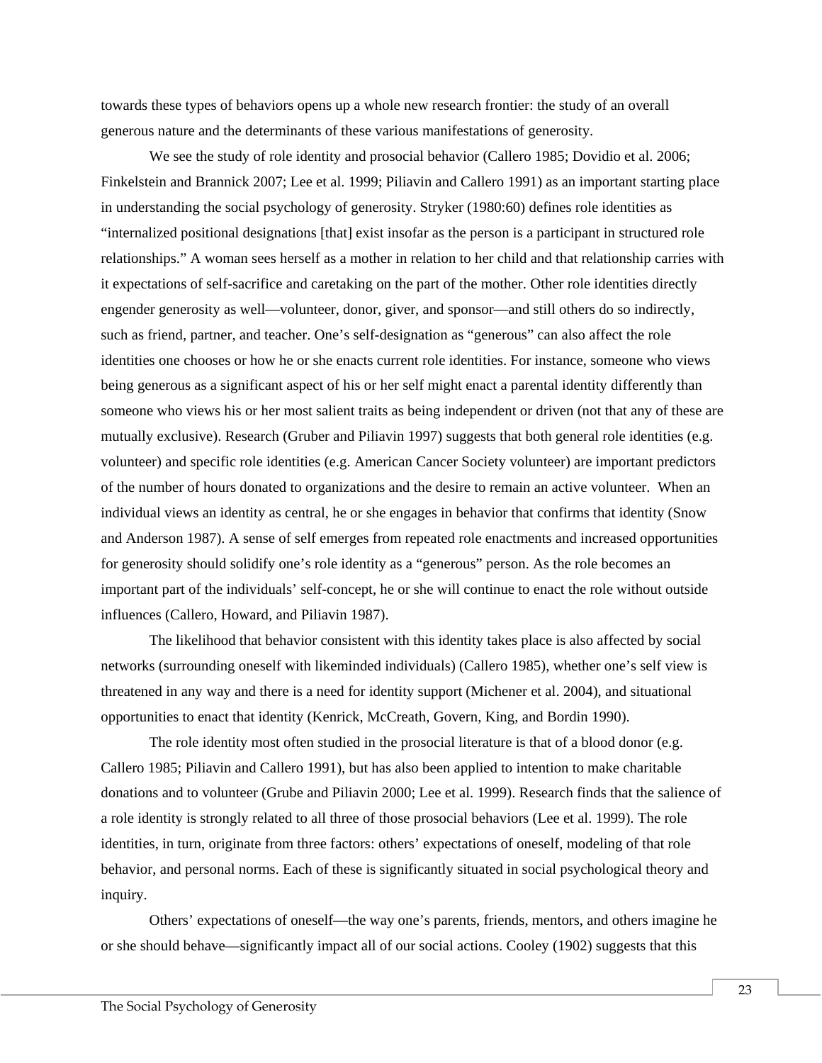towards these types of behaviors opens up a whole new research frontier: the study of an overall generous nature and the determinants of these various manifestations of generosity.

We see the study of role identity and prosocial behavior (Callero 1985; Dovidio et al. 2006; Finkelstein and Brannick 2007; Lee et al. 1999; Piliavin and Callero 1991) as an important starting place in understanding the social psychology of generosity. Stryker (1980:60) defines role identities as "internalized positional designations [that] exist insofar as the person is a participant in structured role relationships." A woman sees herself as a mother in relation to her child and that relationship carries with it expectations of self-sacrifice and caretaking on the part of the mother. Other role identities directly engender generosity as well—volunteer, donor, giver, and sponsor—and still others do so indirectly, such as friend, partner, and teacher. One's self-designation as "generous" can also affect the role identities one chooses or how he or she enacts current role identities. For instance, someone who views being generous as a significant aspect of his or her self might enact a parental identity differently than someone who views his or her most salient traits as being independent or driven (not that any of these are mutually exclusive). Research (Gruber and Piliavin 1997) suggests that both general role identities (e.g. volunteer) and specific role identities (e.g. American Cancer Society volunteer) are important predictors of the number of hours donated to organizations and the desire to remain an active volunteer. When an individual views an identity as central, he or she engages in behavior that confirms that identity (Snow and Anderson 1987). A sense of self emerges from repeated role enactments and increased opportunities for generosity should solidify one's role identity as a "generous" person. As the role becomes an important part of the individuals' self-concept, he or she will continue to enact the role without outside influences (Callero, Howard, and Piliavin 1987).

The likelihood that behavior consistent with this identity takes place is also affected by social networks (surrounding oneself with likeminded individuals) (Callero 1985), whether one's self view is threatened in any way and there is a need for identity support (Michener et al. 2004), and situational opportunities to enact that identity (Kenrick, McCreath, Govern, King, and Bordin 1990).

The role identity most often studied in the prosocial literature is that of a blood donor (e.g. Callero 1985; Piliavin and Callero 1991), but has also been applied to intention to make charitable donations and to volunteer (Grube and Piliavin 2000; Lee et al. 1999). Research finds that the salience of a role identity is strongly related to all three of those prosocial behaviors (Lee et al. 1999). The role identities, in turn, originate from three factors: others' expectations of oneself, modeling of that role behavior, and personal norms. Each of these is significantly situated in social psychological theory and inquiry.

Others' expectations of oneself—the way one's parents, friends, mentors, and others imagine he or she should behave—significantly impact all of our social actions. Cooley (1902) suggests that this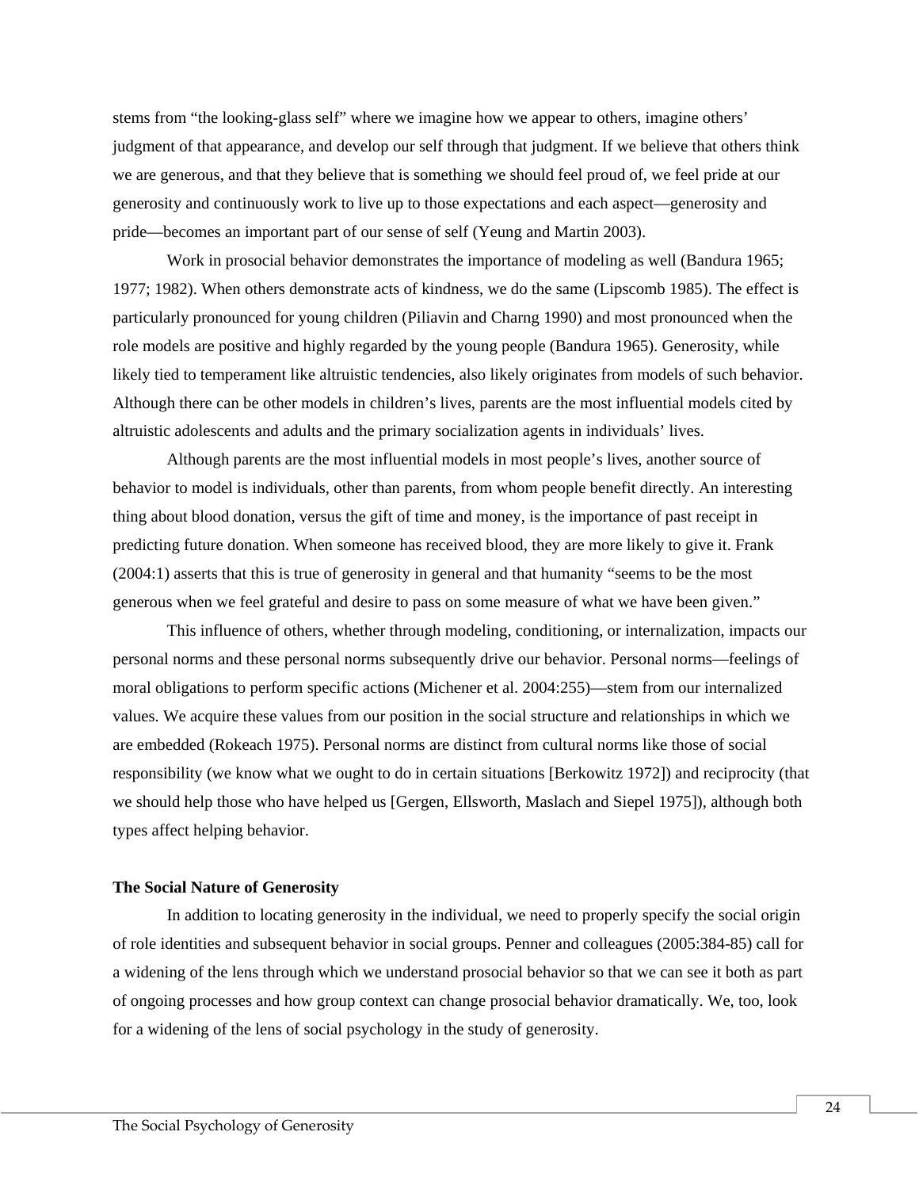stems from "the looking-glass self" where we imagine how we appear to others, imagine others' judgment of that appearance, and develop our self through that judgment. If we believe that others think we are generous, and that they believe that is something we should feel proud of, we feel pride at our generosity and continuously work to live up to those expectations and each aspect—generosity and pride—becomes an important part of our sense of self (Yeung and Martin 2003).

Work in prosocial behavior demonstrates the importance of modeling as well (Bandura 1965; 1977; 1982). When others demonstrate acts of kindness, we do the same (Lipscomb 1985). The effect is particularly pronounced for young children (Piliavin and Charng 1990) and most pronounced when the role models are positive and highly regarded by the young people (Bandura 1965). Generosity, while likely tied to temperament like altruistic tendencies, also likely originates from models of such behavior. Although there can be other models in children's lives, parents are the most influential models cited by altruistic adolescents and adults and the primary socialization agents in individuals' lives.

Although parents are the most influential models in most people's lives, another source of behavior to model is individuals, other than parents, from whom people benefit directly. An interesting thing about blood donation, versus the gift of time and money, is the importance of past receipt in predicting future donation. When someone has received blood, they are more likely to give it. Frank (2004:1) asserts that this is true of generosity in general and that humanity "seems to be the most generous when we feel grateful and desire to pass on some measure of what we have been given."

This influence of others, whether through modeling, conditioning, or internalization, impacts our personal norms and these personal norms subsequently drive our behavior. Personal norms—feelings of moral obligations to perform specific actions (Michener et al. 2004:255)—stem from our internalized values. We acquire these values from our position in the social structure and relationships in which we are embedded (Rokeach 1975). Personal norms are distinct from cultural norms like those of social responsibility (we know what we ought to do in certain situations [Berkowitz 1972]) and reciprocity (that we should help those who have helped us [Gergen, Ellsworth, Maslach and Siepel 1975]), although both types affect helping behavior.

### The Social Nature of Generosity

In addition to locating generosity in the individual, we need to properly specify the social origin of role identities and subsequent behavior in social groups. Penner and colleagues (2005:384-85) call for a widening of the lens through which we understand prosocial behavior so that we can see it both as part of ongoing processes and how group context can change prosocial behavior dramatically. We, too, look for a widening of the lens of social psychology in the study of generosity.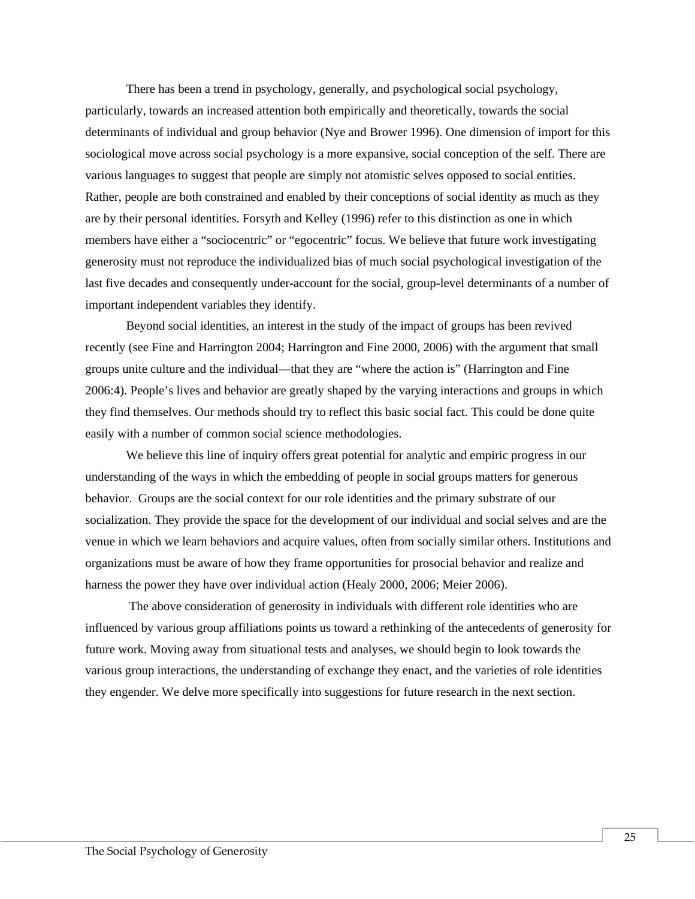There has been a trend in psychology, generally, and psychological social psychology, particularly, towards an increased attention both empirically and theoretically, towards the social determinants of individual and group behavior (Nye and Brower 1996). One dimension of import for this sociological move across social psychology is a more expansive, social conception of the self. There are various languages to suggest that people are simply not atomistic selves opposed to social entities. Rather, people are both constrained and enabled by their conceptions of social identity as much as they are by their personal identities. Forsyth and Kelley (1996) refer to this distinction as one in which members have either a "sociocentric" or "egocentric" focus. We believe that future work investigating generosity must not reproduce the individualized bias of much social psychological investigation of the last five decades and consequently under-account for the social, group-level determinants of a number of important independent variables they identify.

Beyond social identities, an interest in the study of the impact of groups has been revived recently (see Fine and Harrington 2004; Harrington and Fine 2000, 2006) with the argument that small groups unite culture and the individual—that they are "where the action is" (Harrington and Fine 2006:4). People's lives and behavior are greatly shaped by the varying interactions and groups in which they find themselves. Our methods should try to reflect this basic social fact. This could be done quite easily with a number of common social science methodologies.

We believe this line of inquiry offers great potential for analytic and empiric progress in our understanding of the ways in which the embedding of people in social groups matters for generous behavior. Groups are the social context for our role identities and the primary substrate of our socialization. They provide the space for the development of our individual and social selves and are the venue in which we learn behaviors and acquire values, often from socially similar others. Institutions and organizations must be aware of how they frame opportunities for prosocial behavior and realize and harness the power they have over individual action (Healy 2000, 2006; Meier 2006).

The above consideration of generosity in individuals with different role identities who are influenced by various group affiliations points us toward a rethinking of the antecedents of generosity for future work. Moving away from situational tests and analyses, we should begin to look towards the various group interactions, the understanding of exchange they enact, and the varieties of role identities they engender. We delve more specifically into suggestions for future research in the next section.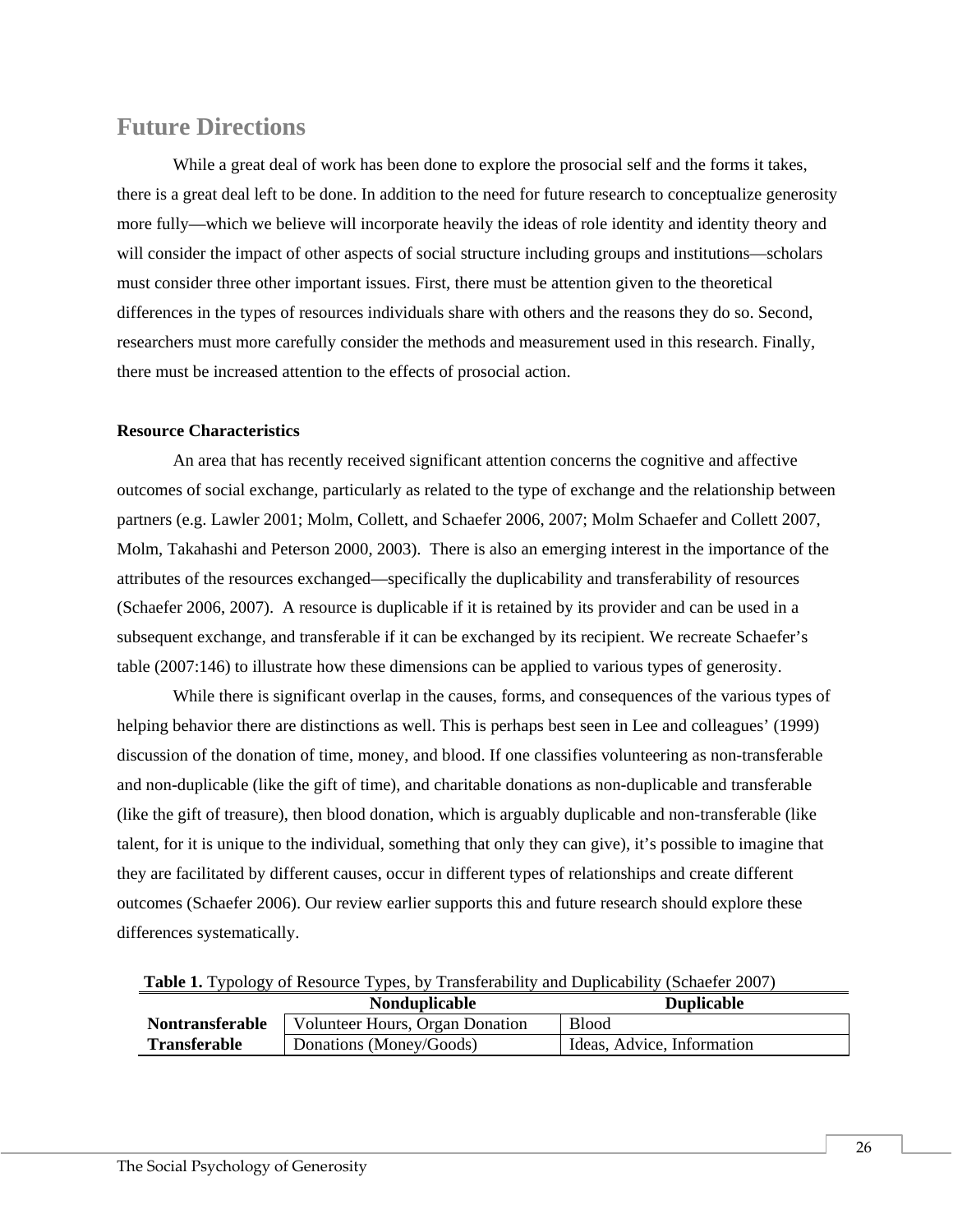## Future Directions

While a great deal of work has been done to explore the prosocial self and the forms it takes, there is a great deal left to be done. In addition to the need for future research to conceptualize generosity more fully—which we believe will incorporate heavily the ideas of role identity and identity theory and will consider the impact of other aspects of social structure including groups and institutions—scholars must consider three other important issues. First, there must be attention given to the theoretical differences in the types of resources individuals share with others and the reasons they do so. Second, researchers must more carefully consider the methods and measurement used in this research. Finally, there must be increased attention to the effects of prosocial action.

**Resource Characteristics**

An area that has recently received significant attention concerns the cognitive and affective outcomes of social exchange, particularly as related to the type of exchange and the relationship between partners (e.g. Lawler 2001; Molm, Collett, and Schaefer 2006, 2007; Molm Schaefer and Collett 2007, Molm, Takahashi and Peterson 2000, 2003). There is also an emerging interest in the importance of the attributes of the resources exchanged—specifically the duplicability and transferability of resources (Schaefer 2006, 2007). A resource is duplicable if it is retained by its provider and can be used in a subsequent exchange, and transferable if it can be exchanged by its recipient. We recreate Schaefer's table (2007:146) to illustrate how these dimensions can be applied to various types of generosity.

While there is significant overlap in the causes, forms, and consequences of the various types of helping behavior there are distinctions as well. This is perhaps best seen in Lee and colleagues' (1999) discussion of the donation of time, money, and blood. If one classifies volunteering as non-transferable and non-duplicable (like the gift of time), and charitable donations as non-duplicable and transferable (like the gift of treasure), then blood donation, which is arguably duplicable and non-transferable (like talent, for it is unique to the individual, something that only they can give), it's possible to imagine that they are facilitated by different causes, occur in different types of relationships and create different outcomes (Schaefer 2006). Our review earlier supports this and future research should explore these differences systematically.

**Table 1.** Typology of Resource Types, by Transferability and Duplicability (Schaefer 2007)

| | Nonduplicable | Duplicable |
|---|---|---|
| **Nontransferable** | Volunteer Hours, Organ Donation | Blood |
| **Transferable** | Donations (Money/Goods) | Ideas, Advice, Information |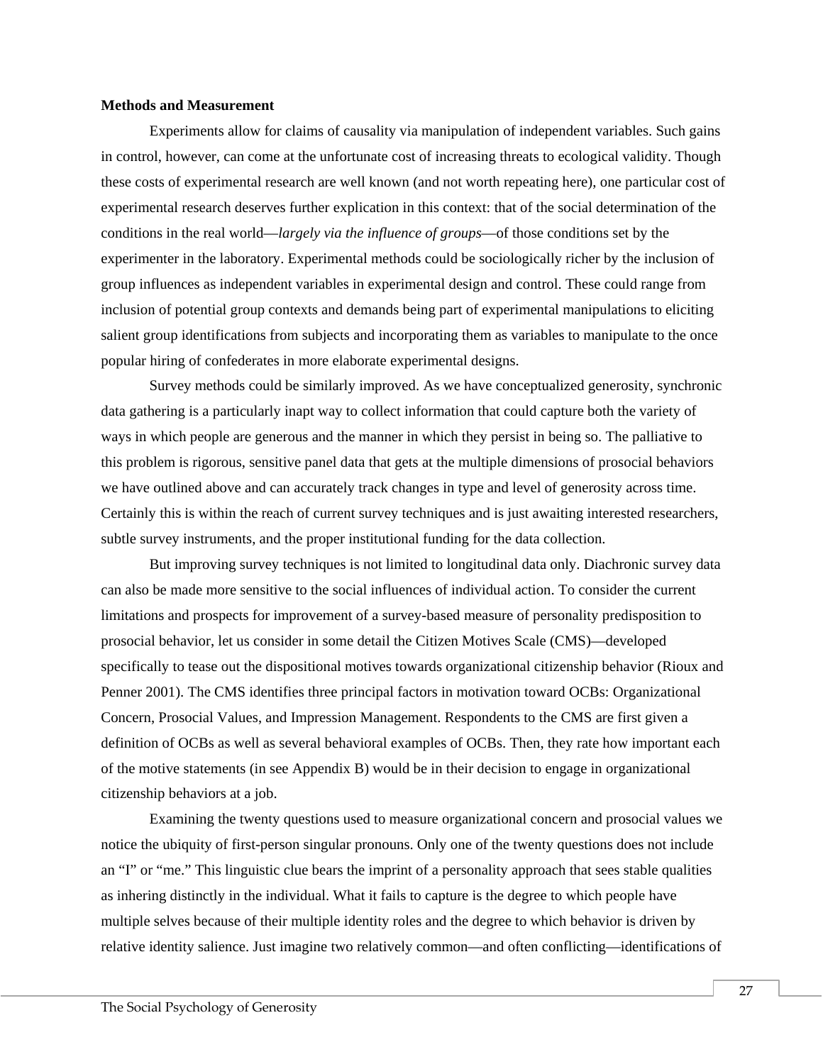**Methods and Measurement**

Experiments allow for claims of causality via manipulation of independent variables. Such gains in control, however, can come at the unfortunate cost of increasing threats to ecological validity. Though these costs of experimental research are well known (and not worth repeating here), one particular cost of experimental research deserves further explication in this context: that of the social determination of the conditions in the real world—*largely via the influence of groups*—of those conditions set by the experimenter in the laboratory. Experimental methods could be sociologically richer by the inclusion of group influences as independent variables in experimental design and control. These could range from inclusion of potential group contexts and demands being part of experimental manipulations to eliciting salient group identifications from subjects and incorporating them as variables to manipulate to the once popular hiring of confederates in more elaborate experimental designs.

Survey methods could be similarly improved. As we have conceptualized generosity, synchronic data gathering is a particularly inapt way to collect information that could capture both the variety of ways in which people are generous and the manner in which they persist in being so. The palliative to this problem is rigorous, sensitive panel data that gets at the multiple dimensions of prosocial behaviors we have outlined above and can accurately track changes in type and level of generosity across time. Certainly this is within the reach of current survey techniques and is just awaiting interested researchers, subtle survey instruments, and the proper institutional funding for the data collection.

But improving survey techniques is not limited to longitudinal data only. Diachronic survey data can also be made more sensitive to the social influences of individual action. To consider the current limitations and prospects for improvement of a survey-based measure of personality predisposition to prosocial behavior, let us consider in some detail the Citizen Motives Scale (CMS)—developed specifically to tease out the dispositional motives towards organizational citizenship behavior (Rioux and Penner 2001). The CMS identifies three principal factors in motivation toward OCBs: Organizational Concern, Prosocial Values, and Impression Management. Respondents to the CMS are first given a definition of OCBs as well as several behavioral examples of OCBs. Then, they rate how important each of the motive statements (in see Appendix B) would be in their decision to engage in organizational citizenship behaviors at a job.

Examining the twenty questions used to measure organizational concern and prosocial values we notice the ubiquity of first-person singular pronouns. Only one of the twenty questions does not include an "I" or "me." This linguistic clue bears the imprint of a personality approach that sees stable qualities as inhering distinctly in the individual. What it fails to capture is the degree to which people have multiple selves because of their multiple identity roles and the degree to which behavior is driven by relative identity salience. Just imagine two relatively common—and often conflicting—identifications of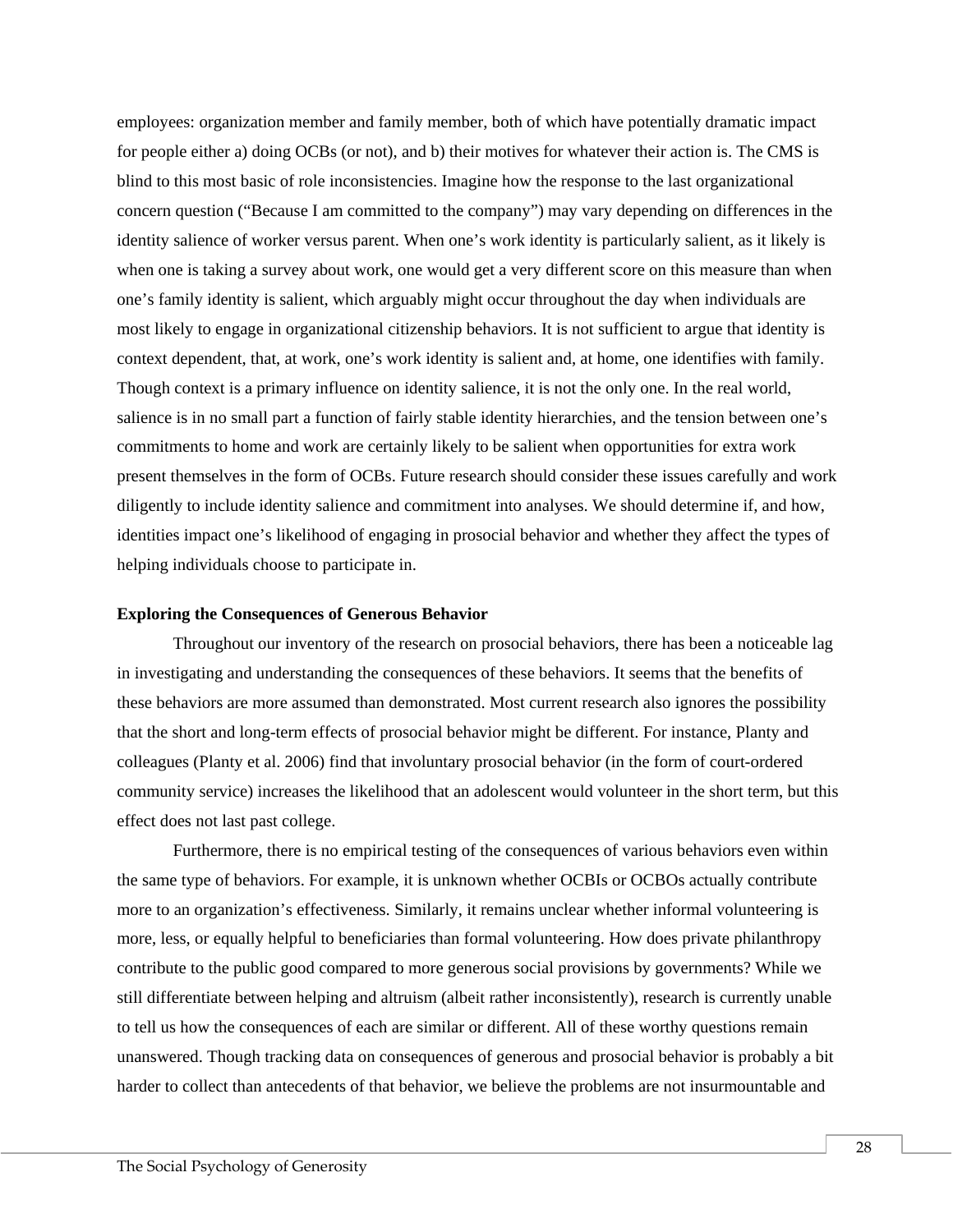employees: organization member and family member, both of which have potentially dramatic impact for people either a) doing OCBs (or not), and b) their motives for whatever their action is. The CMS is blind to this most basic of role inconsistencies. Imagine how the response to the last organizational concern question ("Because I am committed to the company") may vary depending on differences in the identity salience of worker versus parent. When one's work identity is particularly salient, as it likely is when one is taking a survey about work, one would get a very different score on this measure than when one's family identity is salient, which arguably might occur throughout the day when individuals are most likely to engage in organizational citizenship behaviors. It is not sufficient to argue that identity is context dependent, that, at work, one's work identity is salient and, at home, one identifies with family. Though context is a primary influence on identity salience, it is not the only one. In the real world, salience is in no small part a function of fairly stable identity hierarchies, and the tension between one's commitments to home and work are certainly likely to be salient when opportunities for extra work present themselves in the form of OCBs. Future research should consider these issues carefully and work diligently to include identity salience and commitment into analyses. We should determine if, and how, identities impact one's likelihood of engaging in prosocial behavior and whether they affect the types of helping individuals choose to participate in.

**Exploring the Consequences of Generous Behavior**

Throughout our inventory of the research on prosocial behaviors, there has been a noticeable lag in investigating and understanding the consequences of these behaviors. It seems that the benefits of these behaviors are more assumed than demonstrated. Most current research also ignores the possibility that the short and long-term effects of prosocial behavior might be different. For instance, Planty and colleagues (Planty et al. 2006) find that involuntary prosocial behavior (in the form of court-ordered community service) increases the likelihood that an adolescent would volunteer in the short term, but this effect does not last past college.

Furthermore, there is no empirical testing of the consequences of various behaviors even within the same type of behaviors. For example, it is unknown whether OCBIs or OCBOs actually contribute more to an organization's effectiveness. Similarly, it remains unclear whether informal volunteering is more, less, or equally helpful to beneficiaries than formal volunteering. How does private philanthropy contribute to the public good compared to more generous social provisions by governments? While we still differentiate between helping and altruism (albeit rather inconsistently), research is currently unable to tell us how the consequences of each are similar or different. All of these worthy questions remain unanswered. Though tracking data on consequences of generous and prosocial behavior is probably a bit harder to collect than antecedents of that behavior, we believe the problems are not insurmountable and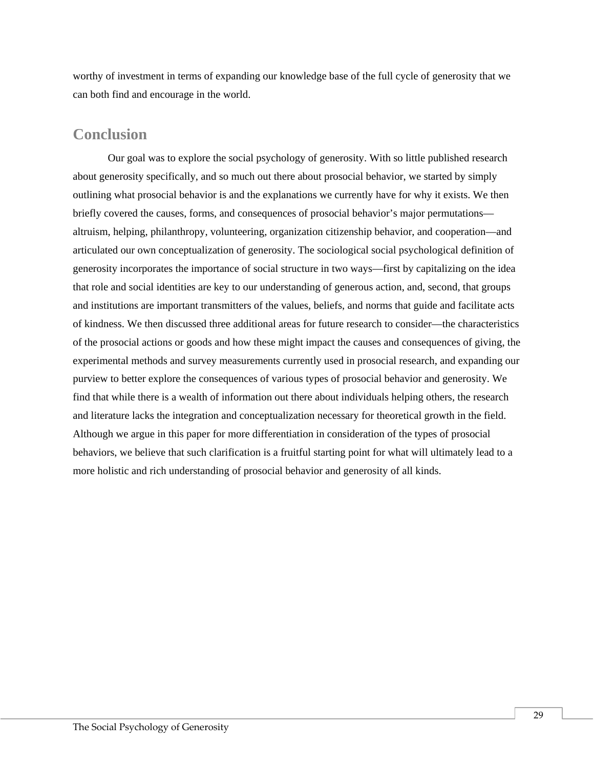worthy of investment in terms of expanding our knowledge base of the full cycle of generosity that we can both find and encourage in the world.

## Conclusion

Our goal was to explore the social psychology of generosity. With so little published research about generosity specifically, and so much out there about prosocial behavior, we started by simply outlining what prosocial behavior is and the explanations we currently have for why it exists. We then briefly covered the causes, forms, and consequences of prosocial behavior's major permutations—altruism, helping, philanthropy, volunteering, organization citizenship behavior, and cooperation—and articulated our own conceptualization of generosity. The sociological social psychological definition of generosity incorporates the importance of social structure in two ways—first by capitalizing on the idea that role and social identities are key to our understanding of generous action, and, second, that groups and institutions are important transmitters of the values, beliefs, and norms that guide and facilitate acts of kindness. We then discussed three additional areas for future research to consider—the characteristics of the prosocial actions or goods and how these might impact the causes and consequences of giving, the experimental methods and survey measurements currently used in prosocial research, and expanding our purview to better explore the consequences of various types of prosocial behavior and generosity. We find that while there is a wealth of information out there about individuals helping others, the research and literature lacks the integration and conceptualization necessary for theoretical growth in the field. Although we argue in this paper for more differentiation in consideration of the types of prosocial behaviors, we believe that such clarification is a fruitful starting point for what will ultimately lead to a more holistic and rich understanding of prosocial behavior and generosity of all kinds.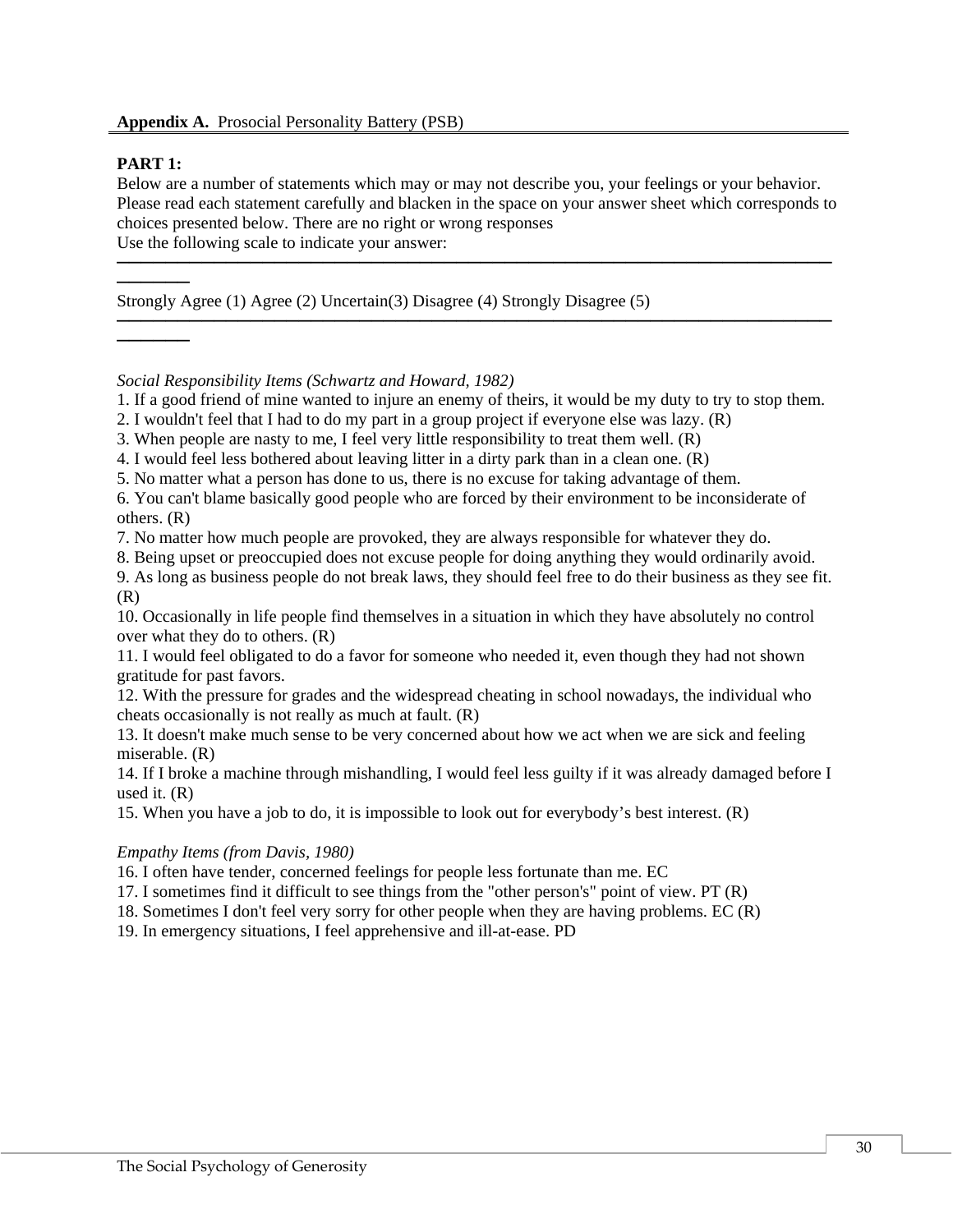**Appendix A.** Prosocial Personality Battery (PSB)

**PART 1:**

Below are a number of statements which may or may not describe you, your feelings or your behavior. Please read each statement carefully and blacken in the space on your answer sheet which corresponds to choices presented below. There are no right or wrong responses

Use the following scale to indicate your answer:

---

Strongly Agree (1) Agree (2) Uncertain(3) Disagree (4) Strongly Disagree (5)

---

*Social Responsibility Items (Schwartz and Howard, 1982)*

1. If a good friend of mine wanted to injure an enemy of theirs, it would be my duty to try to stop them.
2. I wouldn't feel that I had to do my part in a group project if everyone else was lazy. (R)
3. When people are nasty to me, I feel very little responsibility to treat them well. (R)
4. I would feel less bothered about leaving litter in a dirty park than in a clean one. (R)
5. No matter what a person has done to us, there is no excuse for taking advantage of them.
6. You can't blame basically good people who are forced by their environment to be inconsiderate of others. (R)
7. No matter how much people are provoked, they are always responsible for whatever they do.
8. Being upset or preoccupied does not excuse people for doing anything they would ordinarily avoid.
9. As long as business people do not break laws, they should feel free to do their business as they see fit. (R)
10. Occasionally in life people find themselves in a situation in which they have absolutely no control over what they do to others. (R)
11. I would feel obligated to do a favor for someone who needed it, even though they had not shown gratitude for past favors.
12. With the pressure for grades and the widespread cheating in school nowadays, the individual who cheats occasionally is not really as much at fault. (R)
13. It doesn't make much sense to be very concerned about how we act when we are sick and feeling miserable. (R)
14. If I broke a machine through mishandling, I would feel less guilty if it was already damaged before I used it. (R)
15. When you have a job to do, it is impossible to look out for everybody's best interest. (R)

*Empathy Items (from Davis, 1980)*

16. I often have tender, concerned feelings for people less fortunate than me. EC
17. I sometimes find it difficult to see things from the "other person's" point of view. PT (R)
18. Sometimes I don't feel very sorry for other people when they are having problems. EC (R)
19. In emergency situations, I feel apprehensive and ill-at-ease. PD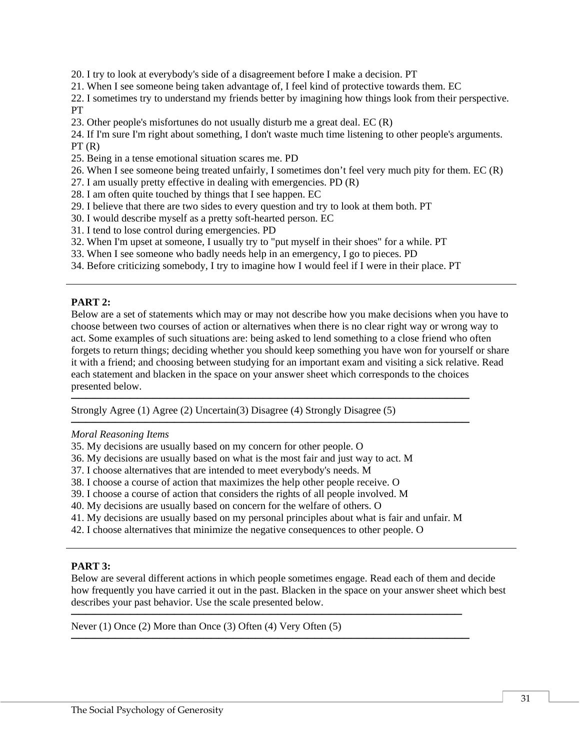20. I try to look at everybody's side of a disagreement before I make a decision. PT
21. When I see someone being taken advantage of, I feel kind of protective towards them. EC
22. I sometimes try to understand my friends better by imagining how things look from their perspective. PT
23. Other people's misfortunes do not usually disturb me a great deal. EC (R)
24. If I'm sure I'm right about something, I don't waste much time listening to other people's arguments. PT (R)
25. Being in a tense emotional situation scares me. PD
26. When I see someone being treated unfairly, I sometimes don't feel very much pity for them. EC (R)
27. I am usually pretty effective in dealing with emergencies. PD (R)
28. I am often quite touched by things that I see happen. EC
29. I believe that there are two sides to every question and try to look at them both. PT
30. I would describe myself as a pretty soft-hearted person. EC
31. I tend to lose control during emergencies. PD
32. When I'm upset at someone, I usually try to "put myself in their shoes" for a while. PT
33. When I see someone who badly needs help in an emergency, I go to pieces. PD
34. Before criticizing somebody, I try to imagine how I would feel if I were in their place. PT

---

**PART 2:**

Below are a set of statements which may or may not describe how you make decisions when you have to choose between two courses of action or alternatives when there is no clear right way or wrong way to act. Some examples of such situations are: being asked to lend something to a close friend who often forgets to return things; deciding whether you should keep something you have won for yourself or share it with a friend; and choosing between studying for an important exam and visiting a sick relative. Read each statement and blacken in the space on your answer sheet which corresponds to the choices presented below.

Strongly Agree (1) Agree (2) Uncertain(3) Disagree (4) Strongly Disagree (5)

*Moral Reasoning Items*

35. My decisions are usually based on my concern for other people. O
36. My decisions are usually based on what is the most fair and just way to act. M
37. I choose alternatives that are intended to meet everybody's needs. M
38. I choose a course of action that maximizes the help other people receive. O
39. I choose a course of action that considers the rights of all people involved. M
40. My decisions are usually based on concern for the welfare of others. O
41. My decisions are usually based on my personal principles about what is fair and unfair. M
42. I choose alternatives that minimize the negative consequences to other people. O

---

**PART 3:**

Below are several different actions in which people sometimes engage. Read each of them and decide how frequently you have carried it out in the past. Blacken in the space on your answer sheet which best describes your past behavior. Use the scale presented below.

Never (1) Once (2) More than Once (3) Often (4) Very Often (5)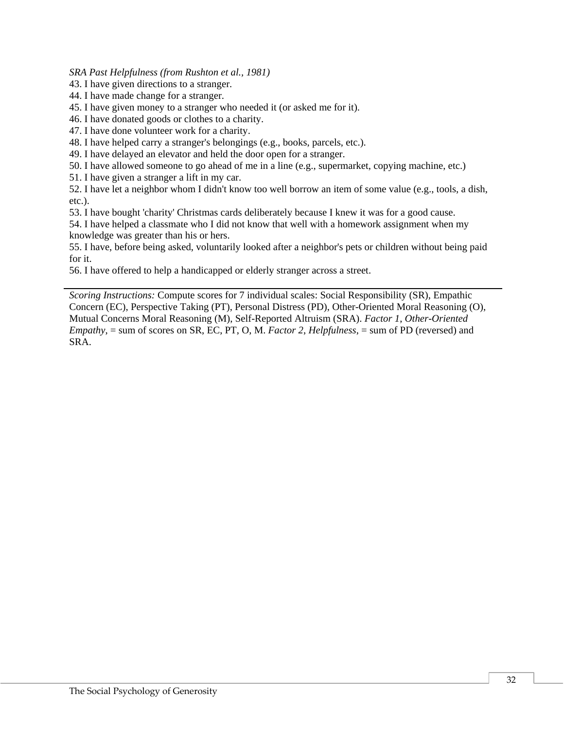*SRA Past Helpfulness (from Rushton et al., 1981)*

43. I have given directions to a stranger.
44. I have made change for a stranger.
45. I have given money to a stranger who needed it (or asked me for it).
46. I have donated goods or clothes to a charity.
47. I have done volunteer work for a charity.
48. I have helped carry a stranger's belongings (e.g., books, parcels, etc.).
49. I have delayed an elevator and held the door open for a stranger.
50. I have allowed someone to go ahead of me in a line (e.g., supermarket, copying machine, etc.)
51. I have given a stranger a lift in my car.
52. I have let a neighbor whom I didn't know too well borrow an item of some value (e.g., tools, a dish, etc.).
53. I have bought 'charity' Christmas cards deliberately because I knew it was for a good cause.
54. I have helped a classmate who I did not know that well with a homework assignment when my knowledge was greater than his or hers.
55. I have, before being asked, voluntarily looked after a neighbor's pets or children without being paid for it.
56. I have offered to help a handicapped or elderly stranger across a street.

---

*Scoring Instructions:* Compute scores for 7 individual scales: Social Responsibility (SR), Empathic Concern (EC), Perspective Taking (PT), Personal Distress (PD), Other-Oriented Moral Reasoning (O), Mutual Concerns Moral Reasoning (M), Self-Reported Altruism (SRA). *Factor 1*, *Other-Oriented Empathy*, = sum of scores on SR, EC, PT, O, M. *Factor 2*, *Helpfulness*, = sum of PD (reversed) and SRA.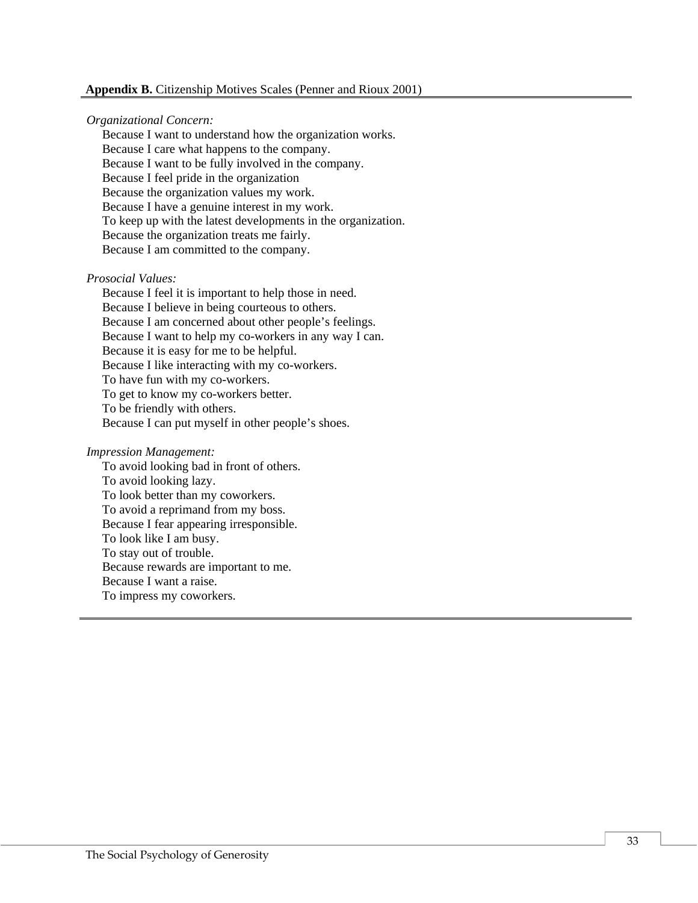**Appendix B.** Citizenship Motives Scales (Penner and Rioux 2001)

*Organizational Concern:*

Because I want to understand how the organization works.
Because I care what happens to the company.
Because I want to be fully involved in the company.
Because I feel pride in the organization
Because the organization values my work.
Because I have a genuine interest in my work.
To keep up with the latest developments in the organization.
Because the organization treats me fairly.
Because I am committed to the company.

*Prosocial Values:*

Because I feel it is important to help those in need.
Because I believe in being courteous to others.
Because I am concerned about other people's feelings.
Because I want to help my co-workers in any way I can.
Because it is easy for me to be helpful.
Because I like interacting with my co-workers.
To have fun with my co-workers.
To get to know my co-workers better.
To be friendly with others.
Because I can put myself in other people's shoes.

*Impression Management:*

To avoid looking bad in front of others.
To avoid looking lazy.
To look better than my coworkers.
To avoid a reprimand from my boss.
Because I fear appearing irresponsible.
To look like I am busy.
To stay out of trouble.
Because rewards are important to me.
Because I want a raise.
To impress my coworkers.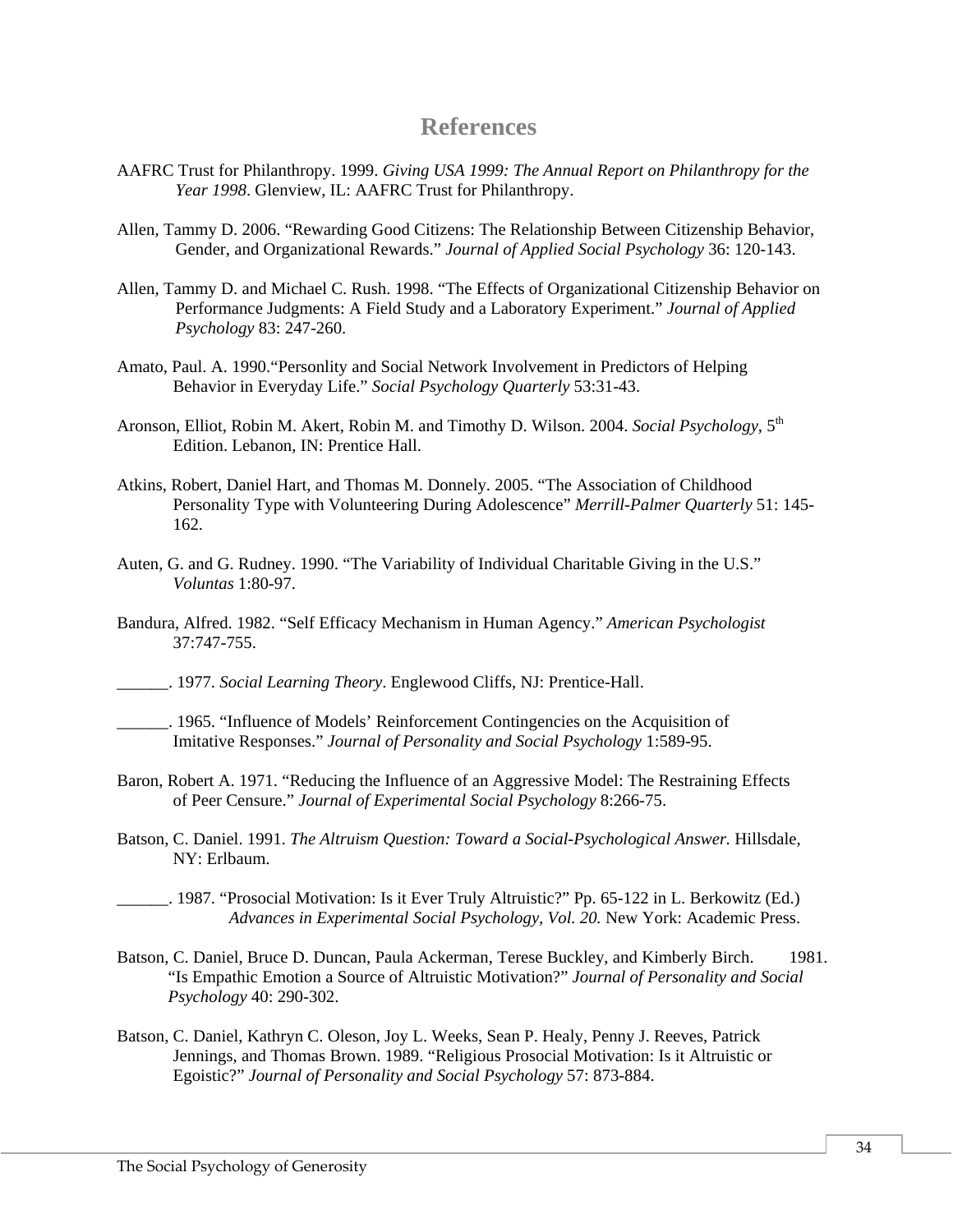# References

AAFRC Trust for Philanthropy. 1999. *Giving USA 1999: The Annual Report on Philanthropy for the Year 1998*. Glenview, IL: AAFRC Trust for Philanthropy.

Allen, Tammy D. 2006. "Rewarding Good Citizens: The Relationship Between Citizenship Behavior, Gender, and Organizational Rewards." *Journal of Applied Social Psychology* 36: 120-143.

Allen, Tammy D. and Michael C. Rush. 1998. "The Effects of Organizational Citizenship Behavior on Performance Judgments: A Field Study and a Laboratory Experiment." *Journal of Applied Psychology* 83: 247-260.

Amato, Paul. A. 1990."Personlity and Social Network Involvement in Predictors of Helping Behavior in Everyday Life." *Social Psychology Quarterly* 53:31-43.

Aronson, Elliot, Robin M. Akert, Robin M. and Timothy D. Wilson. 2004. *Social Psychology,* 5th Edition. Lebanon, IN: Prentice Hall.

Atkins, Robert, Daniel Hart, and Thomas M. Donnely. 2005. "The Association of Childhood Personality Type with Volunteering During Adolescence" *Merrill-Palmer Quarterly* 51: 145-162.

Auten, G. and G. Rudney. 1990. "The Variability of Individual Charitable Giving in the U.S." *Voluntas* 1:80-97.

Bandura, Alfred. 1982. "Self Efficacy Mechanism in Human Agency." *American Psychologist* 37:747-755.

______. 1977. *Social Learning Theory*. Englewood Cliffs, NJ: Prentice-Hall.

______. 1965. "Influence of Models' Reinforcement Contingencies on the Acquisition of Imitative Responses." *Journal of Personality and Social Psychology* 1:589-95.

Baron, Robert A. 1971. "Reducing the Influence of an Aggressive Model: The Restraining Effects of Peer Censure." *Journal of Experimental Social Psychology* 8:266-75.

Batson, C. Daniel. 1991. *The Altruism Question: Toward a Social-Psychological Answer.* Hillsdale, NY: Erlbaum.

______. 1987. "Prosocial Motivation: Is it Ever Truly Altruistic?" Pp. 65-122 in L. Berkowitz (Ed.) *Advances in Experimental Social Psychology, Vol. 20.* New York: Academic Press.

Batson, C. Daniel, Bruce D. Duncan, Paula Ackerman, Terese Buckley, and Kimberly Birch. 1981. "Is Empathic Emotion a Source of Altruistic Motivation?" *Journal of Personality and Social Psychology* 40: 290-302.

Batson, C. Daniel, Kathryn C. Oleson, Joy L. Weeks, Sean P. Healy, Penny J. Reeves, Patrick Jennings, and Thomas Brown. 1989. "Religious Prosocial Motivation: Is it Altruistic or Egoistic?" *Journal of Personality and Social Psychology* 57: 873-884.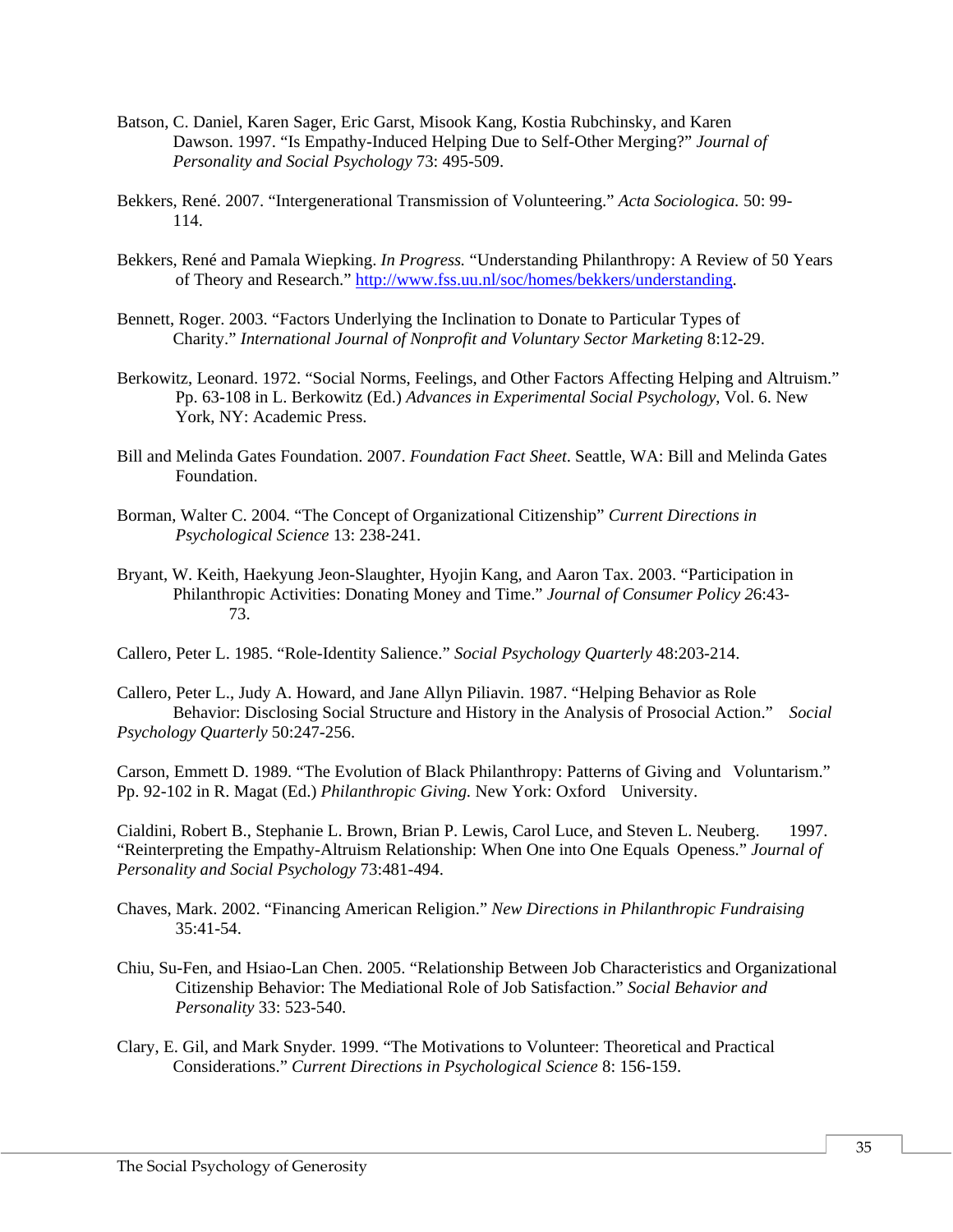Batson, C. Daniel, Karen Sager, Eric Garst, Misook Kang, Kostia Rubchinsky, and Karen Dawson. 1997. "Is Empathy-Induced Helping Due to Self-Other Merging?" *Journal of Personality and Social Psychology* 73: 495-509.

Bekkers, René. 2007. "Intergenerational Transmission of Volunteering." *Acta Sociologica.* 50: 99-114.

Bekkers, René and Pamala Wiepking. *In Progress.* "Understanding Philanthropy: A Review of 50 Years of Theory and Research." http://www.fss.uu.nl/soc/homes/bekkers/understanding.

Bennett, Roger. 2003. "Factors Underlying the Inclination to Donate to Particular Types of Charity." *International Journal of Nonprofit and Voluntary Sector Marketing* 8:12-29.

Berkowitz, Leonard. 1972. "Social Norms, Feelings, and Other Factors Affecting Helping and Altruism." Pp. 63-108 in L. Berkowitz (Ed.) *Advances in Experimental Social Psychology*, Vol. 6. New York, NY: Academic Press.

Bill and Melinda Gates Foundation. 2007. *Foundation Fact Sheet*. Seattle, WA: Bill and Melinda Gates Foundation.

Borman, Walter C. 2004. "The Concept of Organizational Citizenship" *Current Directions in Psychological Science* 13: 238-241.

Bryant, W. Keith, Haekyung Jeon-Slaughter, Hyojin Kang, and Aaron Tax. 2003. "Participation in Philanthropic Activities: Donating Money and Time." *Journal of Consumer Policy* 26:43-73.

Callero, Peter L. 1985. "Role-Identity Salience." *Social Psychology Quarterly* 48:203-214.

Callero, Peter L., Judy A. Howard, and Jane Allyn Piliavin. 1987. "Helping Behavior as Role Behavior: Disclosing Social Structure and History in the Analysis of Prosocial Action." *Social Psychology Quarterly* 50:247-256.

Carson, Emmett D. 1989. "The Evolution of Black Philanthropy: Patterns of Giving and Voluntarism." Pp. 92-102 in R. Magat (Ed.) *Philanthropic Giving.* New York: Oxford University.

Cialdini, Robert B., Stephanie L. Brown, Brian P. Lewis, Carol Luce, and Steven L. Neuberg. 1997. "Reinterpreting the Empathy-Altruism Relationship: When One into One Equals Openess." *Journal of Personality and Social Psychology* 73:481-494.

Chaves, Mark. 2002. "Financing American Religion." *New Directions in Philanthropic Fundraising* 35:41-54.

Chiu, Su-Fen, and Hsiao-Lan Chen. 2005. "Relationship Between Job Characteristics and Organizational Citizenship Behavior: The Mediational Role of Job Satisfaction." *Social Behavior and Personality* 33: 523-540.

Clary, E. Gil, and Mark Snyder. 1999. "The Motivations to Volunteer: Theoretical and Practical Considerations." *Current Directions in Psychological Science* 8: 156-159.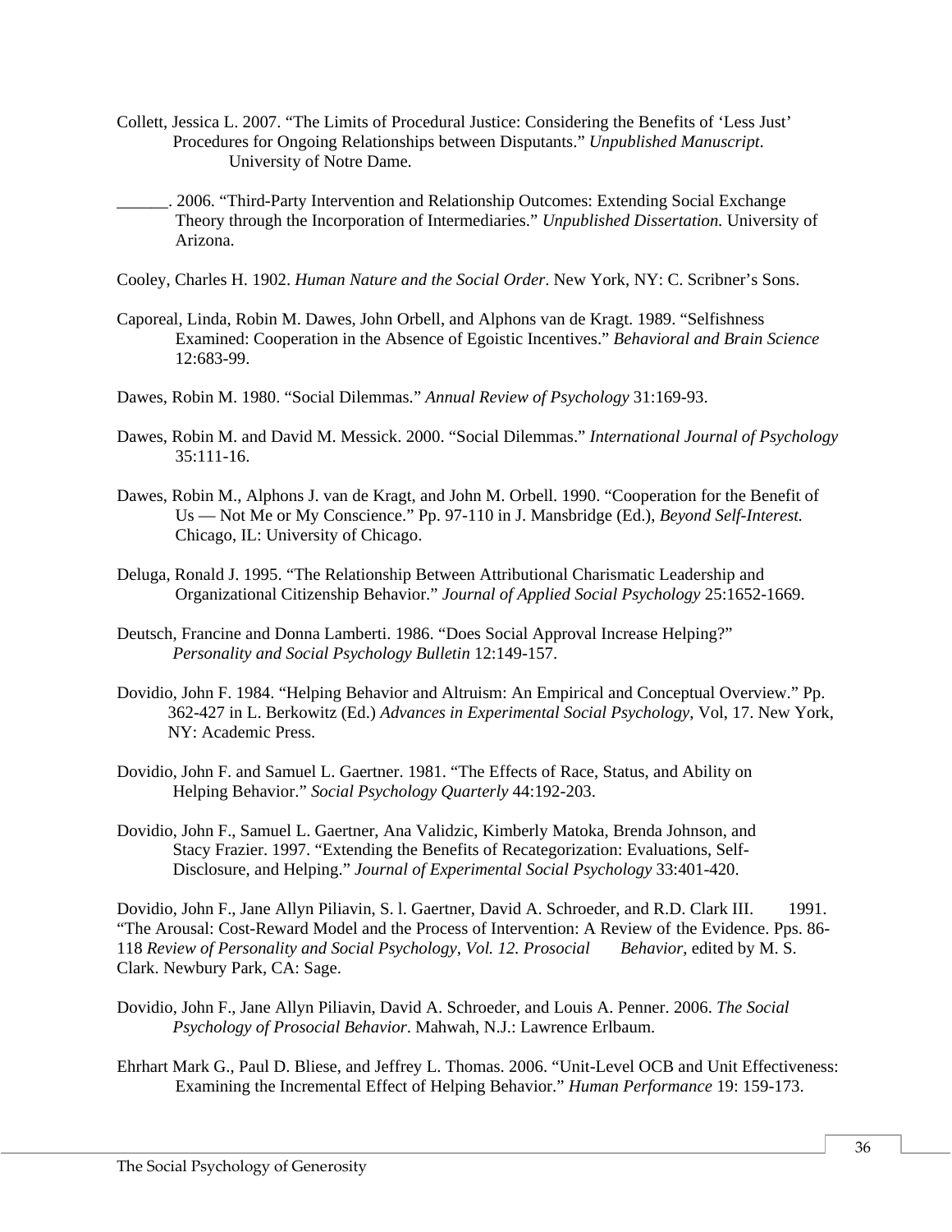Collett, Jessica L. 2007. “The Limits of Procedural Justice: Considering the Benefits of ‘Less Just’ Procedures for Ongoing Relationships between Disputants.” *Unpublished Manuscript.* University of Notre Dame.

______. 2006. “Third-Party Intervention and Relationship Outcomes: Extending Social Exchange Theory through the Incorporation of Intermediaries.” *Unpublished Dissertation.* University of Arizona.

Cooley, Charles H. 1902. *Human Nature and the Social Order*. New York, NY: C. Scribner’s Sons.

Caporeal, Linda, Robin M. Dawes, John Orbell, and Alphons van de Kragt. 1989. “Selfishness Examined: Cooperation in the Absence of Egoistic Incentives.” *Behavioral and Brain Science* 12:683-99.

Dawes, Robin M. 1980. “Social Dilemmas.” *Annual Review of Psychology* 31:169-93.

Dawes, Robin M. and David M. Messick. 2000. “Social Dilemmas.” *International Journal of Psychology* 35:111-16.

Dawes, Robin M., Alphons J. van de Kragt, and John M. Orbell. 1990. “Cooperation for the Benefit of Us — Not Me or My Conscience.” Pp. 97-110 in J. Mansbridge (Ed.), *Beyond Self-Interest.* Chicago, IL: University of Chicago.

Deluga, Ronald J. 1995. “The Relationship Between Attributional Charismatic Leadership and Organizational Citizenship Behavior.” *Journal of Applied Social Psychology* 25:1652-1669.

Deutsch, Francine and Donna Lamberti. 1986. “Does Social Approval Increase Helping?” *Personality and Social Psychology Bulletin* 12:149-157.

Dovidio, John F. 1984. “Helping Behavior and Altruism: An Empirical and Conceptual Overview.” Pp. 362-427 in L. Berkowitz (Ed.) *Advances in Experimental Social Psychology*, Vol, 17. New York, NY: Academic Press.

Dovidio, John F. and Samuel L. Gaertner. 1981. “The Effects of Race, Status, and Ability on Helping Behavior.” *Social Psychology Quarterly* 44:192-203.

Dovidio, John F., Samuel L. Gaertner, Ana Validzic, Kimberly Matoka, Brenda Johnson, and Stacy Frazier. 1997. “Extending the Benefits of Recategorization: Evaluations, Self-Disclosure, and Helping.” *Journal of Experimental Social Psychology* 33:401-420.

Dovidio, John F., Jane Allyn Piliavin, S. l. Gaertner, David A. Schroeder, and R.D. Clark III. 1991. “The Arousal: Cost-Reward Model and the Process of Intervention: A Review of the Evidence. Pps. 86-118 *Review of Personality and Social Psychology, Vol. 12. Prosocial Behavior*, edited by M. S. Clark. Newbury Park, CA: Sage.

Dovidio, John F., Jane Allyn Piliavin, David A. Schroeder, and Louis A. Penner. 2006. *The Social Psychology of Prosocial Behavior*. Mahwah, N.J.: Lawrence Erlbaum.

Ehrhart Mark G., Paul D. Bliese, and Jeffrey L. Thomas. 2006. “Unit-Level OCB and Unit Effectiveness: Examining the Incremental Effect of Helping Behavior.” *Human Performance* 19: 159-173.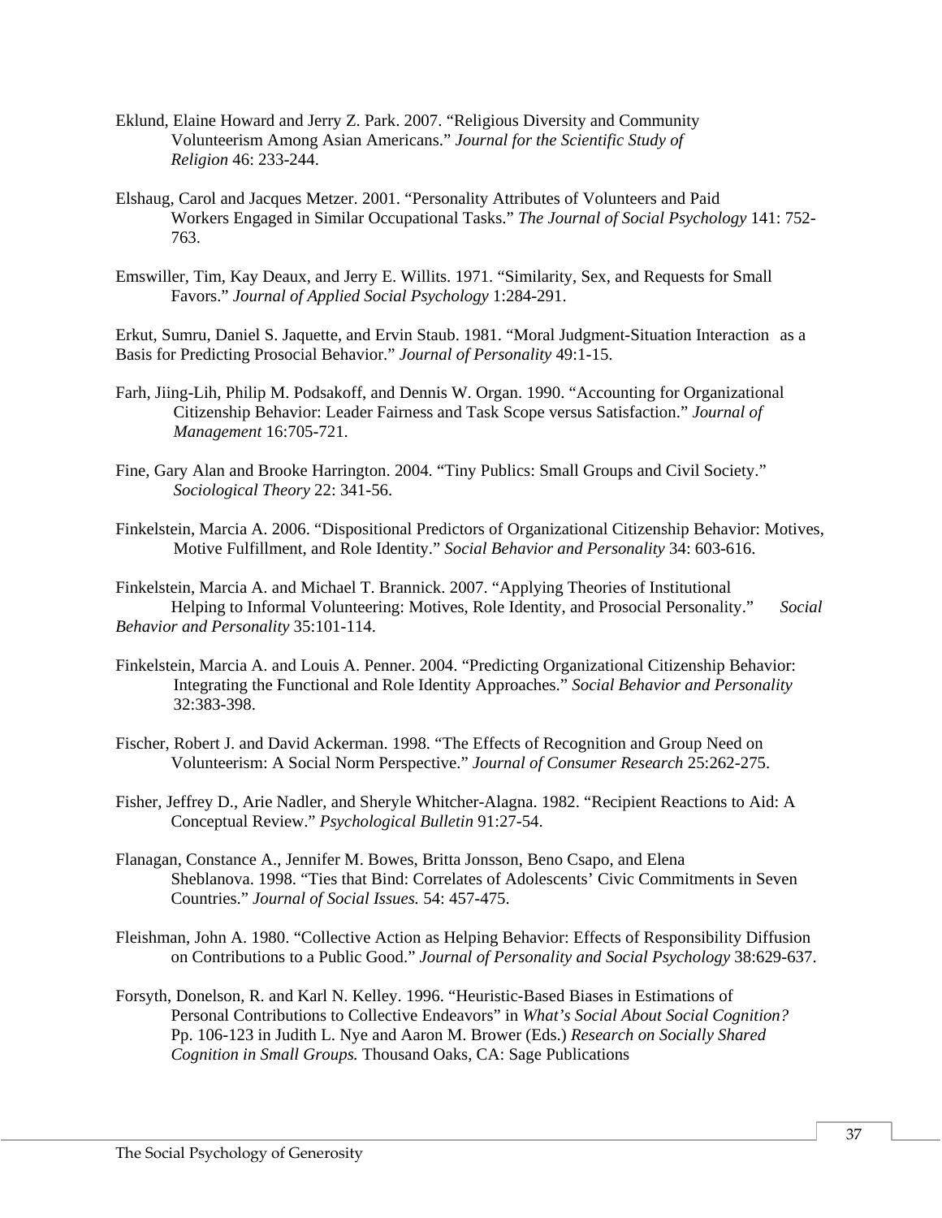Eklund, Elaine Howard and Jerry Z. Park. 2007. “Religious Diversity and Community Volunteerism Among Asian Americans.” *Journal for the Scientific Study of Religion* 46: 233-244.

Elshaug, Carol and Jacques Metzer. 2001. “Personality Attributes of Volunteers and Paid Workers Engaged in Similar Occupational Tasks.” *The Journal of Social Psychology* 141: 752-763.

Emswiller, Tim, Kay Deaux, and Jerry E. Willits. 1971. “Similarity, Sex, and Requests for Small Favors.” *Journal of Applied Social Psychology* 1:284-291.

Erkut, Sumru, Daniel S. Jaquette, and Ervin Staub. 1981. “Moral Judgment-Situation Interaction as a Basis for Predicting Prosocial Behavior.” *Journal of Personality* 49:1-15.

Farh, Jiing-Lih, Philip M. Podsakoff, and Dennis W. Organ. 1990. “Accounting for Organizational Citizenship Behavior: Leader Fairness and Task Scope versus Satisfaction.” *Journal of Management* 16:705-721.

Fine, Gary Alan and Brooke Harrington. 2004. “Tiny Publics: Small Groups and Civil Society.” *Sociological Theory* 22: 341-56.

Finkelstein, Marcia A. 2006. “Dispositional Predictors of Organizational Citizenship Behavior: Motives, Motive Fulfillment, and Role Identity.” *Social Behavior and Personality* 34: 603-616.

Finkelstein, Marcia A. and Michael T. Brannick. 2007. “Applying Theories of Institutional Helping to Informal Volunteering: Motives, Role Identity, and Prosocial Personality.” *Social Behavior and Personality* 35:101-114.

Finkelstein, Marcia A. and Louis A. Penner. 2004. “Predicting Organizational Citizenship Behavior: Integrating the Functional and Role Identity Approaches.” *Social Behavior and Personality* 32:383-398.

Fischer, Robert J. and David Ackerman. 1998. “The Effects of Recognition and Group Need on Volunteerism: A Social Norm Perspective.” *Journal of Consumer Research* 25:262-275.

Fisher, Jeffrey D., Arie Nadler, and Sheryle Whitcher-Alagna. 1982. “Recipient Reactions to Aid: A Conceptual Review.” *Psychological Bulletin* 91:27-54.

Flanagan, Constance A., Jennifer M. Bowes, Britta Jonsson, Beno Csapo, and Elena Sheblanova. 1998. “Ties that Bind: Correlates of Adolescents’ Civic Commitments in Seven Countries.” *Journal of Social Issues.* 54: 457-475.

Fleishman, John A. 1980. “Collective Action as Helping Behavior: Effects of Responsibility Diffusion on Contributions to a Public Good.” *Journal of Personality and Social Psychology* 38:629-637.

Forsyth, Donelson, R. and Karl N. Kelley. 1996. “Heuristic-Based Biases in Estimations of Personal Contributions to Collective Endeavors” in *What’s Social About Social Cognition?* Pp. 106-123 in Judith L. Nye and Aaron M. Brower (Eds.) *Research on Socially Shared Cognition in Small Groups.* Thousand Oaks, CA: Sage Publications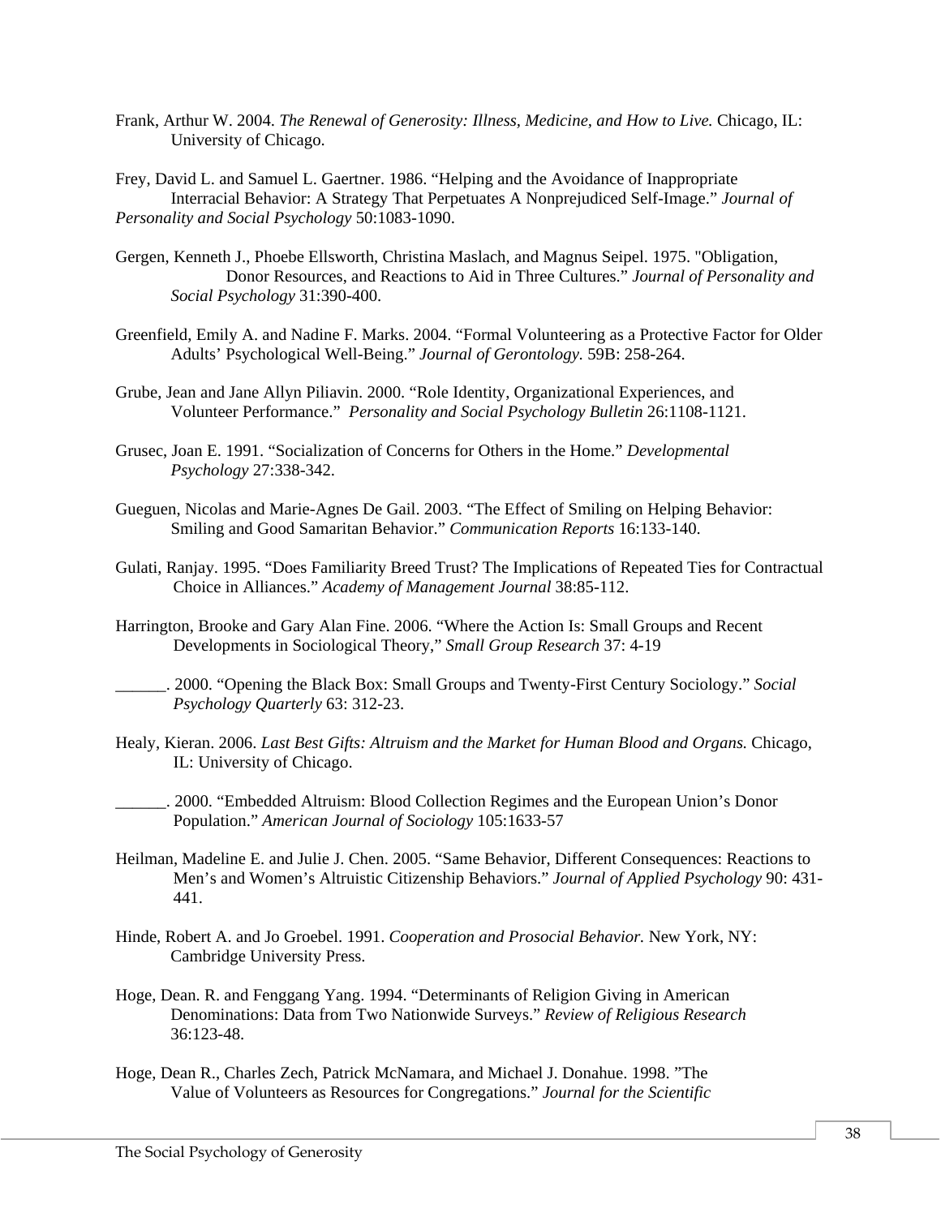Frank, Arthur W. 2004. *The Renewal of Generosity: Illness, Medicine, and How to Live.* Chicago, IL: University of Chicago.

Frey, David L. and Samuel L. Gaertner. 1986. "Helping and the Avoidance of Inappropriate Interracial Behavior: A Strategy That Perpetuates A Nonprejudiced Self-Image." *Journal of Personality and Social Psychology* 50:1083-1090.

Gergen, Kenneth J., Phoebe Ellsworth, Christina Maslach, and Magnus Seipel. 1975. "Obligation, Donor Resources, and Reactions to Aid in Three Cultures." *Journal of Personality and Social Psychology* 31:390-400.

Greenfield, Emily A. and Nadine F. Marks. 2004. "Formal Volunteering as a Protective Factor for Older Adults' Psychological Well-Being." *Journal of Gerontology.* 59B: 258-264.

Grube, Jean and Jane Allyn Piliavin. 2000. "Role Identity, Organizational Experiences, and Volunteer Performance." *Personality and Social Psychology Bulletin* 26:1108-1121.

Grusec, Joan E. 1991. "Socialization of Concerns for Others in the Home." *Developmental Psychology* 27:338-342.

Gueguen, Nicolas and Marie-Agnes De Gail. 2003. "The Effect of Smiling on Helping Behavior: Smiling and Good Samaritan Behavior." *Communication Reports* 16:133-140.

Gulati, Ranjay. 1995. "Does Familiarity Breed Trust? The Implications of Repeated Ties for Contractual Choice in Alliances." *Academy of Management Journal* 38:85-112.

Harrington, Brooke and Gary Alan Fine. 2006. "Where the Action Is: Small Groups and Recent Developments in Sociological Theory," *Small Group Research* 37: 4-19

______. 2000. "Opening the Black Box: Small Groups and Twenty-First Century Sociology." *Social Psychology Quarterly* 63: 312-23.

Healy, Kieran. 2006. *Last Best Gifts: Altruism and the Market for Human Blood and Organs.* Chicago, IL: University of Chicago.

______. 2000. "Embedded Altruism: Blood Collection Regimes and the European Union's Donor Population." *American Journal of Sociology* 105:1633-57

Heilman, Madeline E. and Julie J. Chen. 2005. "Same Behavior, Different Consequences: Reactions to Men's and Women's Altruistic Citizenship Behaviors." *Journal of Applied Psychology* 90: 431-441.

Hinde, Robert A. and Jo Groebel. 1991. *Cooperation and Prosocial Behavior.* New York, NY: Cambridge University Press.

Hoge, Dean. R. and Fenggang Yang. 1994. "Determinants of Religion Giving in American Denominations: Data from Two Nationwide Surveys." *Review of Religious Research* 36:123-48.

Hoge, Dean R., Charles Zech, Patrick McNamara, and Michael J. Donahue. 1998. "The Value of Volunteers as Resources for Congregations." *Journal for the Scientific*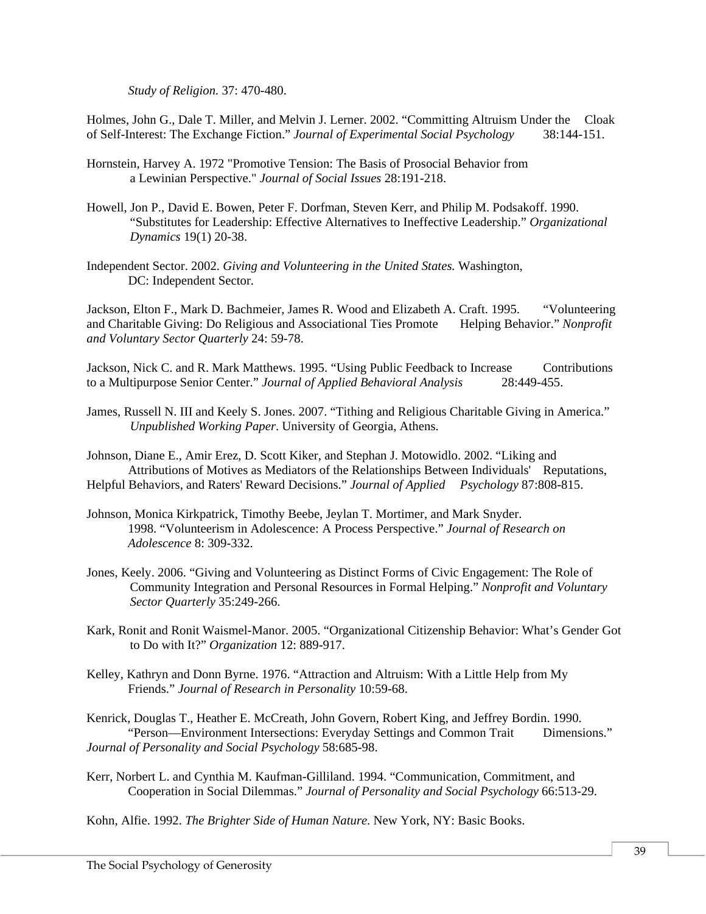*Study of Religion.* 37: 470-480.

Holmes, John G., Dale T. Miller, and Melvin J. Lerner. 2002. "Committing Altruism Under the Cloak of Self-Interest: The Exchange Fiction." *Journal of Experimental Social Psychology* 38:144-151.

Hornstein, Harvey A. 1972 "Promotive Tension: The Basis of Prosocial Behavior from a Lewinian Perspective." *Journal of Social Issues* 28:191-218.

Howell, Jon P., David E. Bowen, Peter F. Dorfman, Steven Kerr, and Philip M. Podsakoff. 1990. "Substitutes for Leadership: Effective Alternatives to Ineffective Leadership." *Organizational Dynamics* 19(1) 20-38.

Independent Sector. 2002. *Giving and Volunteering in the United States.* Washington, DC: Independent Sector.

Jackson, Elton F., Mark D. Bachmeier, James R. Wood and Elizabeth A. Craft. 1995. "Volunteering and Charitable Giving: Do Religious and Associational Ties Promote Helping Behavior." *Nonprofit and Voluntary Sector Quarterly* 24: 59-78.

Jackson, Nick C. and R. Mark Matthews. 1995. "Using Public Feedback to Increase Contributions to a Multipurpose Senior Center." *Journal of Applied Behavioral Analysis* 28:449-455.

James, Russell N. III and Keely S. Jones. 2007. "Tithing and Religious Charitable Giving in America." *Unpublished Working Paper*. University of Georgia, Athens.

Johnson, Diane E., Amir Erez, D. Scott Kiker, and Stephan J. Motowidlo. 2002. "Liking and Attributions of Motives as Mediators of the Relationships Between Individuals' Reputations, Helpful Behaviors, and Raters' Reward Decisions." *Journal of Applied Psychology* 87:808-815.

Johnson, Monica Kirkpatrick, Timothy Beebe, Jeylan T. Mortimer, and Mark Snyder. 1998. "Volunteerism in Adolescence: A Process Perspective." *Journal of Research on Adolescence* 8: 309-332.

Jones, Keely. 2006. "Giving and Volunteering as Distinct Forms of Civic Engagement: The Role of Community Integration and Personal Resources in Formal Helping." *Nonprofit and Voluntary Sector Quarterly* 35:249-266.

Kark, Ronit and Ronit Waismel-Manor. 2005. "Organizational Citizenship Behavior: What's Gender Got to Do with It?" *Organization* 12: 889-917.

Kelley, Kathryn and Donn Byrne. 1976. "Attraction and Altruism: With a Little Help from My Friends." *Journal of Research in Personality* 10:59-68.

Kenrick, Douglas T., Heather E. McCreath, John Govern, Robert King, and Jeffrey Bordin. 1990. "Person—Environment Intersections: Everyday Settings and Common Trait Dimensions." *Journal of Personality and Social Psychology* 58:685-98.

Kerr, Norbert L. and Cynthia M. Kaufman-Gilliland. 1994. "Communication, Commitment, and Cooperation in Social Dilemmas." *Journal of Personality and Social Psychology* 66:513-29.

Kohn, Alfie. 1992. *The Brighter Side of Human Nature*. New York, NY: Basic Books.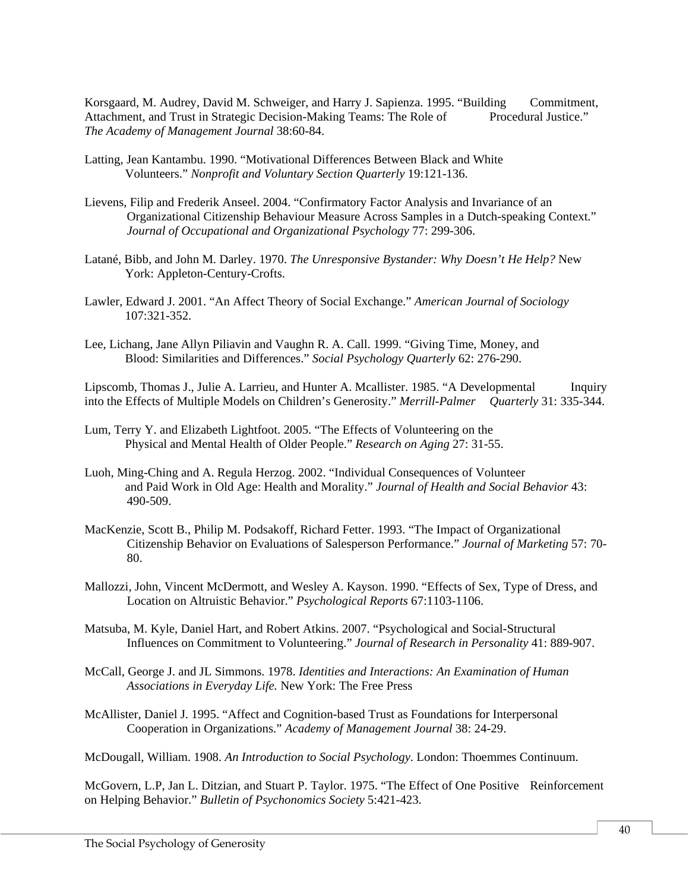Korsgaard, M. Audrey, David M. Schweiger, and Harry J. Sapienza. 1995. "Building Commitment, Attachment, and Trust in Strategic Decision-Making Teams: The Role of Procedural Justice." *The Academy of Management Journal* 38:60-84.

Latting, Jean Kantambu. 1990. "Motivational Differences Between Black and White Volunteers." *Nonprofit and Voluntary Section Quarterly* 19:121-136.

Lievens, Filip and Frederik Anseel. 2004. "Confirmatory Factor Analysis and Invariance of an Organizational Citizenship Behaviour Measure Across Samples in a Dutch-speaking Context." *Journal of Occupational and Organizational Psychology* 77: 299-306.

Latané, Bibb, and John M. Darley. 1970. *The Unresponsive Bystander: Why Doesn't He Help?* New York: Appleton-Century-Crofts.

Lawler, Edward J. 2001. "An Affect Theory of Social Exchange." *American Journal of Sociology* 107:321-352.

Lee, Lichang, Jane Allyn Piliavin and Vaughn R. A. Call. 1999. "Giving Time, Money, and Blood: Similarities and Differences." *Social Psychology Quarterly* 62: 276-290.

Lipscomb, Thomas J., Julie A. Larrieu, and Hunter A. Mcallister. 1985. "A Developmental Inquiry into the Effects of Multiple Models on Children's Generosity." *Merrill-Palmer Quarterly* 31: 335-344.

Lum, Terry Y. and Elizabeth Lightfoot. 2005. "The Effects of Volunteering on the Physical and Mental Health of Older People." *Research on Aging* 27: 31-55.

Luoh, Ming-Ching and A. Regula Herzog. 2002. "Individual Consequences of Volunteer and Paid Work in Old Age: Health and Morality." *Journal of Health and Social Behavior* 43: 490-509.

MacKenzie, Scott B., Philip M. Podsakoff, Richard Fetter. 1993. "The Impact of Organizational Citizenship Behavior on Evaluations of Salesperson Performance." *Journal of Marketing* 57: 70-80.

Mallozzi, John, Vincent McDermott, and Wesley A. Kayson. 1990. "Effects of Sex, Type of Dress, and Location on Altruistic Behavior." *Psychological Reports* 67:1103-1106.

Matsuba, M. Kyle, Daniel Hart, and Robert Atkins. 2007. "Psychological and Social-Structural Influences on Commitment to Volunteering." *Journal of Research in Personality* 41: 889-907.

McCall, George J. and JL Simmons. 1978. *Identities and Interactions: An Examination of Human Associations in Everyday Life.* New York: The Free Press

McAllister, Daniel J. 1995. "Affect and Cognition-based Trust as Foundations for Interpersonal Cooperation in Organizations." *Academy of Management Journal* 38: 24-29.

McDougall, William. 1908. *An Introduction to Social Psychology*. London: Thoemmes Continuum.

McGovern, L.P, Jan L. Ditzian, and Stuart P. Taylor. 1975. "The Effect of One Positive Reinforcement on Helping Behavior." *Bulletin of Psychonomics Society* 5:421-423.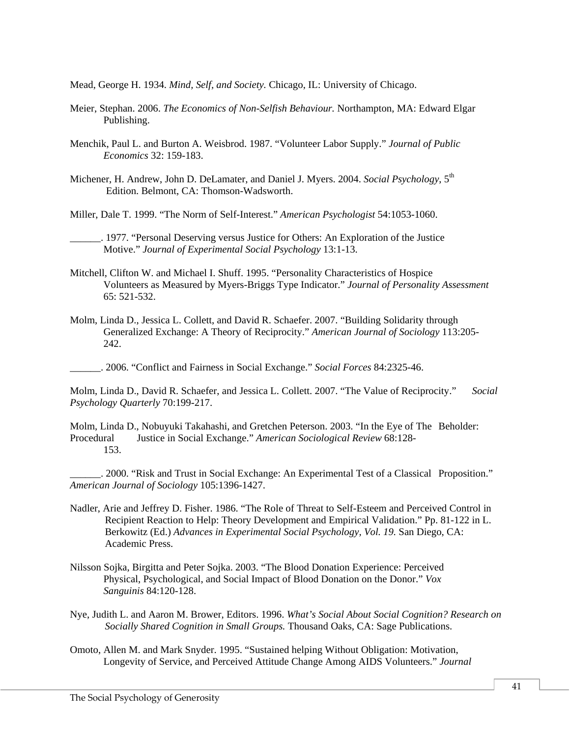Mead, George H. 1934. *Mind, Self, and Society.* Chicago, IL: University of Chicago.

Meier, Stephan. 2006. *The Economics of Non-Selfish Behaviour.* Northampton, MA: Edward Elgar Publishing.

Menchik, Paul L. and Burton A. Weisbrod. 1987. "Volunteer Labor Supply." *Journal of Public Economics* 32: 159-183.

Michener, H. Andrew, John D. DeLamater, and Daniel J. Myers. 2004. *Social Psychology,* 5th Edition. Belmont, CA: Thomson-Wadsworth.

Miller, Dale T. 1999. "The Norm of Self-Interest." *American Psychologist* 54:1053-1060.

______. 1977. "Personal Deserving versus Justice for Others: An Exploration of the Justice Motive." *Journal of Experimental Social Psychology* 13:1-13.

Mitchell, Clifton W. and Michael I. Shuff. 1995. "Personality Characteristics of Hospice Volunteers as Measured by Myers-Briggs Type Indicator." *Journal of Personality Assessment* 65: 521-532.

Molm, Linda D., Jessica L. Collett, and David R. Schaefer. 2007. "Building Solidarity through Generalized Exchange: A Theory of Reciprocity." *American Journal of Sociology* 113:205-242.

______. 2006. "Conflict and Fairness in Social Exchange." *Social Forces* 84:2325-46.

Molm, Linda D., David R. Schaefer, and Jessica L. Collett. 2007. "The Value of Reciprocity." *Social Psychology Quarterly* 70:199-217.

Molm, Linda D., Nobuyuki Takahashi, and Gretchen Peterson. 2003. "In the Eye of The Beholder: Procedural Justice in Social Exchange." *American Sociological Review* 68:128-153.

______. 2000. "Risk and Trust in Social Exchange: An Experimental Test of a Classical Proposition." *American Journal of Sociology* 105:1396-1427.

Nadler, Arie and Jeffrey D. Fisher. 1986. "The Role of Threat to Self-Esteem and Perceived Control in Recipient Reaction to Help: Theory Development and Empirical Validation." Pp. 81-122 in L. Berkowitz (Ed.) *Advances in Experimental Social Psychology, Vol. 19.* San Diego, CA: Academic Press.

Nilsson Sojka, Birgitta and Peter Sojka. 2003. "The Blood Donation Experience: Perceived Physical, Psychological, and Social Impact of Blood Donation on the Donor." *Vox Sanguinis* 84:120-128.

Nye, Judith L. and Aaron M. Brower, Editors. 1996. *What's Social About Social Cognition? Research on Socially Shared Cognition in Small Groups.* Thousand Oaks, CA: Sage Publications.

Omoto, Allen M. and Mark Snyder. 1995. "Sustained helping Without Obligation: Motivation, Longevity of Service, and Perceived Attitude Change Among AIDS Volunteers." *Journal*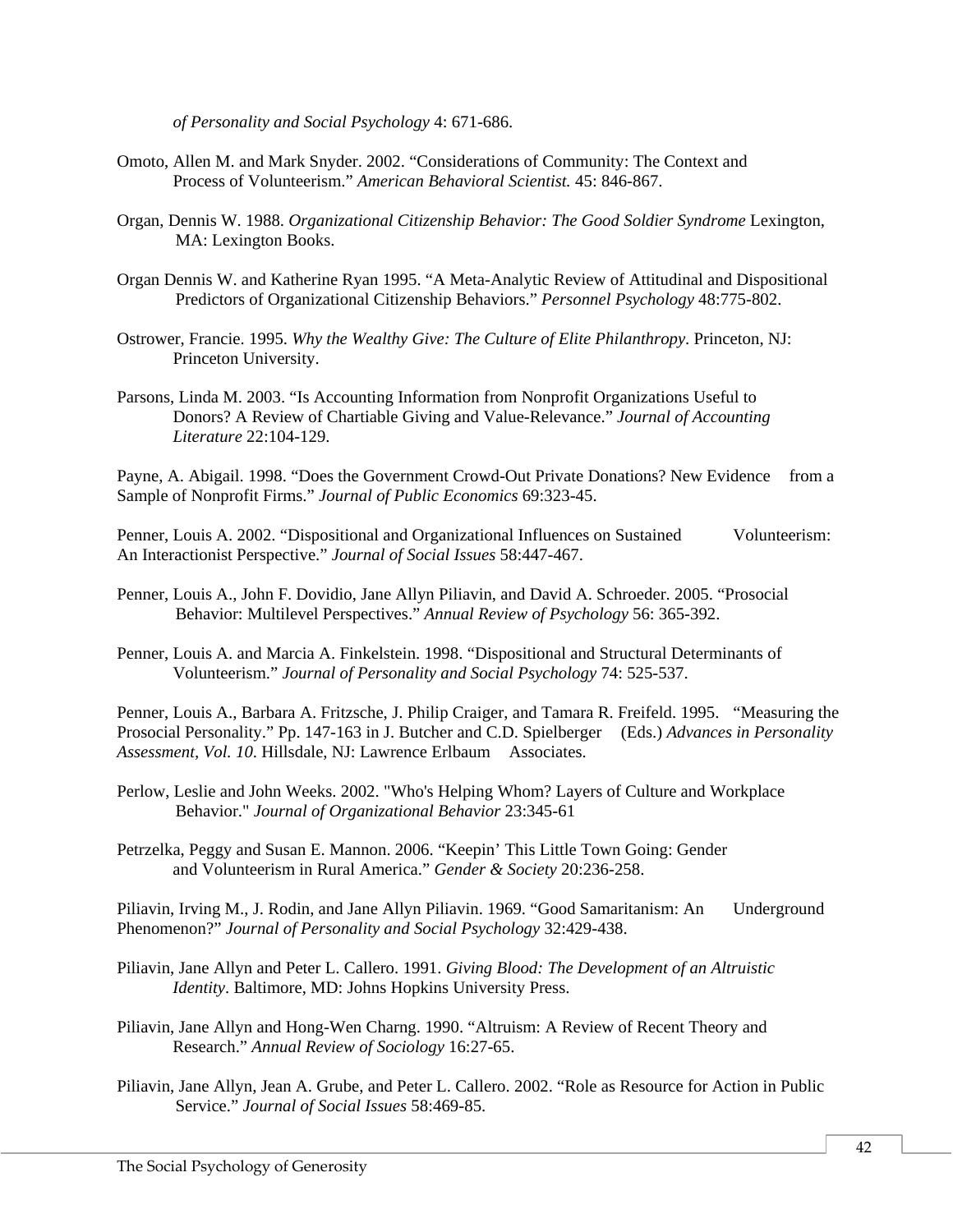*of Personality and Social Psychology* 4: 671-686.

Omoto, Allen M. and Mark Snyder. 2002. "Considerations of Community: The Context and Process of Volunteerism." *American Behavioral Scientist.* 45: 846-867.

Organ, Dennis W. 1988. *Organizational Citizenship Behavior: The Good Soldier Syndrome* Lexington, MA: Lexington Books.

Organ Dennis W. and Katherine Ryan 1995. "A Meta-Analytic Review of Attitudinal and Dispositional Predictors of Organizational Citizenship Behaviors." *Personnel Psychology* 48:775-802.

Ostrower, Francie. 1995. *Why the Wealthy Give: The Culture of Elite Philanthropy*. Princeton, NJ: Princeton University.

Parsons, Linda M. 2003. "Is Accounting Information from Nonprofit Organizations Useful to Donors? A Review of Chartiable Giving and Value-Relevance." *Journal of Accounting Literature* 22:104-129.

Payne, A. Abigail. 1998. "Does the Government Crowd-Out Private Donations? New Evidence from a Sample of Nonprofit Firms." *Journal of Public Economics* 69:323-45.

Penner, Louis A. 2002. "Dispositional and Organizational Influences on Sustained Volunteerism: An Interactionist Perspective." *Journal of Social Issues* 58:447-467.

Penner, Louis A., John F. Dovidio, Jane Allyn Piliavin, and David A. Schroeder. 2005. "Prosocial Behavior: Multilevel Perspectives." *Annual Review of Psychology* 56: 365-392.

Penner, Louis A. and Marcia A. Finkelstein. 1998. "Dispositional and Structural Determinants of Volunteerism." *Journal of Personality and Social Psychology* 74: 525-537.

Penner, Louis A., Barbara A. Fritzsche, J. Philip Craiger, and Tamara R. Freifeld. 1995. "Measuring the Prosocial Personality." Pp. 147-163 in J. Butcher and C.D. Spielberger (Eds.) *Advances in Personality Assessment, Vol. 10.* Hillsdale, NJ: Lawrence Erlbaum Associates.

Perlow, Leslie and John Weeks. 2002. "Who's Helping Whom? Layers of Culture and Workplace Behavior." *Journal of Organizational Behavior* 23:345-61

Petrzelka, Peggy and Susan E. Mannon. 2006. "Keepin' This Little Town Going: Gender and Volunteerism in Rural America." *Gender & Society* 20:236-258.

Piliavin, Irving M., J. Rodin, and Jane Allyn Piliavin. 1969. "Good Samaritanism: An Underground Phenomenon?" *Journal of Personality and Social Psychology* 32:429-438.

Piliavin, Jane Allyn and Peter L. Callero. 1991. *Giving Blood: The Development of an Altruistic Identity*. Baltimore, MD: Johns Hopkins University Press.

Piliavin, Jane Allyn and Hong-Wen Charng. 1990. "Altruism: A Review of Recent Theory and Research." *Annual Review of Sociology* 16:27-65.

Piliavin, Jane Allyn, Jean A. Grube, and Peter L. Callero. 2002. "Role as Resource for Action in Public Service." *Journal of Social Issues* 58:469-85.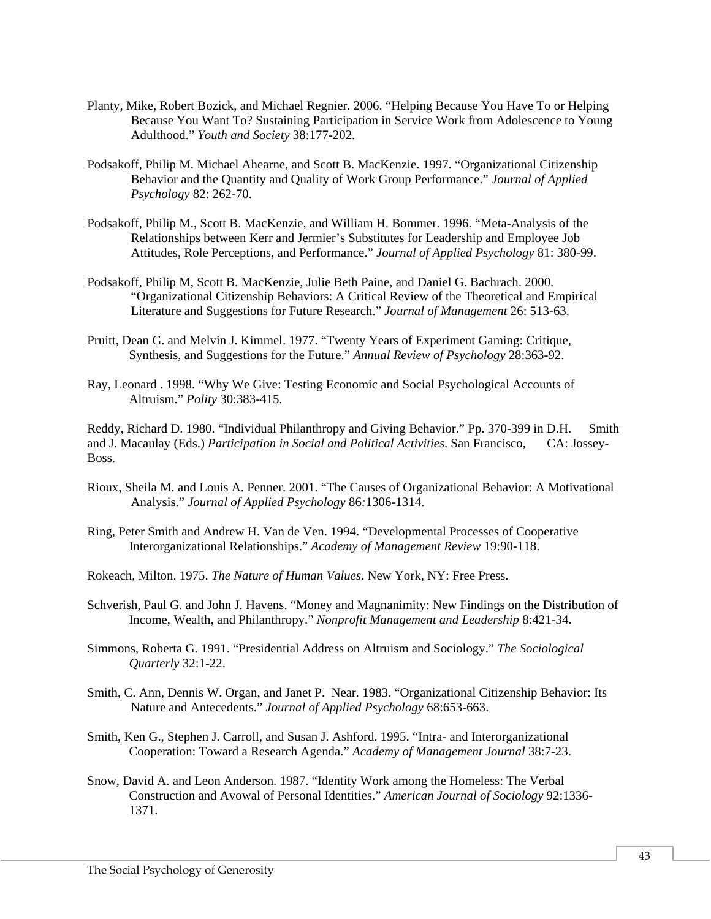Planty, Mike, Robert Bozick, and Michael Regnier. 2006. "Helping Because You Have To or Helping Because You Want To? Sustaining Participation in Service Work from Adolescence to Young Adulthood." *Youth and Society* 38:177-202.

Podsakoff, Philip M. Michael Ahearne, and Scott B. MacKenzie. 1997. "Organizational Citizenship Behavior and the Quantity and Quality of Work Group Performance." *Journal of Applied Psychology* 82: 262-70.

Podsakoff, Philip M., Scott B. MacKenzie, and William H. Bommer. 1996. "Meta-Analysis of the Relationships between Kerr and Jermier's Substitutes for Leadership and Employee Job Attitudes, Role Perceptions, and Performance." *Journal of Applied Psychology* 81: 380-99.

Podsakoff, Philip M, Scott B. MacKenzie, Julie Beth Paine, and Daniel G. Bachrach. 2000. "Organizational Citizenship Behaviors: A Critical Review of the Theoretical and Empirical Literature and Suggestions for Future Research." *Journal of Management* 26: 513-63.

Pruitt, Dean G. and Melvin J. Kimmel. 1977. "Twenty Years of Experiment Gaming: Critique, Synthesis, and Suggestions for the Future." *Annual Review of Psychology* 28:363-92.

Ray, Leonard . 1998. "Why We Give: Testing Economic and Social Psychological Accounts of Altruism." *Polity* 30:383-415.

Reddy, Richard D. 1980. "Individual Philanthropy and Giving Behavior." Pp. 370-399 in D.H. Smith and J. Macaulay (Eds.) *Participation in Social and Political Activities*. San Francisco, CA: Jossey-Boss.

Rioux, Sheila M. and Louis A. Penner. 2001. "The Causes of Organizational Behavior: A Motivational Analysis." *Journal of Applied Psychology* 86:1306-1314.

Ring, Peter Smith and Andrew H. Van de Ven. 1994. "Developmental Processes of Cooperative Interorganizational Relationships." *Academy of Management Review* 19:90-118.

Rokeach, Milton. 1975. *The Nature of Human Values*. New York, NY: Free Press.

Schverish, Paul G. and John J. Havens. "Money and Magnanimity: New Findings on the Distribution of Income, Wealth, and Philanthropy." *Nonprofit Management and Leadership* 8:421-34.

Simmons, Roberta G. 1991. "Presidential Address on Altruism and Sociology." *The Sociological Quarterly* 32:1-22.

Smith, C. Ann, Dennis W. Organ, and Janet P. Near. 1983. "Organizational Citizenship Behavior: Its Nature and Antecedents." *Journal of Applied Psychology* 68:653-663.

Smith, Ken G., Stephen J. Carroll, and Susan J. Ashford. 1995. "Intra- and Interorganizational Cooperation: Toward a Research Agenda." *Academy of Management Journal* 38:7-23.

Snow, David A. and Leon Anderson. 1987. "Identity Work among the Homeless: The Verbal Construction and Avowal of Personal Identities." *American Journal of Sociology* 92:1336-1371.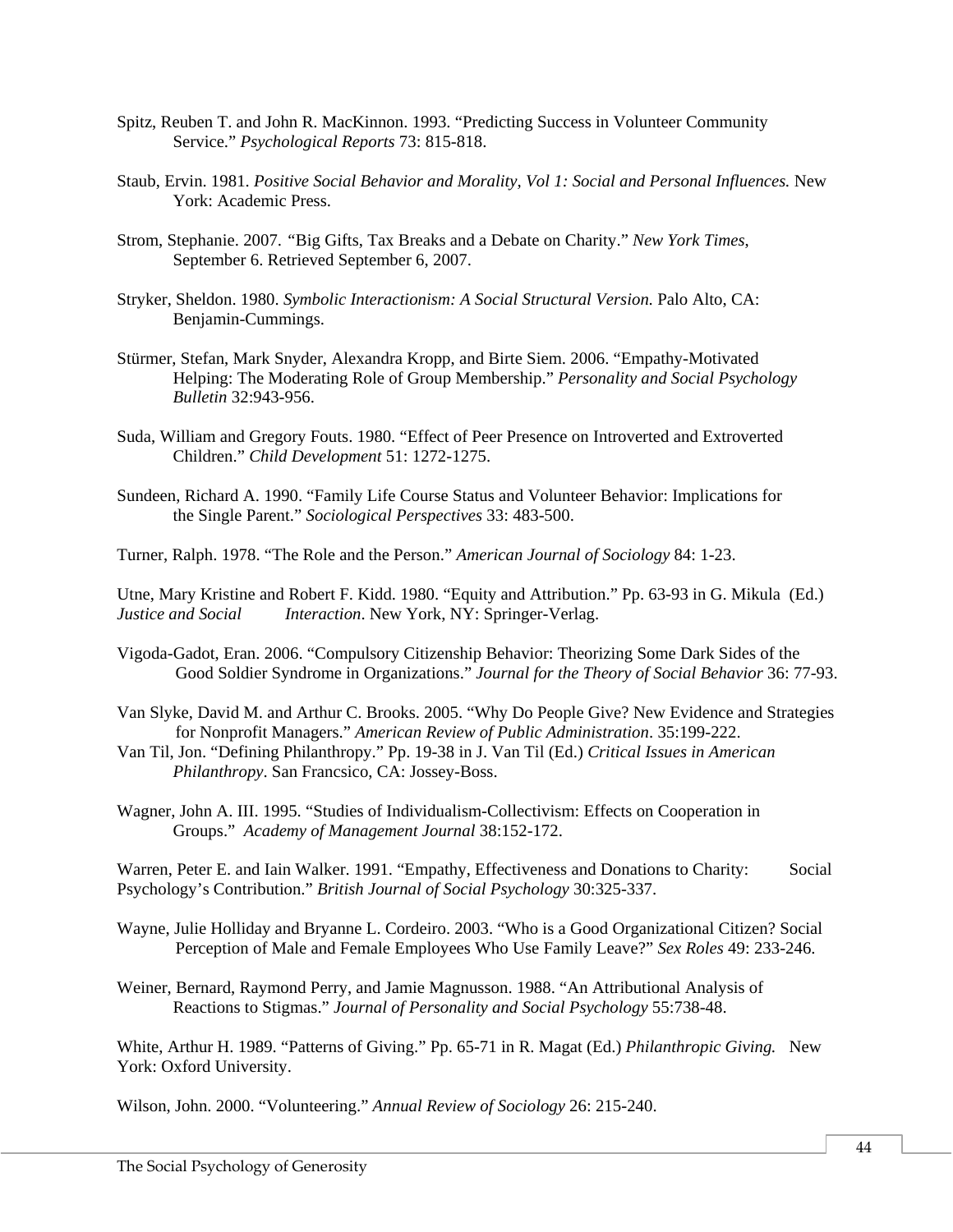Spitz, Reuben T. and John R. MacKinnon. 1993. "Predicting Success in Volunteer Community Service." *Psychological Reports* 73: 815-818.

Staub, Ervin. 1981. *Positive Social Behavior and Morality, Vol 1: Social and Personal Influences.* New York: Academic Press.

Strom, Stephanie. 2007. "Big Gifts, Tax Breaks and a Debate on Charity." *New York Times,* September 6. Retrieved September 6, 2007.

Stryker, Sheldon. 1980. *Symbolic Interactionism: A Social Structural Version.* Palo Alto, CA: Benjamin-Cummings.

Stürmer, Stefan, Mark Snyder, Alexandra Kropp, and Birte Siem. 2006. "Empathy-Motivated Helping: The Moderating Role of Group Membership." *Personality and Social Psychology Bulletin* 32:943-956.

Suda, William and Gregory Fouts. 1980. "Effect of Peer Presence on Introverted and Extroverted Children." *Child Development* 51: 1272-1275.

Sundeen, Richard A. 1990. "Family Life Course Status and Volunteer Behavior: Implications for the Single Parent." *Sociological Perspectives* 33: 483-500.

Turner, Ralph. 1978. "The Role and the Person." *American Journal of Sociology* 84: 1-23.

Utne, Mary Kristine and Robert F. Kidd. 1980. "Equity and Attribution." Pp. 63-93 in G. Mikula (Ed.) *Justice and Social Interaction*. New York, NY: Springer-Verlag.

Vigoda-Gadot, Eran. 2006. "Compulsory Citizenship Behavior: Theorizing Some Dark Sides of the Good Soldier Syndrome in Organizations." *Journal for the Theory of Social Behavior* 36: 77-93.

Van Slyke, David M. and Arthur C. Brooks. 2005. "Why Do People Give? New Evidence and Strategies for Nonprofit Managers." *American Review of Public Administration*. 35:199-222.

Van Til, Jon. "Defining Philanthropy." Pp. 19-38 in J. Van Til (Ed.) *Critical Issues in American Philanthropy*. San Francsico, CA: Jossey-Boss.

Wagner, John A. III. 1995. "Studies of Individualism-Collectivism: Effects on Cooperation in Groups." *Academy of Management Journal* 38:152-172.

Warren, Peter E. and Iain Walker. 1991. "Empathy, Effectiveness and Donations to Charity: Social Psychology's Contribution." *British Journal of Social Psychology* 30:325-337.

Wayne, Julie Holliday and Bryanne L. Cordeiro. 2003. "Who is a Good Organizational Citizen? Social Perception of Male and Female Employees Who Use Family Leave?" *Sex Roles* 49: 233-246.

Weiner, Bernard, Raymond Perry, and Jamie Magnusson. 1988. "An Attributional Analysis of Reactions to Stigmas." *Journal of Personality and Social Psychology* 55:738-48.

White, Arthur H. 1989. "Patterns of Giving." Pp. 65-71 in R. Magat (Ed.) *Philanthropic Giving.* New York: Oxford University.

Wilson, John. 2000. "Volunteering." *Annual Review of Sociology* 26: 215-240.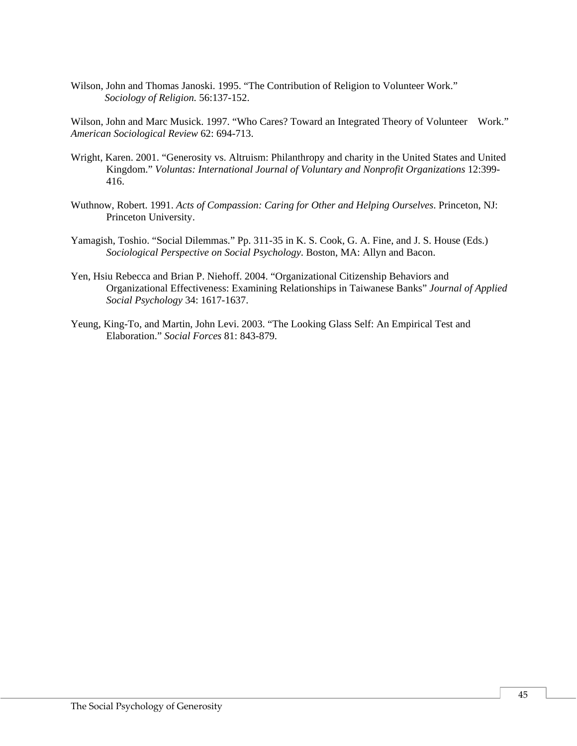Wilson, John and Thomas Janoski. 1995. "The Contribution of Religion to Volunteer Work." *Sociology of Religion.* 56:137-152.

Wilson, John and Marc Musick. 1997. "Who Cares? Toward an Integrated Theory of Volunteer Work." *American Sociological Review* 62: 694-713.

Wright, Karen. 2001. "Generosity vs. Altruism: Philanthropy and charity in the United States and United Kingdom." *Voluntas: International Journal of Voluntary and Nonprofit Organizations* 12:399-416.

Wuthnow, Robert. 1991. *Acts of Compassion: Caring for Other and Helping Ourselves*. Princeton, NJ: Princeton University.

Yamagish, Toshio. "Social Dilemmas." Pp. 311-35 in K. S. Cook, G. A. Fine, and J. S. House (Eds.) *Sociological Perspective on Social Psychology*. Boston, MA: Allyn and Bacon.

Yen, Hsiu Rebecca and Brian P. Niehoff. 2004. "Organizational Citizenship Behaviors and Organizational Effectiveness: Examining Relationships in Taiwanese Banks" *Journal of Applied Social Psychology* 34: 1617-1637.

Yeung, King-To, and Martin, John Levi. 2003. "The Looking Glass Self: An Empirical Test and Elaboration." *Social Forces* 81: 843-879.